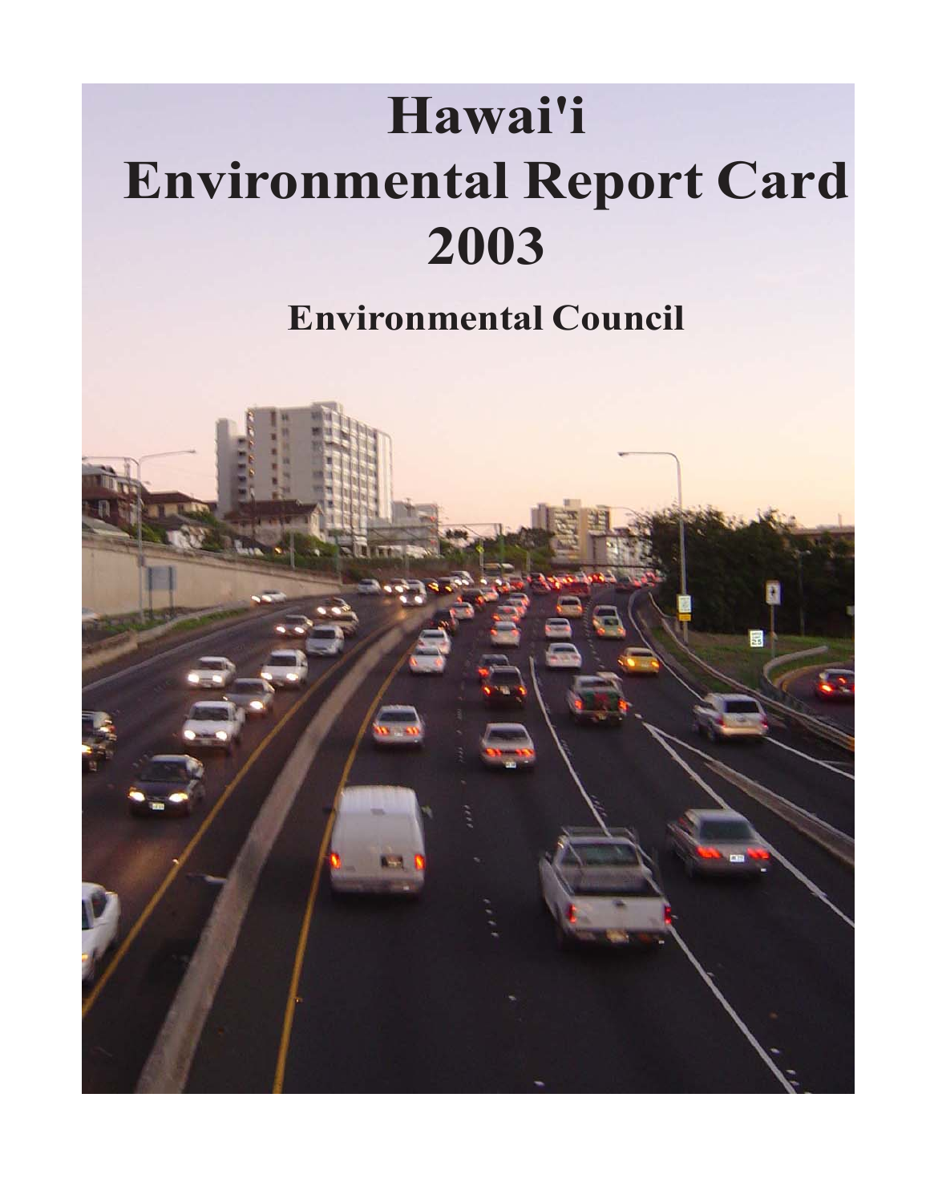# Hawai'i Environmental Report Card 2003

## Environmental Council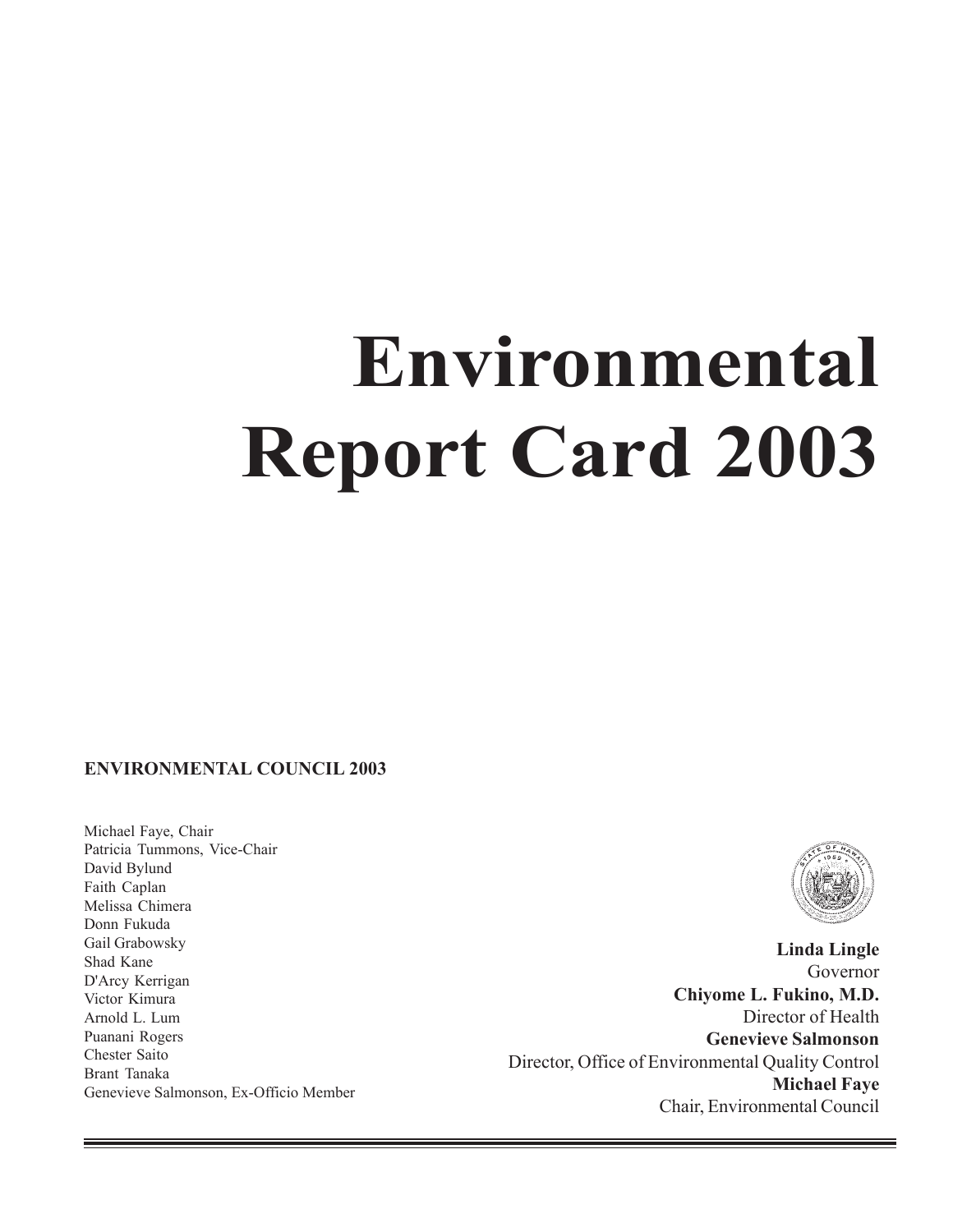# Environmental Report Card 2003

**ENVIRONMENTAL COUNCIL 2003**

Michael Faye, Chair
Patricia Tummons, Vice-Chair
David Bylund
Faith Caplan
Melissa Chimera
Donn Fukuda
Gail Grabowsky
Shad Kane
D'Arcy Kerrigan
Victor Kimura
Arnold L. Lum
Puanani Rogers
Chester Saito
Brant Tanaka
Genevieve Salmonson, Ex-Officio Member

**Linda Lingle**
Governor
**Chiyome L. Fukino, M.D.**
Director of Health
**Genevieve Salmonson**
Director, Office of Environmental Quality Control
**Michael Faye**
Chair, Environmental Council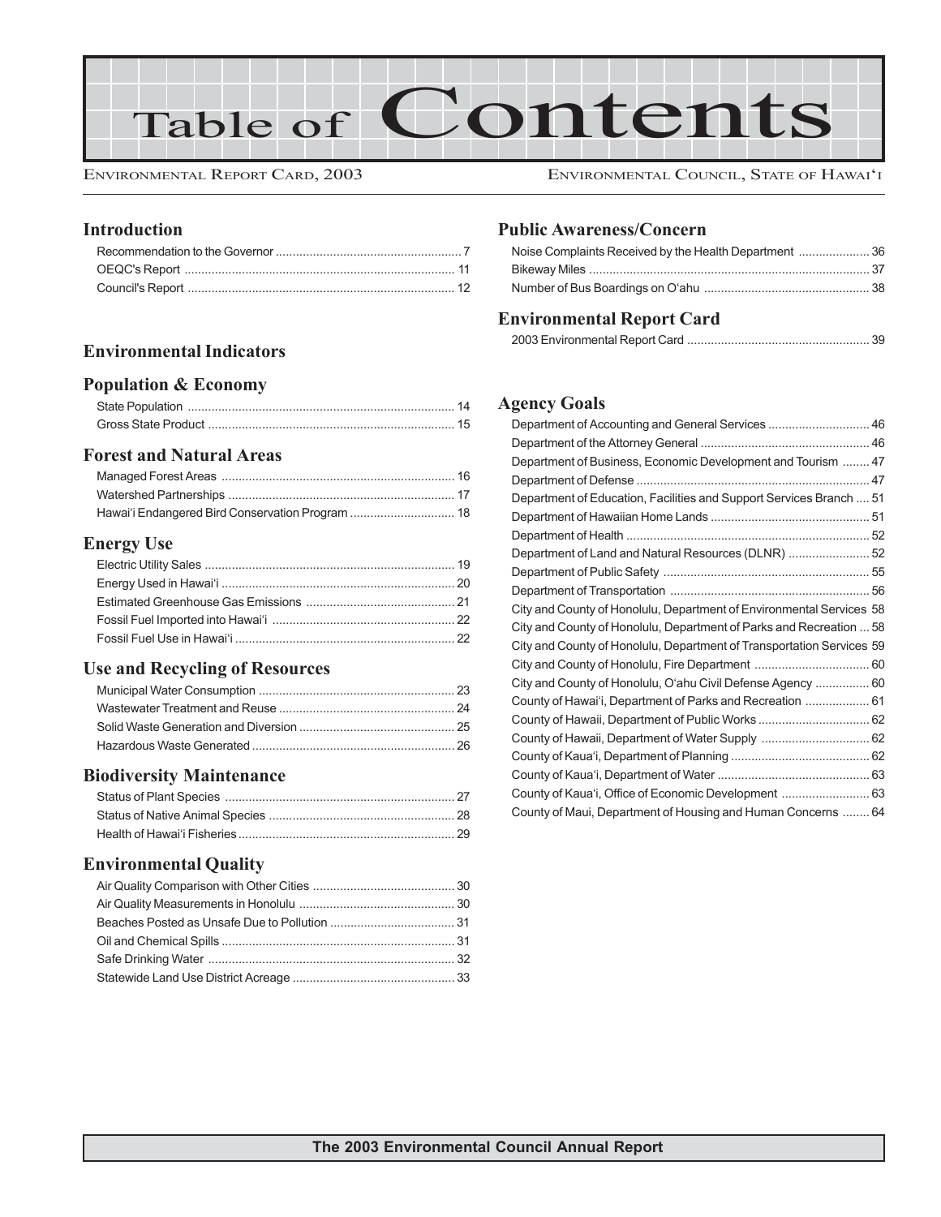# Table of Contents

Environmental Report Card, 2003 — Environmental Council, State of Hawai'i

## Introduction

- Recommendation to the Governor ....... 7
- OEQC's Report ....... 11
- Council's Report ....... 12

## Environmental Indicators

### Population & Economy

- State Population ....... 14
- Gross State Product ....... 15

### Forest and Natural Areas

- Managed Forest Areas ....... 16
- Watershed Partnerships ....... 17
- Hawai'i Endangered Bird Conservation Program ....... 18

### Energy Use

- Electric Utility Sales ....... 19
- Energy Used in Hawai'i ....... 20
- Estimated Greenhouse Gas Emissions ....... 21
- Fossil Fuel Imported into Hawai'i ....... 22
- Fossil Fuel Use in Hawai'i ....... 22

### Use and Recycling of Resources

- Municipal Water Consumption ....... 23
- Wastewater Treatment and Reuse ....... 24
- Solid Waste Generation and Diversion ....... 25
- Hazardous Waste Generated ....... 26

### Biodiversity Maintenance

- Status of Plant Species ....... 27
- Status of Native Animal Species ....... 28
- Health of Hawai'i Fisheries ....... 29

### Environmental Quality

- Air Quality Comparison with Other Cities ....... 30
- Air Quality Measurements in Honolulu ....... 30
- Beaches Posted as Unsafe Due to Pollution ....... 31
- Oil and Chemical Spills ....... 31
- Safe Drinking Water ....... 32
- Statewide Land Use District Acreage ....... 33

### Public Awareness/Concern

- Noise Complaints Received by the Health Department ....... 36
- Bikeway Miles ....... 37
- Number of Bus Boardings on O'ahu ....... 38

## Environmental Report Card

- 2003 Environmental Report Card ....... 39

## Agency Goals

- Department of Accounting and General Services ....... 46
- Department of the Attorney General ....... 46
- Department of Business, Economic Development and Tourism ....... 47
- Department of Defense ....... 47
- Department of Education, Facilities and Support Services Branch ....... 51
- Department of Hawaiian Home Lands ....... 51
- Department of Health ....... 52
- Department of Land and Natural Resources (DLNR) ....... 52
- Department of Public Safety ....... 55
- Department of Transportation ....... 56
- City and County of Honolulu, Department of Environmental Services ....... 58
- City and County of Honolulu, Department of Parks and Recreation ....... 58
- City and County of Honolulu, Department of Transportation Services ....... 59
- City and County of Honolulu, Fire Department ....... 60
- City and County of Honolulu, O'ahu Civil Defense Agency ....... 60
- County of Hawai'i, Department of Parks and Recreation ....... 61
- County of Hawaii, Department of Public Works ....... 62
- County of Hawaii, Department of Water Supply ....... 62
- County of Kaua'i, Department of Planning ....... 62
- County of Kaua'i, Department of Water ....... 63
- County of Kaua'i, Office of Economic Development ....... 63
- County of Maui, Department of Housing and Human Concerns ....... 64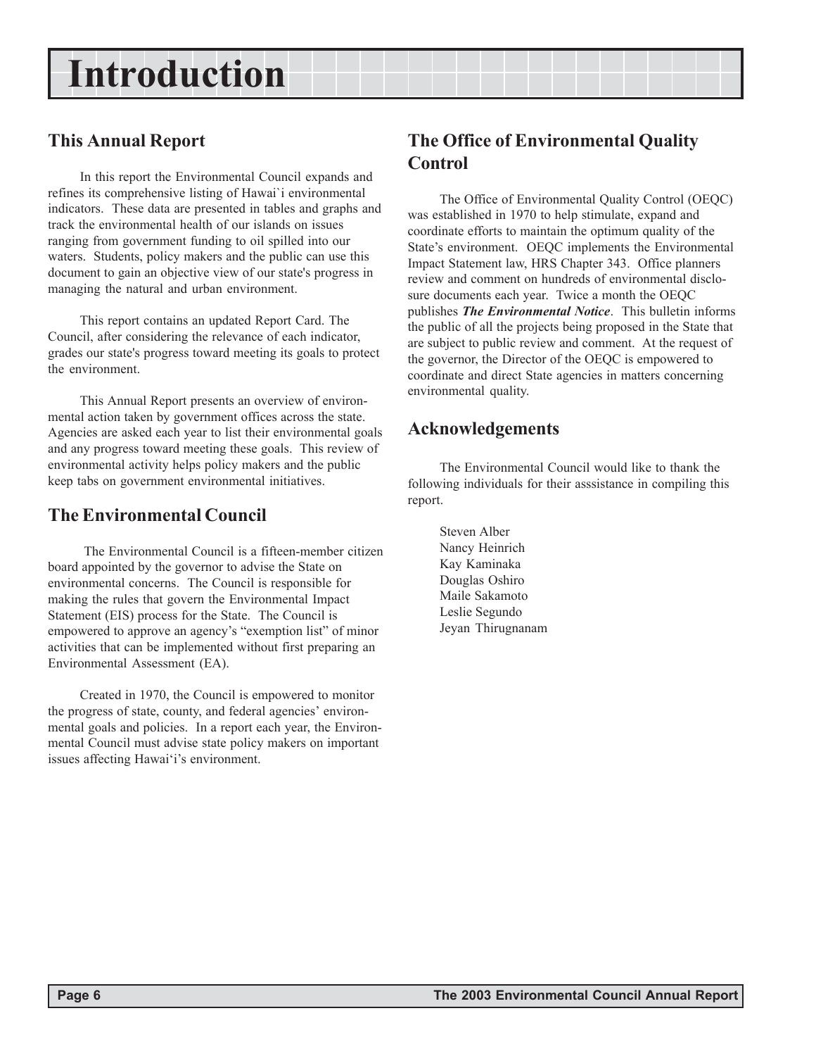# Introduction

## This Annual Report

In this report the Environmental Council expands and refines its comprehensive listing of Hawai`i environmental indicators. These data are presented in tables and graphs and track the environmental health of our islands on issues ranging from government funding to oil spilled into our waters. Students, policy makers and the public can use this document to gain an objective view of our state's progress in managing the natural and urban environment.

This report contains an updated Report Card. The Council, after considering the relevance of each indicator, grades our state's progress toward meeting its goals to protect the environment.

This Annual Report presents an overview of environmental action taken by government offices across the state. Agencies are asked each year to list their environmental goals and any progress toward meeting these goals. This review of environmental activity helps policy makers and the public keep tabs on government environmental initiatives.

## The Environmental Council

The Environmental Council is a fifteen-member citizen board appointed by the governor to advise the State on environmental concerns. The Council is responsible for making the rules that govern the Environmental Impact Statement (EIS) process for the State. The Council is empowered to approve an agency's "exemption list" of minor activities that can be implemented without first preparing an Environmental Assessment (EA).

Created in 1970, the Council is empowered to monitor the progress of state, county, and federal agencies' environmental goals and policies. In a report each year, the Environmental Council must advise state policy makers on important issues affecting Hawai'i's environment.

## The Office of Environmental Quality Control

The Office of Environmental Quality Control (OEQC) was established in 1970 to help stimulate, expand and coordinate efforts to maintain the optimum quality of the State's environment. OEQC implements the Environmental Impact Statement law, HRS Chapter 343. Office planners review and comment on hundreds of environmental disclosure documents each year. Twice a month the OEQC publishes ***The Environmental Notice***. This bulletin informs the public of all the projects being proposed in the State that are subject to public review and comment. At the request of the governor, the Director of the OEQC is empowered to coordinate and direct State agencies in matters concerning environmental quality.

## Acknowledgements

The Environmental Council would like to thank the following individuals for their asssistance in compiling this report.

Steven Alber
Nancy Heinrich
Kay Kaminaka
Douglas Oshiro
Maile Sakamoto
Leslie Segundo
Jeyan Thirugnanam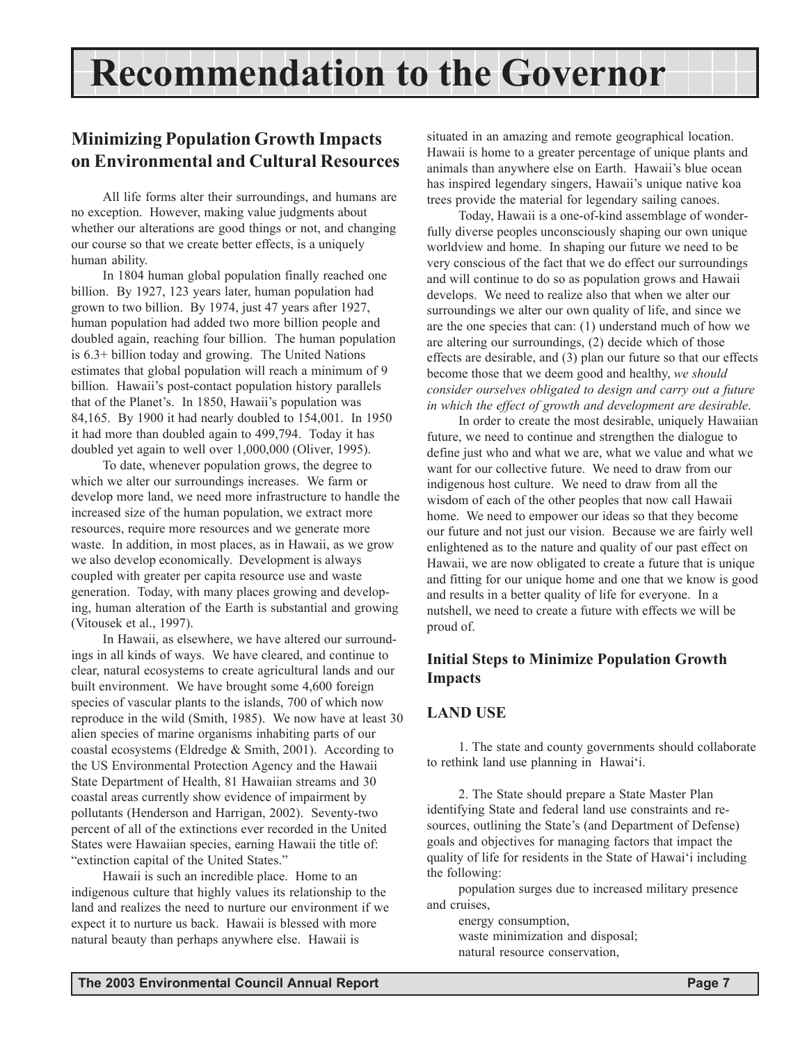# Recommendation to the Governor

## Minimizing Population Growth Impacts on Environmental and Cultural Resources

All life forms alter their surroundings, and humans are no exception. However, making value judgments about whether our alterations are good things or not, and changing our course so that we create better effects, is a uniquely human ability.

In 1804 human global population finally reached one billion. By 1927, 123 years later, human population had grown to two billion. By 1974, just 47 years after 1927, human population had added two more billion people and doubled again, reaching four billion. The human population is 6.3+ billion today and growing. The United Nations estimates that global population will reach a minimum of 9 billion. Hawaii's post-contact population history parallels that of the Planet's. In 1850, Hawaii's population was 84,165. By 1900 it had nearly doubled to 154,001. In 1950 it had more than doubled again to 499,794. Today it has doubled yet again to well over 1,000,000 (Oliver, 1995).

To date, whenever population grows, the degree to which we alter our surroundings increases. We farm or develop more land, we need more infrastructure to handle the increased size of the human population, we extract more resources, require more resources and we generate more waste. In addition, in most places, as in Hawaii, as we grow we also develop economically. Development is always coupled with greater per capita resource use and waste generation. Today, with many places growing and developing, human alteration of the Earth is substantial and growing (Vitousek et al., 1997).

In Hawaii, as elsewhere, we have altered our surroundings in all kinds of ways. We have cleared, and continue to clear, natural ecosystems to create agricultural lands and our built environment. We have brought some 4,600 foreign species of vascular plants to the islands, 700 of which now reproduce in the wild (Smith, 1985). We now have at least 30 alien species of marine organisms inhabiting parts of our coastal ecosystems (Eldredge & Smith, 2001). According to the US Environmental Protection Agency and the Hawaii State Department of Health, 81 Hawaiian streams and 30 coastal areas currently show evidence of impairment by pollutants (Henderson and Harrigan, 2002). Seventy-two percent of all of the extinctions ever recorded in the United States were Hawaiian species, earning Hawaii the title of: "extinction capital of the United States."

Hawaii is such an incredible place. Home to an indigenous culture that highly values its relationship to the land and realizes the need to nurture our environment if we expect it to nurture us back. Hawaii is blessed with more natural beauty than perhaps anywhere else. Hawaii is situated in an amazing and remote geographical location. Hawaii is home to a greater percentage of unique plants and animals than anywhere else on Earth. Hawaii's blue ocean has inspired legendary singers, Hawaii's unique native koa trees provide the material for legendary sailing canoes.

Today, Hawaii is a one-of-kind assemblage of wonderfully diverse peoples unconsciously shaping our own unique worldview and home. In shaping our future we need to be very conscious of the fact that we do effect our surroundings and will continue to do so as population grows and Hawaii develops. We need to realize also that when we alter our surroundings we alter our own quality of life, and since we are the one species that can: (1) understand much of how we are altering our surroundings, (2) decide which of those effects are desirable, and (3) plan our future so that our effects become those that we deem good and healthy, *we should consider ourselves obligated to design and carry out a future in which the effect of growth and development are desirable*.

In order to create the most desirable, uniquely Hawaiian future, we need to continue and strengthen the dialogue to define just who and what we are, what we value and what we want for our collective future. We need to draw from our indigenous host culture. We need to draw from all the wisdom of each of the other peoples that now call Hawaii home. We need to empower our ideas so that they become our future and not just our vision. Because we are fairly well enlightened as to the nature and quality of our past effect on Hawaii, we are now obligated to create a future that is unique and fitting for our unique home and one that we know is good and results in a better quality of life for everyone. In a nutshell, we need to create a future with effects we will be proud of.

### Initial Steps to Minimize Population Growth Impacts

### LAND USE

1. The state and county governments should collaborate to rethink land use planning in Hawaiʻi.

2. The State should prepare a State Master Plan identifying State and federal land use constraints and resources, outlining the State's (and Department of Defense) goals and objectives for managing factors that impact the quality of life for residents in the State of Hawaiʻi including the following:

population surges due to increased military presence and cruises,
energy consumption,
waste minimization and disposal;
natural resource conservation,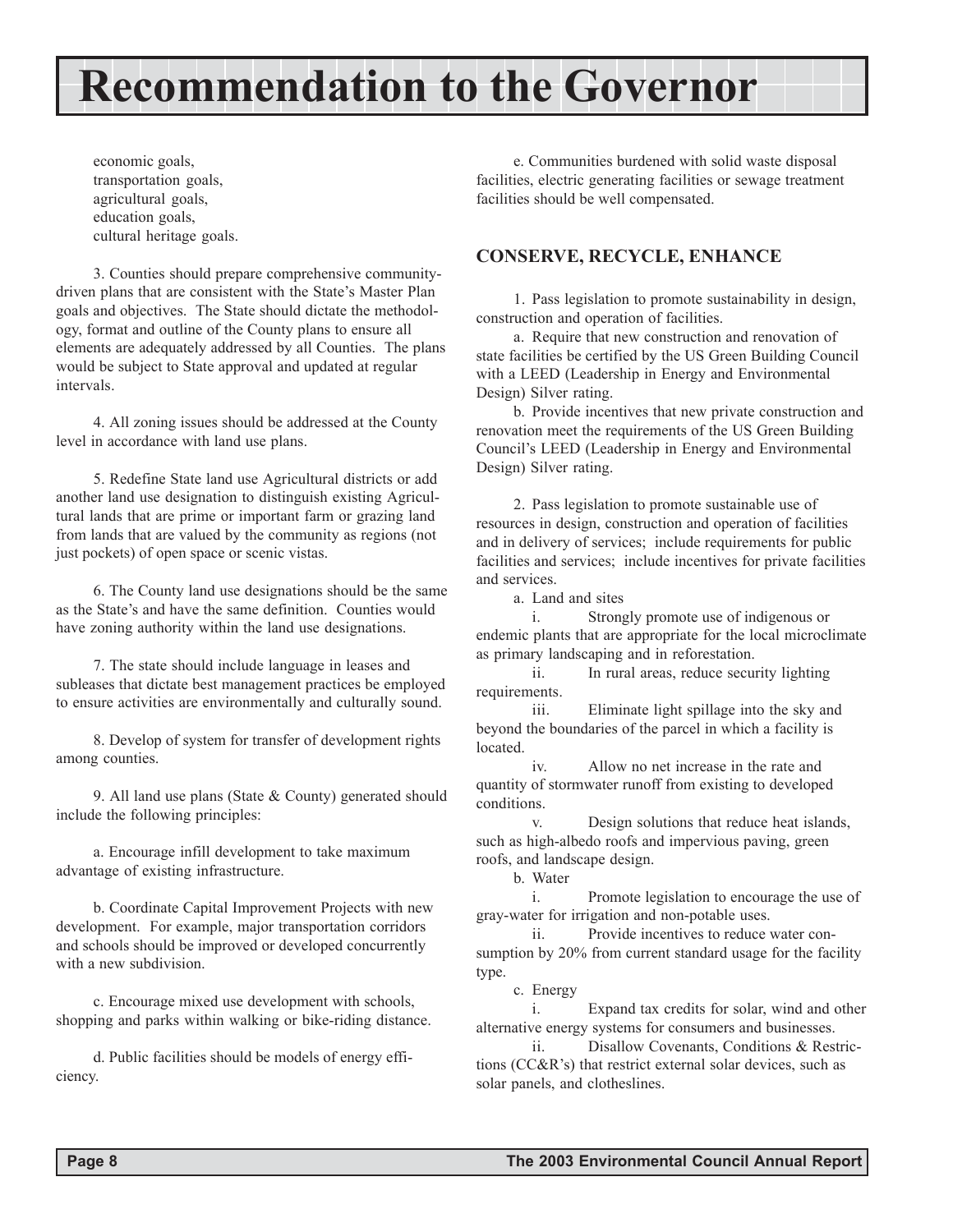# Recommendation to the Governor

economic goals,
transportation goals,
agricultural goals,
education goals,
cultural heritage goals.

3. Counties should prepare comprehensive community-driven plans that are consistent with the State's Master Plan goals and objectives. The State should dictate the methodology, format and outline of the County plans to ensure all elements are adequately addressed by all Counties. The plans would be subject to State approval and updated at regular intervals.

4. All zoning issues should be addressed at the County level in accordance with land use plans.

5. Redefine State land use Agricultural districts or add another land use designation to distinguish existing Agricultural lands that are prime or important farm or grazing land from lands that are valued by the community as regions (not just pockets) of open space or scenic vistas.

6. The County land use designations should be the same as the State's and have the same definition. Counties would have zoning authority within the land use designations.

7. The state should include language in leases and subleases that dictate best management practices be employed to ensure activities are environmentally and culturally sound.

8. Develop of system for transfer of development rights among counties.

9. All land use plans (State & County) generated should include the following principles:

a. Encourage infill development to take maximum advantage of existing infrastructure.

b. Coordinate Capital Improvement Projects with new development. For example, major transportation corridors and schools should be improved or developed concurrently with a new subdivision.

c. Encourage mixed use development with schools, shopping and parks within walking or bike-riding distance.

d. Public facilities should be models of energy efficiency.

e. Communities burdened with solid waste disposal facilities, electric generating facilities or sewage treatment facilities should be well compensated.

## CONSERVE, RECYCLE, ENHANCE

1. Pass legislation to promote sustainability in design, construction and operation of facilities.

a. Require that new construction and renovation of state facilities be certified by the US Green Building Council with a LEED (Leadership in Energy and Environmental Design) Silver rating.

b. Provide incentives that new private construction and renovation meet the requirements of the US Green Building Council's LEED (Leadership in Energy and Environmental Design) Silver rating.

2. Pass legislation to promote sustainable use of resources in design, construction and operation of facilities and in delivery of services; include requirements for public facilities and services; include incentives for private facilities and services.

a. Land and sites

i. Strongly promote use of indigenous or endemic plants that are appropriate for the local microclimate as primary landscaping and in reforestation.

ii. In rural areas, reduce security lighting requirements.

iii. Eliminate light spillage into the sky and beyond the boundaries of the parcel in which a facility is located.

iv. Allow no net increase in the rate and quantity of stormwater runoff from existing to developed conditions.

v. Design solutions that reduce heat islands, such as high-albedo roofs and impervious paving, green roofs, and landscape design.

b. Water

i. Promote legislation to encourage the use of gray-water for irrigation and non-potable uses.

ii. Provide incentives to reduce water consumption by 20% from current standard usage for the facility type.

c. Energy

i. Expand tax credits for solar, wind and other alternative energy systems for consumers and businesses.

ii. Disallow Covenants, Conditions & Restrictions (CC&R's) that restrict external solar devices, such as solar panels, and clotheslines.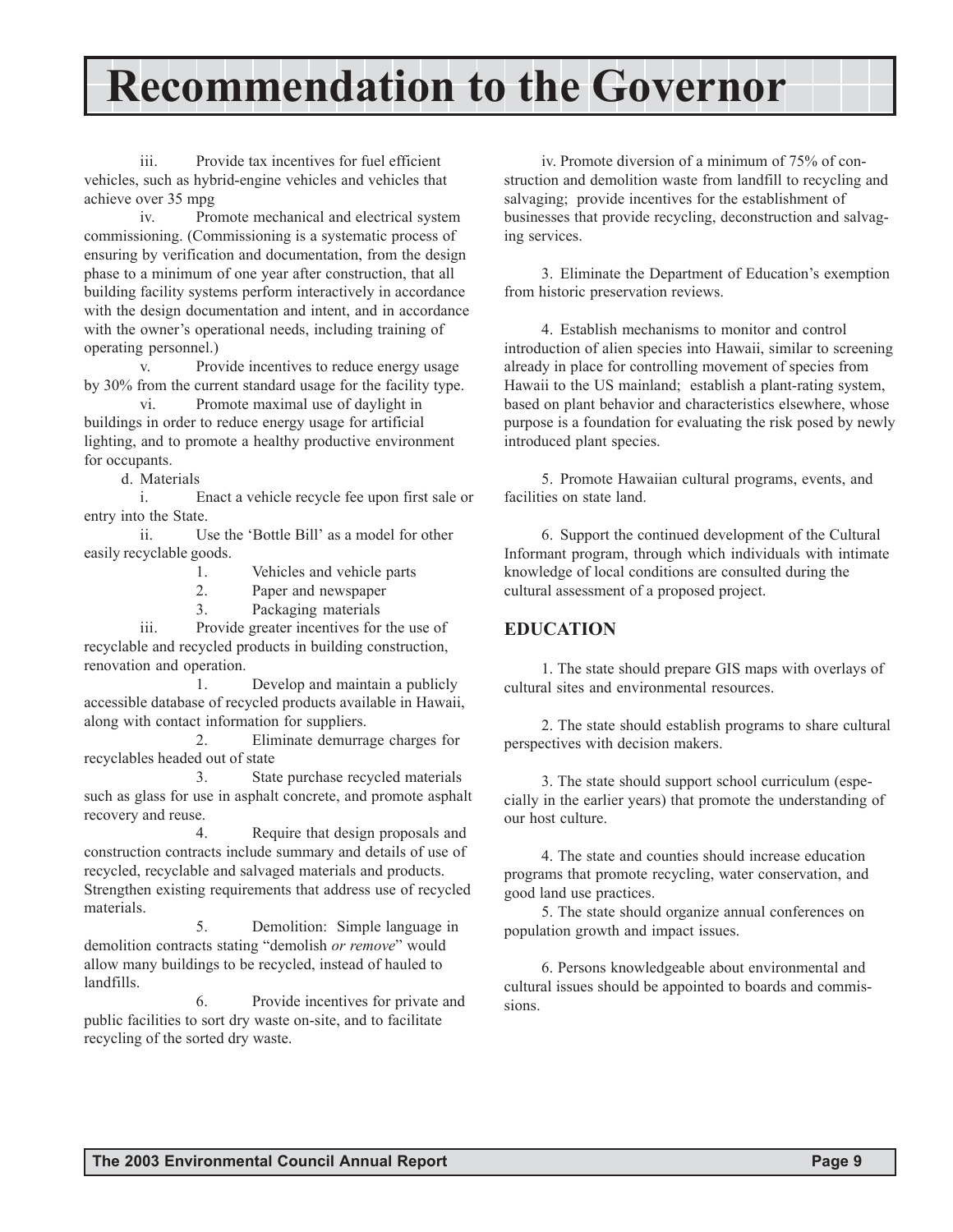# Recommendation to the Governor

iii. Provide tax incentives for fuel efficient vehicles, such as hybrid-engine vehicles and vehicles that achieve over 35 mpg

iv. Promote mechanical and electrical system commissioning. (Commissioning is a systematic process of ensuring by verification and documentation, from the design phase to a minimum of one year after construction, that all building facility systems perform interactively in accordance with the design documentation and intent, and in accordance with the owner's operational needs, including training of operating personnel.)

v. Provide incentives to reduce energy usage by 30% from the current standard usage for the facility type.

vi. Promote maximal use of daylight in buildings in order to reduce energy usage for artificial lighting, and to promote a healthy productive environment for occupants.

d. Materials

i. Enact a vehicle recycle fee upon first sale or entry into the State.

ii. Use the 'Bottle Bill' as a model for other easily recyclable goods.

1. Vehicles and vehicle parts
2. Paper and newspaper
3. Packaging materials

iii. Provide greater incentives for the use of recyclable and recycled products in building construction, renovation and operation.

1. Develop and maintain a publicly accessible database of recycled products available in Hawaii, along with contact information for suppliers.
2. Eliminate demurrage charges for recyclables headed out of state
3. State purchase recycled materials such as glass for use in asphalt concrete, and promote asphalt recovery and reuse.
4. Require that design proposals and construction contracts include summary and details of use of recycled, recyclable and salvaged materials and products. Strengthen existing requirements that address use of recycled materials.
5. Demolition: Simple language in demolition contracts stating "demolish *or remove*" would allow many buildings to be recycled, instead of hauled to landfills.
6. Provide incentives for private and public facilities to sort dry waste on-site, and to facilitate recycling of the sorted dry waste.

iv. Promote diversion of a minimum of 75% of construction and demolition waste from landfill to recycling and salvaging; provide incentives for the establishment of businesses that provide recycling, deconstruction and salvaging services.

3. Eliminate the Department of Education's exemption from historic preservation reviews.

4. Establish mechanisms to monitor and control introduction of alien species into Hawaii, similar to screening already in place for controlling movement of species from Hawaii to the US mainland; establish a plant-rating system, based on plant behavior and characteristics elsewhere, whose purpose is a foundation for evaluating the risk posed by newly introduced plant species.

5. Promote Hawaiian cultural programs, events, and facilities on state land.

6. Support the continued development of the Cultural Informant program, through which individuals with intimate knowledge of local conditions are consulted during the cultural assessment of a proposed project.

## EDUCATION

1. The state should prepare GIS maps with overlays of cultural sites and environmental resources.

2. The state should establish programs to share cultural perspectives with decision makers.

3. The state should support school curriculum (especially in the earlier years) that promote the understanding of our host culture.

4. The state and counties should increase education programs that promote recycling, water conservation, and good land use practices.

5. The state should organize annual conferences on population growth and impact issues.

6. Persons knowledgeable about environmental and cultural issues should be appointed to boards and commissions.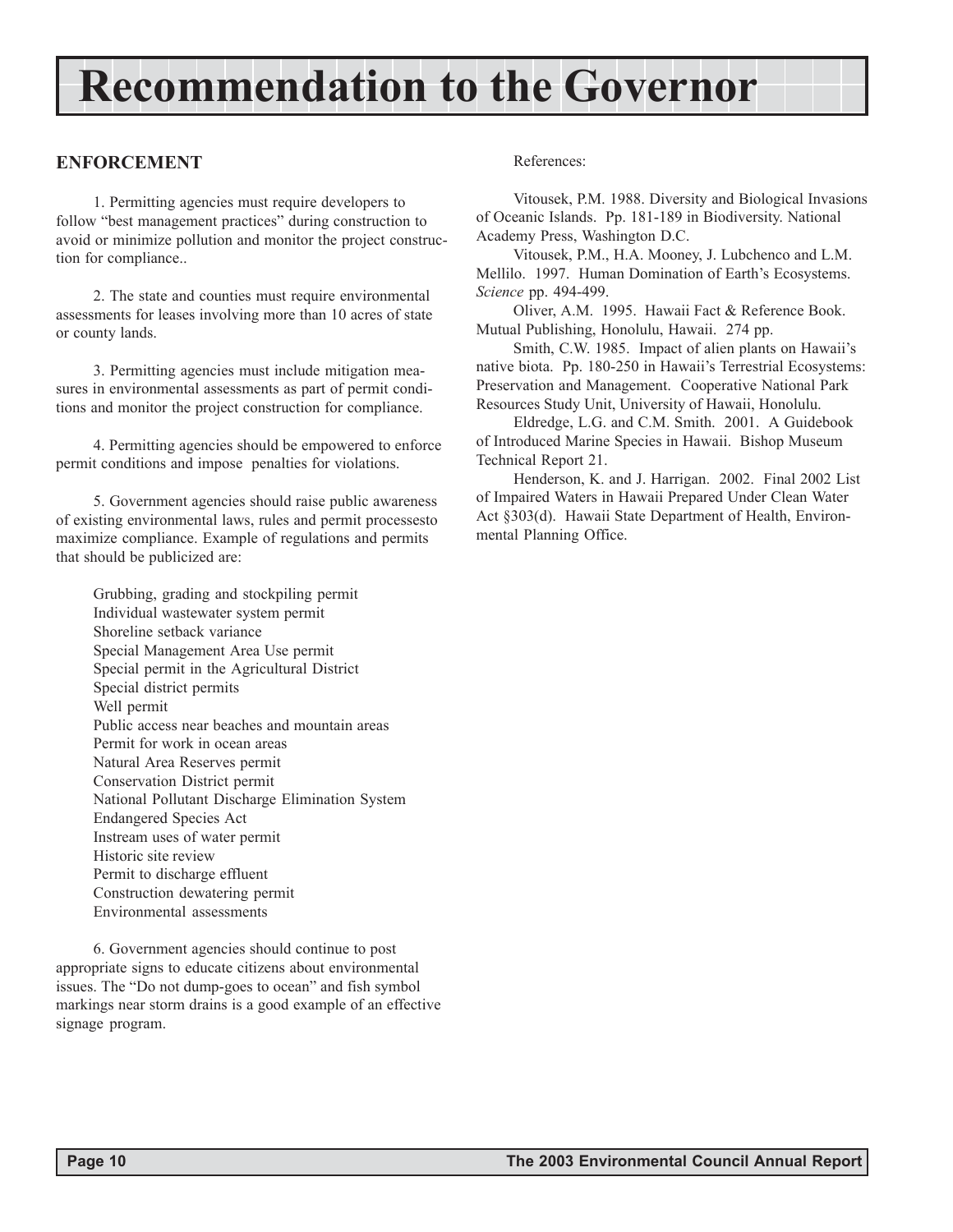# Recommendation to the Governor

## ENFORCEMENT

1. Permitting agencies must require developers to follow "best management practices" during construction to avoid or minimize pollution and monitor the project construction for compliance..

2. The state and counties must require environmental assessments for leases involving more than 10 acres of state or county lands.

3. Permitting agencies must include mitigation measures in environmental assessments as part of permit conditions and monitor the project construction for compliance.

4. Permitting agencies should be empowered to enforce permit conditions and impose penalties for violations.

5. Government agencies should raise public awareness of existing environmental laws, rules and permit processesto maximize compliance. Example of regulations and permits that should be publicized are:

Grubbing, grading and stockpiling permit
Individual wastewater system permit
Shoreline setback variance
Special Management Area Use permit
Special permit in the Agricultural District
Special district permits
Well permit
Public access near beaches and mountain areas
Permit for work in ocean areas
Natural Area Reserves permit
Conservation District permit
National Pollutant Discharge Elimination System
Endangered Species Act
Instream uses of water permit
Historic site review
Permit to discharge effluent
Construction dewatering permit
Environmental assessments

6. Government agencies should continue to post appropriate signs to educate citizens about environmental issues. The "Do not dump-goes to ocean" and fish symbol markings near storm drains is a good example of an effective signage program.

References:

Vitousek, P.M. 1988. Diversity and Biological Invasions of Oceanic Islands. Pp. 181-189 in Biodiversity. National Academy Press, Washington D.C.

Vitousek, P.M., H.A. Mooney, J. Lubchenco and L.M. Mellilo. 1997. Human Domination of Earth's Ecosystems. *Science* pp. 494-499.

Oliver, A.M. 1995. Hawaii Fact & Reference Book. Mutual Publishing, Honolulu, Hawaii. 274 pp.

Smith, C.W. 1985. Impact of alien plants on Hawaii's native biota. Pp. 180-250 in Hawaii's Terrestrial Ecosystems: Preservation and Management. Cooperative National Park Resources Study Unit, University of Hawaii, Honolulu.

Eldredge, L.G. and C.M. Smith. 2001. A Guidebook of Introduced Marine Species in Hawaii. Bishop Museum Technical Report 21.

Henderson, K. and J. Harrigan. 2002. Final 2002 List of Impaired Waters in Hawaii Prepared Under Clean Water Act §303(d). Hawaii State Department of Health, Environmental Planning Office.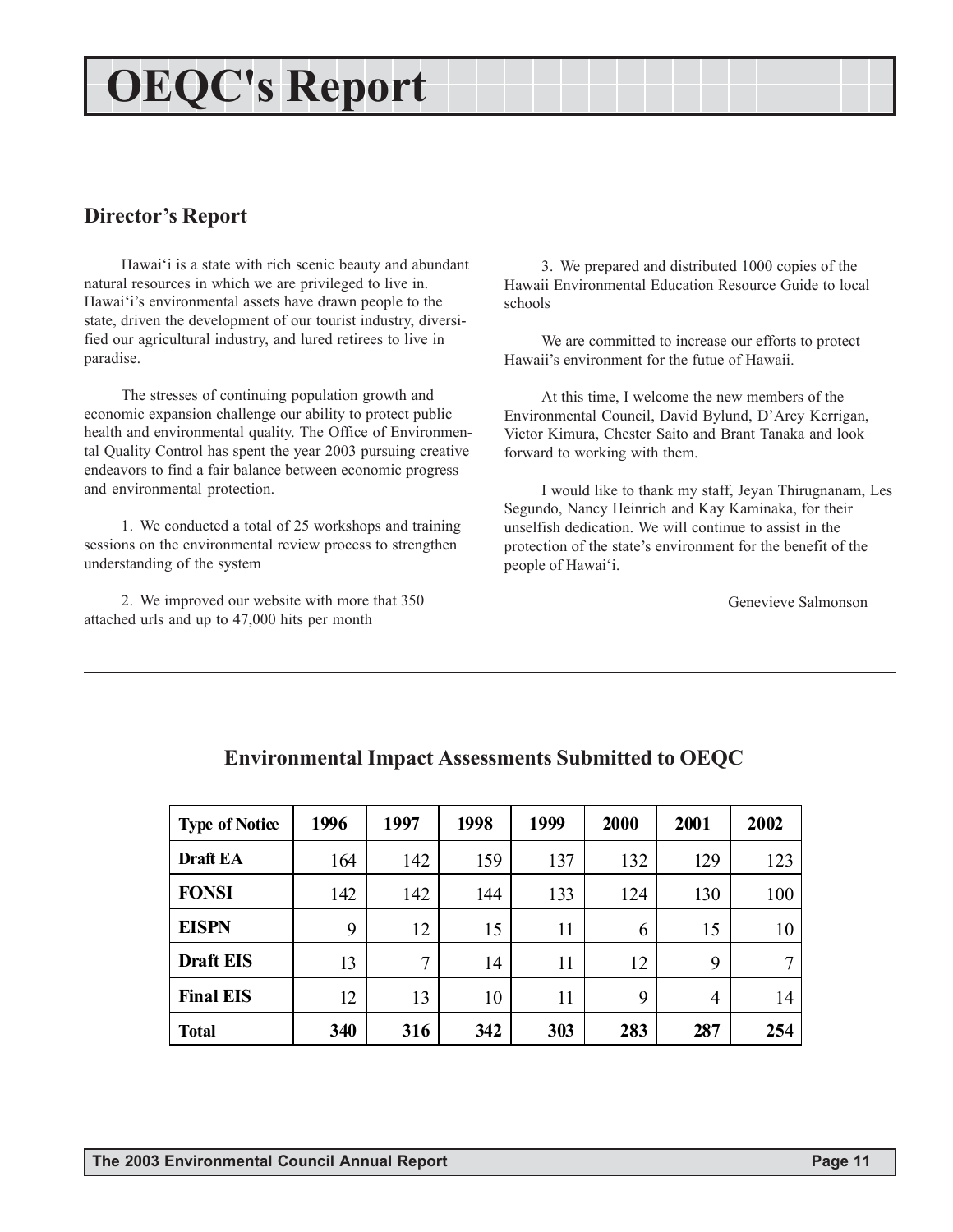# OEQC's Report

## Director's Report

Hawai'i is a state with rich scenic beauty and abundant natural resources in which we are privileged to live in. Hawai'i's environmental assets have drawn people to the state, driven the development of our tourist industry, diversified our agricultural industry, and lured retirees to live in paradise.

The stresses of continuing population growth and economic expansion challenge our ability to protect public health and environmental quality. The Office of Environmental Quality Control has spent the year 2003 pursuing creative endeavors to find a fair balance between economic progress and environmental protection.

1. We conducted a total of 25 workshops and training sessions on the environmental review process to strengthen understanding of the system

2. We improved our website with more that 350 attached urls and up to 47,000 hits per month

3. We prepared and distributed 1000 copies of the Hawaii Environmental Education Resource Guide to local schools

We are committed to increase our efforts to protect Hawaii's environment for the futue of Hawaii.

At this time, I welcome the new members of the Environmental Council, David Bylund, D'Arcy Kerrigan, Victor Kimura, Chester Saito and Brant Tanaka and look forward to working with them.

I would like to thank my staff, Jeyan Thirugnanam, Les Segundo, Nancy Heinrich and Kay Kaminaka, for their unselfish dedication. We will continue to assist in the protection of the state's environment for the benefit of the people of Hawai'i.

Genevieve Salmonson

### Environmental Impact Assessments Submitted to OEQC

| Type of Notice | 1996 | 1997 | 1998 | 1999 | 2000 | 2001 | 2002 |
|---|---|---|---|---|---|---|---|
| **Draft EA** | 164 | 142 | 159 | 137 | 132 | 129 | 123 |
| **FONSI** | 142 | 142 | 144 | 133 | 124 | 130 | 100 |
| **EISPN** | 9 | 12 | 15 | 11 | 6 | 15 | 10 |
| **Draft EIS** | 13 | 7 | 14 | 11 | 12 | 9 | 7 |
| **Final EIS** | 12 | 13 | 10 | 11 | 9 | 4 | 14 |
| **Total** | **340** | **316** | **342** | **303** | **283** | **287** | **254** |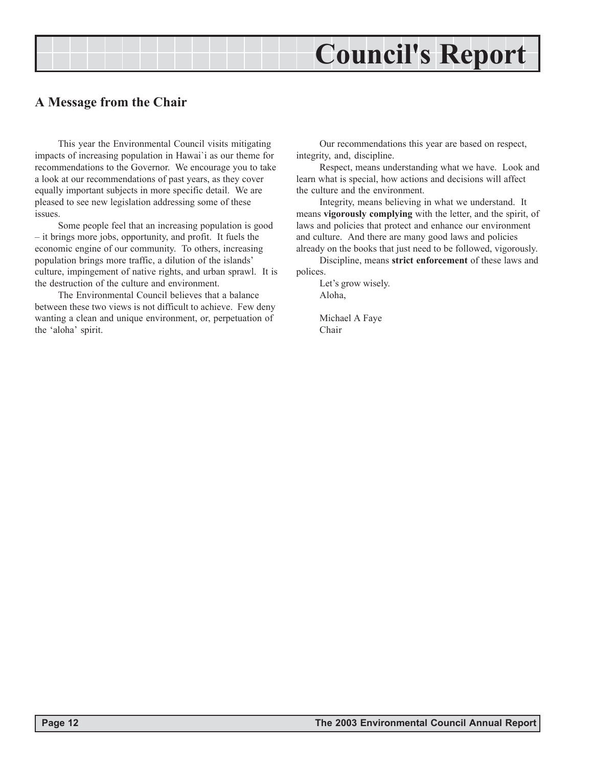# Council's Report

## A Message from the Chair

This year the Environmental Council visits mitigating impacts of increasing population in Hawai`i as our theme for recommendations to the Governor. We encourage you to take a look at our recommendations of past years, as they cover equally important subjects in more specific detail. We are pleased to see new legislation addressing some of these issues.

Some people feel that an increasing population is good – it brings more jobs, opportunity, and profit. It fuels the economic engine of our community. To others, increasing population brings more traffic, a dilution of the islands' culture, impingement of native rights, and urban sprawl. It is the destruction of the culture and environment.

The Environmental Council believes that a balance between these two views is not difficult to achieve. Few deny wanting a clean and unique environment, or, perpetuation of the 'aloha' spirit.

Our recommendations this year are based on respect, integrity, and, discipline.

Respect, means understanding what we have. Look and learn what is special, how actions and decisions will affect the culture and the environment.

Integrity, means believing in what we understand. It means **vigorously complying** with the letter, and the spirit, of laws and policies that protect and enhance our environment and culture. And there are many good laws and policies already on the books that just need to be followed, vigorously.

Discipline, means **strict enforcement** of these laws and polices.

Let's grow wisely.
Aloha,

Michael A Faye
Chair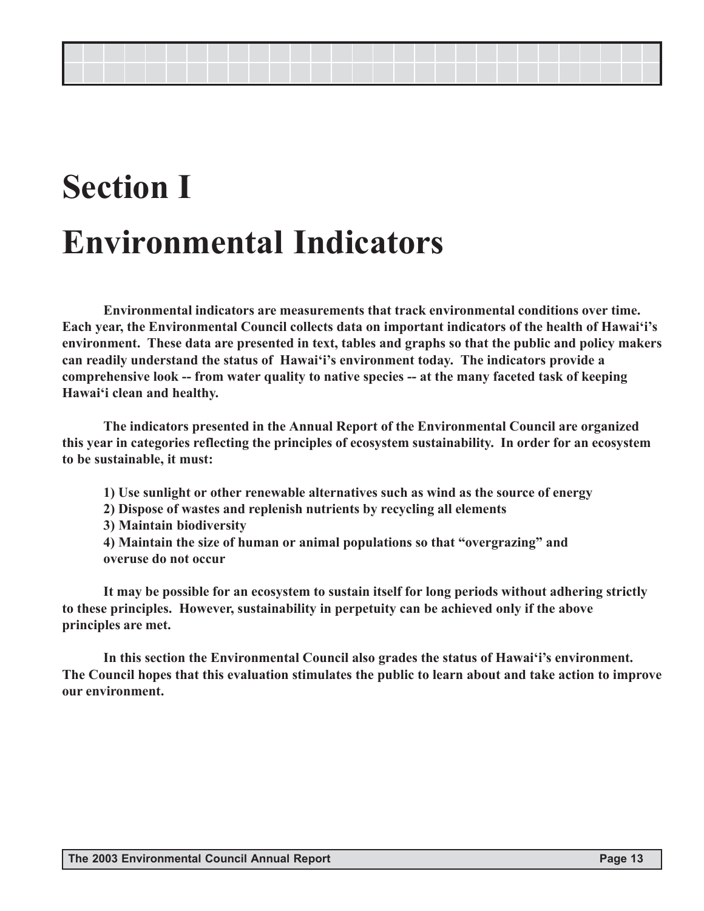# Section I

# Environmental Indicators

**Environmental indicators are measurements that track environmental conditions over time. Each year, the Environmental Council collects data on important indicators of the health of Hawai'i's environment. These data are presented in text, tables and graphs so that the public and policy makers can readily understand the status of Hawai'i's environment today. The indicators provide a comprehensive look -- from water quality to native species -- at the many faceted task of keeping Hawai'i clean and healthy.**

**The indicators presented in the Annual Report of the Environmental Council are organized this year in categories reflecting the principles of ecosystem sustainability. In order for an ecosystem to be sustainable, it must:**

**1) Use sunlight or other renewable alternatives such as wind as the source of energy**
**2) Dispose of wastes and replenish nutrients by recycling all elements**
**3) Maintain biodiversity**
**4) Maintain the size of human or animal populations so that "overgrazing" and overuse do not occur**

**It may be possible for an ecosystem to sustain itself for long periods without adhering strictly to these principles. However, sustainability in perpetuity can be achieved only if the above principles are met.**

**In this section the Environmental Council also grades the status of Hawai'i's environment. The Council hopes that this evaluation stimulates the public to learn about and take action to improve our environment.**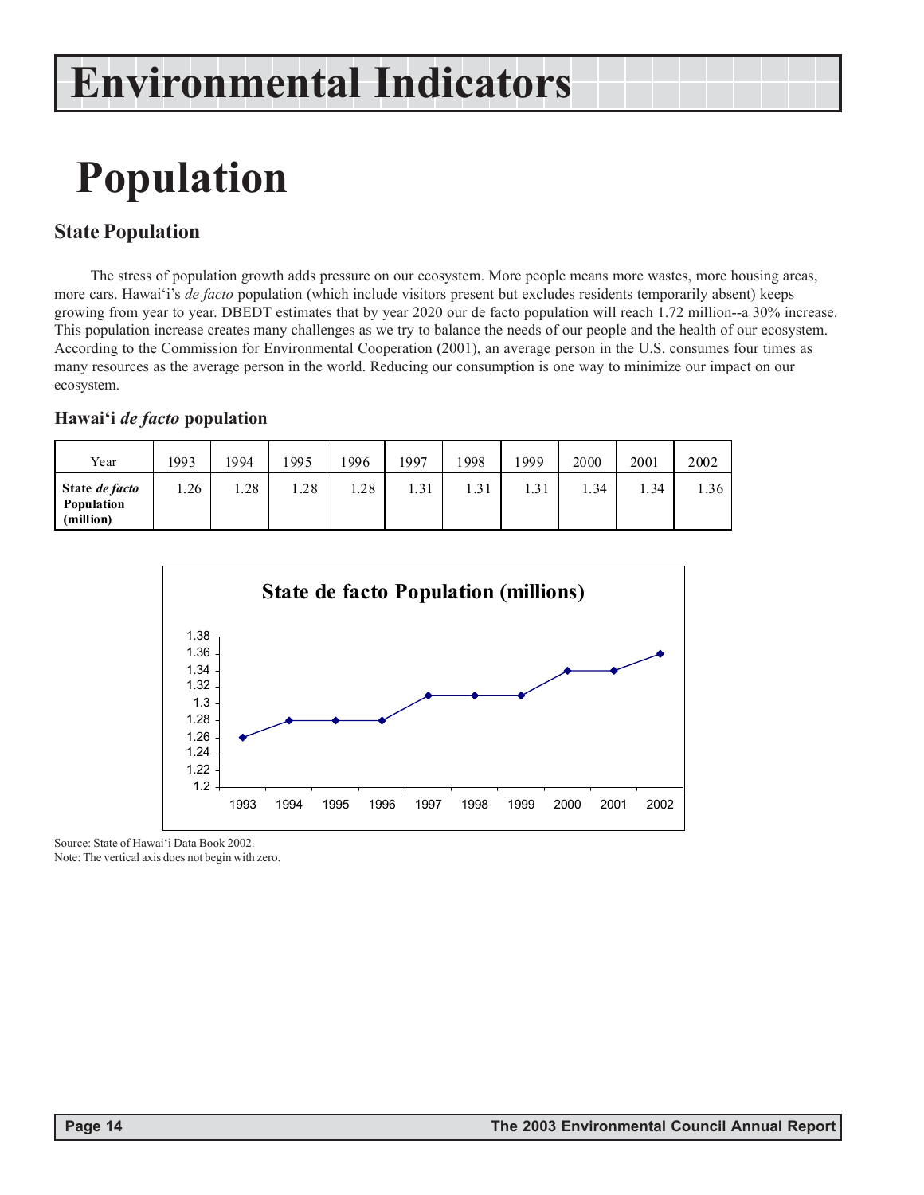# Environmental Indicators

# Population

## State Population

The stress of population growth adds pressure on our ecosystem. More people means more wastes, more housing areas, more cars. Hawai‘i's *de facto* population (which include visitors present but excludes residents temporarily absent) keeps growing from year to year. DBEDT estimates that by year 2020 our de facto population will reach 1.72 million--a 30% increase. This population increase creates many challenges as we try to balance the needs of our people and the health of our ecosystem. According to the Commission for Environmental Cooperation (2001), an average person in the U.S. consumes four times as many resources as the average person in the world. Reducing our consumption is one way to minimize our impact on our ecosystem.

### Hawai‘i *de facto* population

| Year | 1993 | 1994 | 1995 | 1996 | 1997 | 1998 | 1999 | 2000 | 2001 | 2002 |
|---|---|---|---|---|---|---|---|---|---|---|
| **State *de facto* Population (million)** | 1.26 | 1.28 | 1.28 | 1.28 | 1.31 | 1.31 | 1.31 | 1.34 | 1.34 | 1.36 |

**State de facto Population (millions)**

Source: State of Hawai‘i Data Book 2002.
Note: The vertical axis does not begin with zero.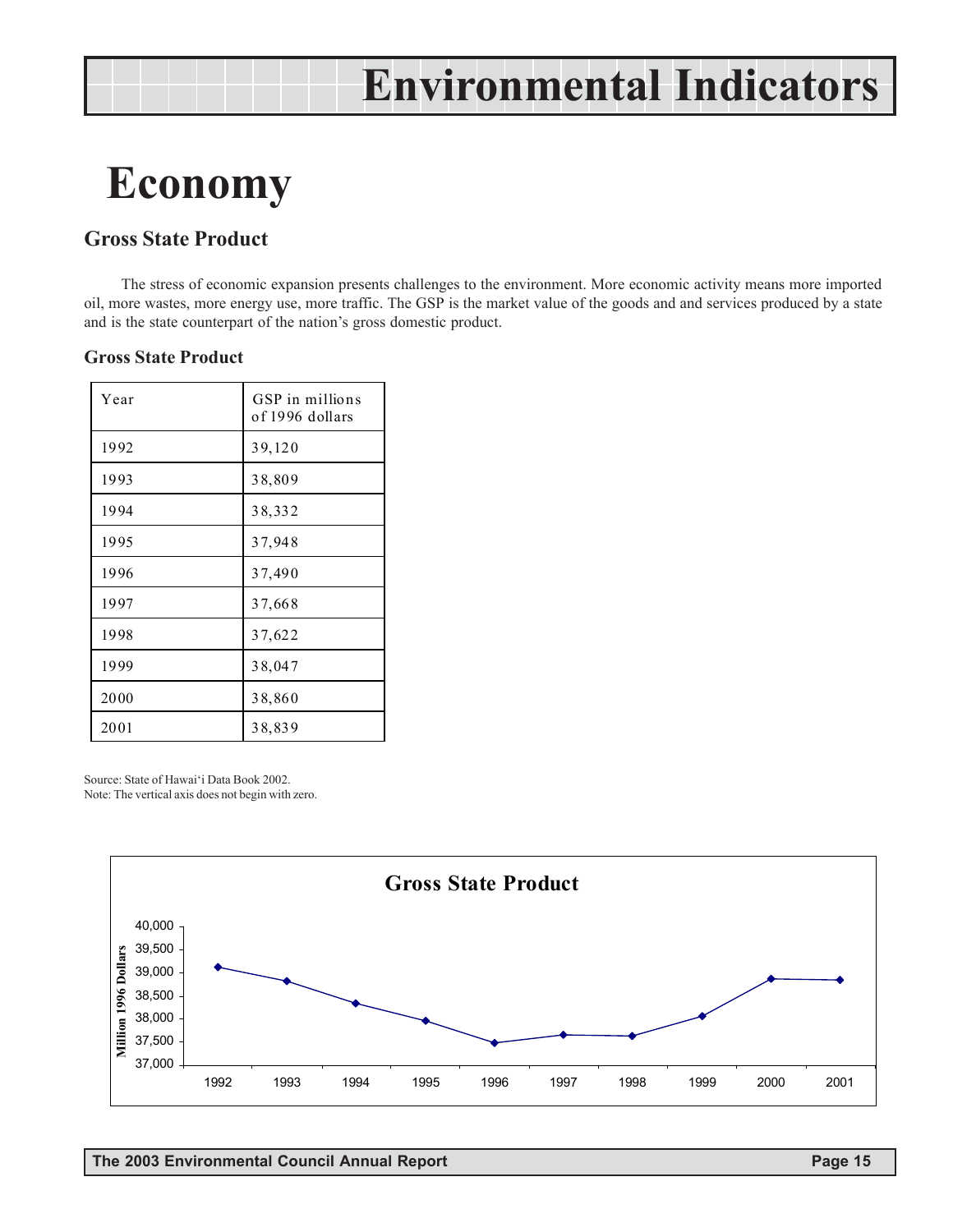# Environmental Indicators

# Economy

## Gross State Product

The stress of economic expansion presents challenges to the environment. More economic activity means more imported oil, more wastes, more energy use, more traffic. The GSP is the market value of the goods and and services produced by a state and is the state counterpart of the nation's gross domestic product.

### Gross State Product

| Year | GSP in millions of 1996 dollars |
|---|---|
| 1992 | 39,120 |
| 1993 | 38,809 |
| 1994 | 38,332 |
| 1995 | 37,948 |
| 1996 | 37,490 |
| 1997 | 37,668 |
| 1998 | 37,622 |
| 1999 | 38,047 |
| 2000 | 38,860 |
| 2001 | 38,839 |

Source: State of Hawai'i Data Book 2002.
Note: The vertical axis does not begin with zero.

**Gross State Product**

Million 1996 Dollars

40,000
39,500
39,000
38,500
38,000
37,500
37,000

1992 1993 1994 1995 1996 1997 1998 1999 2000 2001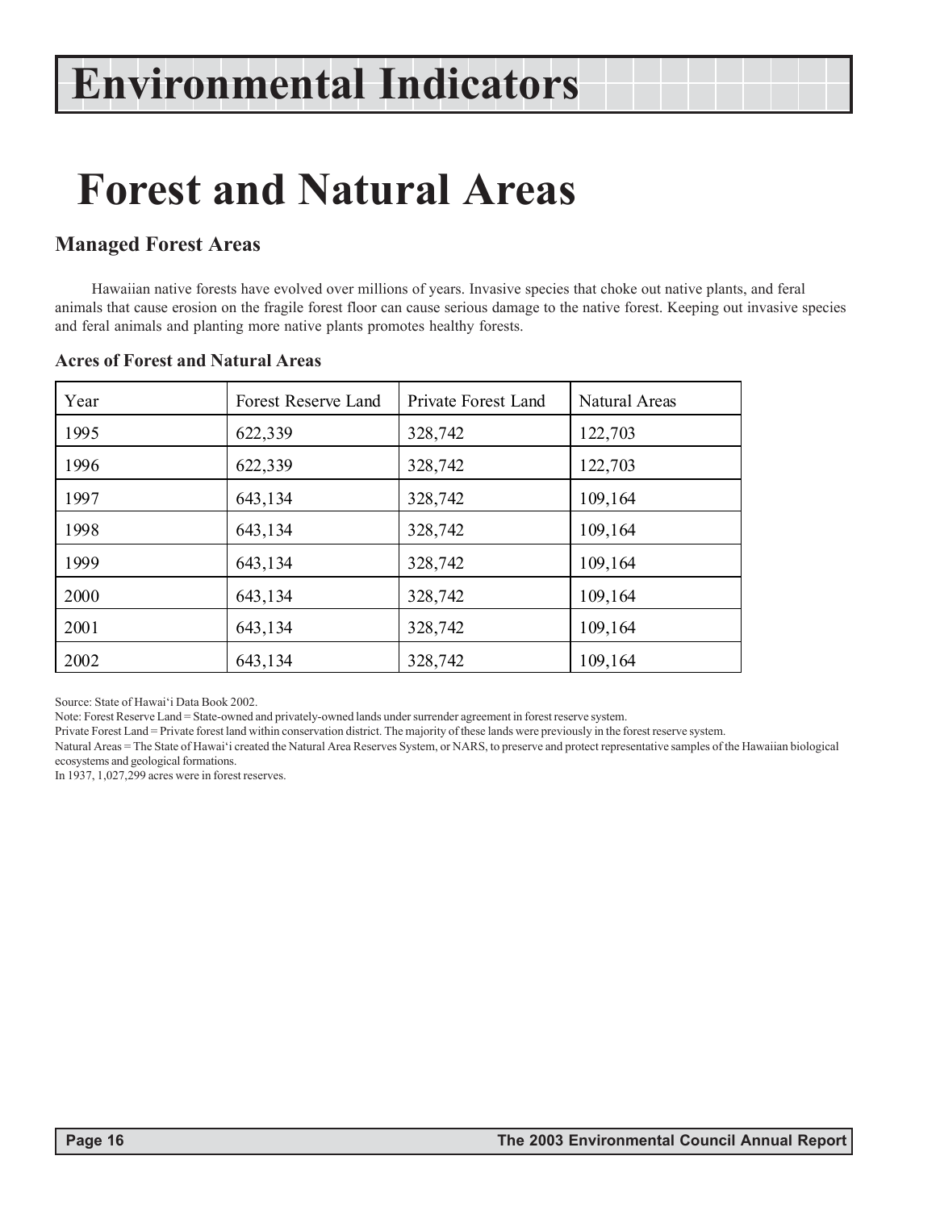# Environmental Indicators

# Forest and Natural Areas

## Managed Forest Areas

Hawaiian native forests have evolved over millions of years. Invasive species that choke out native plants, and feral animals that cause erosion on the fragile forest floor can cause serious damage to the native forest. Keeping out invasive species and feral animals and planting more native plants promotes healthy forests.

### Acres of Forest and Natural Areas

| Year | Forest Reserve Land | Private Forest Land | Natural Areas |
|---|---|---|---|
| 1995 | 622,339 | 328,742 | 122,703 |
| 1996 | 622,339 | 328,742 | 122,703 |
| 1997 | 643,134 | 328,742 | 109,164 |
| 1998 | 643,134 | 328,742 | 109,164 |
| 1999 | 643,134 | 328,742 | 109,164 |
| 2000 | 643,134 | 328,742 | 109,164 |
| 2001 | 643,134 | 328,742 | 109,164 |
| 2002 | 643,134 | 328,742 | 109,164 |

Source: State of Hawai'i Data Book 2002.

Note: Forest Reserve Land = State-owned and privately-owned lands under surrender agreement in forest reserve system.

Private Forest Land = Private forest land within conservation district. The majority of these lands were previously in the forest reserve system.

Natural Areas = The State of Hawai'i created the Natural Area Reserves System, or NARS, to preserve and protect representative samples of the Hawaiian biological ecosystems and geological formations.

In 1937, 1,027,299 acres were in forest reserves.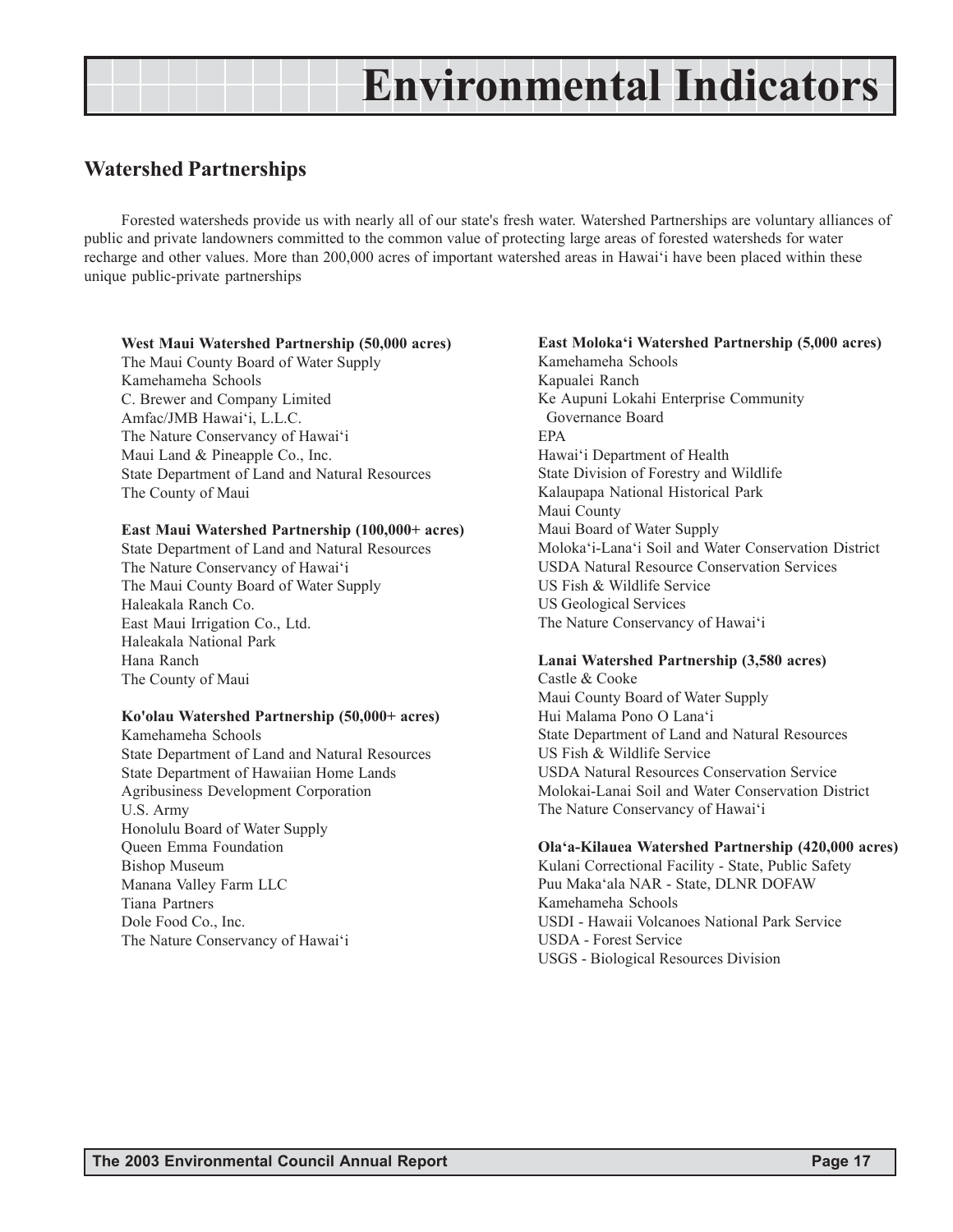# Environmental Indicators

## Watershed Partnerships

Forested watersheds provide us with nearly all of our state's fresh water. Watershed Partnerships are voluntary alliances of public and private landowners committed to the common value of protecting large areas of forested watersheds for water recharge and other values. More than 200,000 acres of important watershed areas in Hawai'i have been placed within these unique public-private partnerships

**West Maui Watershed Partnership (50,000 acres)**
The Maui County Board of Water Supply
Kamehameha Schools
C. Brewer and Company Limited
Amfac/JMB Hawai'i, L.L.C.
The Nature Conservancy of Hawai'i
Maui Land & Pineapple Co., Inc.
State Department of Land and Natural Resources
The County of Maui

**East Maui Watershed Partnership (100,000+ acres)**
State Department of Land and Natural Resources
The Nature Conservancy of Hawai'i
The Maui County Board of Water Supply
Haleakala Ranch Co.
East Maui Irrigation Co., Ltd.
Haleakala National Park
Hana Ranch
The County of Maui

**Ko'olau Watershed Partnership (50,000+ acres)**
Kamehameha Schools
State Department of Land and Natural Resources
State Department of Hawaiian Home Lands
Agribusiness Development Corporation
U.S. Army
Honolulu Board of Water Supply
Queen Emma Foundation
Bishop Museum
Manana Valley Farm LLC
Tiana Partners
Dole Food Co., Inc.
The Nature Conservancy of Hawai'i

**East Moloka'i Watershed Partnership (5,000 acres)**
Kamehameha Schools
Kapualei Ranch
Ke Aupuni Lokahi Enterprise Community Governance Board
EPA
Hawai'i Department of Health
State Division of Forestry and Wildlife
Kalaupapa National Historical Park
Maui County
Maui Board of Water Supply
Moloka'i-Lana'i Soil and Water Conservation District
USDA Natural Resource Conservation Services
US Fish & Wildlife Service
US Geological Services
The Nature Conservancy of Hawai'i

**Lanai Watershed Partnership (3,580 acres)**
Castle & Cooke
Maui County Board of Water Supply
Hui Malama Pono O Lana'i
State Department of Land and Natural Resources
US Fish & Wildlife Service
USDA Natural Resources Conservation Service
Molokai-Lanai Soil and Water Conservation District
The Nature Conservancy of Hawai'i

**Ola'a-Kilauea Watershed Partnership (420,000 acres)**
Kulani Correctional Facility - State, Public Safety
Puu Maka'ala NAR - State, DLNR DOFAW
Kamehameha Schools
USDI - Hawaii Volcanoes National Park Service
USDA - Forest Service
USGS - Biological Resources Division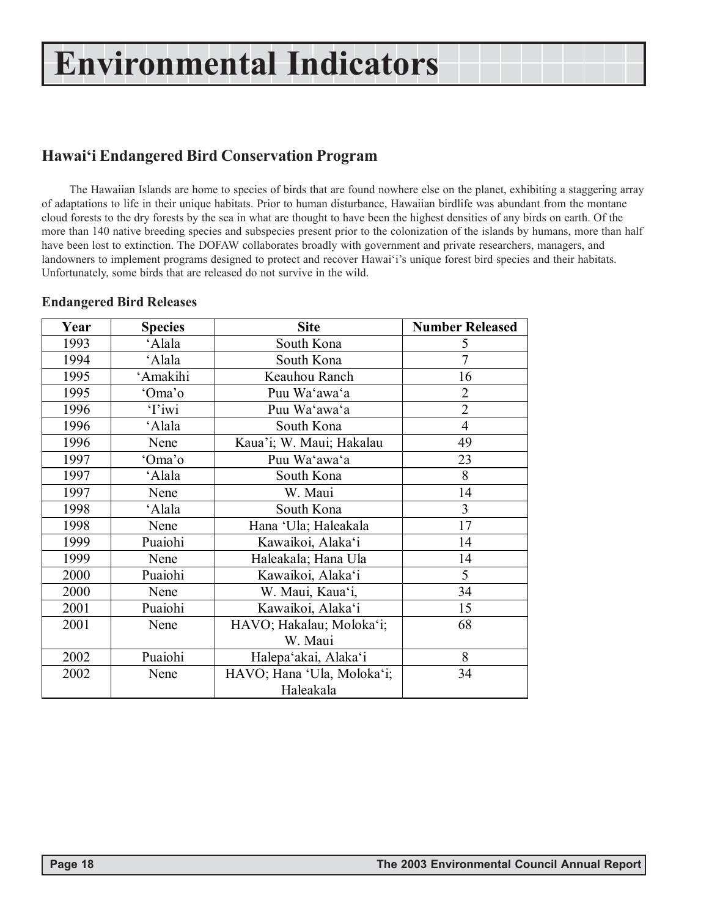# Environmental Indicators

## Hawai‘i Endangered Bird Conservation Program

The Hawaiian Islands are home to species of birds that are found nowhere else on the planet, exhibiting a staggering array of adaptations to life in their unique habitats. Prior to human disturbance, Hawaiian birdlife was abundant from the montane cloud forests to the dry forests by the sea in what are thought to have been the highest densities of any birds on earth. Of the more than 140 native breeding species and subspecies present prior to the colonization of the islands by humans, more than half have been lost to extinction. The DOFAW collaborates broadly with government and private researchers, managers, and landowners to implement programs designed to protect and recover Hawai‘i's unique forest bird species and their habitats. Unfortunately, some birds that are released do not survive in the wild.

### Endangered Bird Releases

| Year | Species | Site | Number Released |
|---|---|---|---|
| 1993 | ‘Alala | South Kona | 5 |
| 1994 | ‘Alala | South Kona | 7 |
| 1995 | ‘Amakihi | Keauhou Ranch | 16 |
| 1995 | ‘Oma’o | Puu Wa‘awa‘a | 2 |
| 1996 | ‘I’iwi | Puu Wa‘awa‘a | 2 |
| 1996 | ‘Alala | South Kona | 4 |
| 1996 | Nene | Kaua’i; W. Maui; Hakalau | 49 |
| 1997 | ‘Oma’o | Puu Wa‘awa‘a | 23 |
| 1997 | ‘Alala | South Kona | 8 |
| 1997 | Nene | W. Maui | 14 |
| 1998 | ‘Alala | South Kona | 3 |
| 1998 | Nene | Hana ‘Ula; Haleakala | 17 |
| 1999 | Puaiohi | Kawaikoi, Alaka‘i | 14 |
| 1999 | Nene | Haleakala; Hana Ula | 14 |
| 2000 | Puaiohi | Kawaikoi, Alaka‘i | 5 |
| 2000 | Nene | W. Maui, Kaua‘i, | 34 |
| 2001 | Puaiohi | Kawaikoi, Alaka‘i | 15 |
| 2001 | Nene | HAVO; Hakalau; Moloka‘i; W. Maui | 68 |
| 2002 | Puaiohi | Halepa‘akai, Alaka‘i | 8 |
| 2002 | Nene | HAVO; Hana ‘Ula, Moloka‘i; Haleakala | 34 |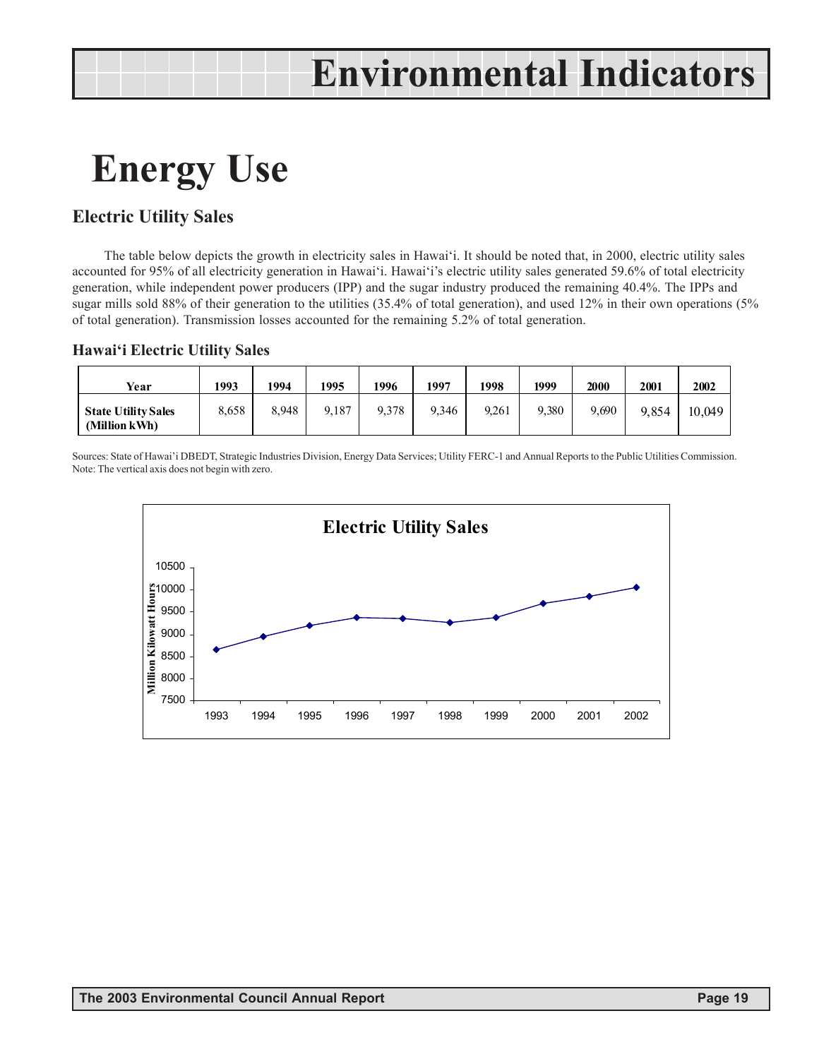# Energy Use

## Electric Utility Sales

The table below depicts the growth in electricity sales in Hawai'i. It should be noted that, in 2000, electric utility sales accounted for 95% of all electricity generation in Hawai'i. Hawai'i's electric utility sales generated 59.6% of total electricity generation, while independent power producers (IPP) and the sugar industry produced the remaining 40.4%. The IPPs and sugar mills sold 88% of their generation to the utilities (35.4% of total generation), and used 12% in their own operations (5% of total generation). Transmission losses accounted for the remaining 5.2% of total generation.

### Hawai'i Electric Utility Sales

| Year | 1993 | 1994 | 1995 | 1996 | 1997 | 1998 | 1999 | 2000 | 2001 | 2002 |
|---|---|---|---|---|---|---|---|---|---|---|
| **State Utility Sales (Million kWh)** | 8,658 | 8,948 | 9,187 | 9,378 | 9,346 | 9,261 | 9,380 | 9,690 | 9,854 | 10,049 |

Sources: State of Hawai'i DBEDT, Strategic Industries Division, Energy Data Services; Utility FERC-1 and Annual Reports to the Public Utilities Commission.
Note: The vertical axis does not begin with zero.

**Electric Utility Sales**

Million Kilowatt Hours

| Year | 1993 | 1994 | 1995 | 1996 | 1997 | 1998 | 1999 | 2000 | 2001 | 2002 |
|---|---|---|---|---|---|---|---|---|---|---|
| Million Kilowatt Hours | 8658 | 8948 | 9187 | 9378 | 9346 | 9261 | 9380 | 9690 | 9854 | 10049 |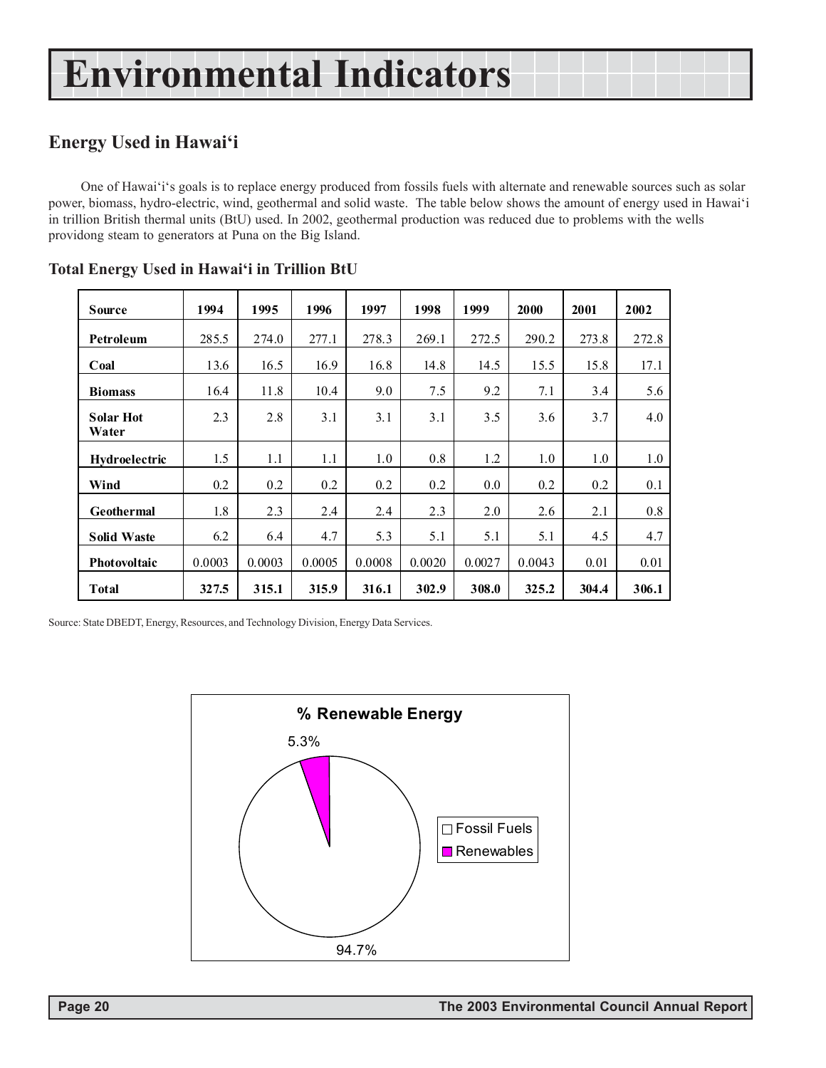# Environmental Indicators

## Energy Used in Hawai'i

One of Hawai'i's goals is to replace energy produced from fossils fuels with alternate and renewable sources such as solar power, biomass, hydro-electric, wind, geothermal and solid waste. The table below shows the amount of energy used in Hawai'i in trillion British thermal units (BtU) used. In 2002, geothermal production was reduced due to problems with the wells providong steam to generators at Puna on the Big Island.

### Total Energy Used in Hawai'i in Trillion BtU

| Source | 1994 | 1995 | 1996 | 1997 | 1998 | 1999 | 2000 | 2001 | 2002 |
|---|---|---|---|---|---|---|---|---|---|
| **Petroleum** | 285.5 | 274.0 | 277.1 | 278.3 | 269.1 | 272.5 | 290.2 | 273.8 | 272.8 |
| **Coal** | 13.6 | 16.5 | 16.9 | 16.8 | 14.8 | 14.5 | 15.5 | 15.8 | 17.1 |
| **Biomass** | 16.4 | 11.8 | 10.4 | 9.0 | 7.5 | 9.2 | 7.1 | 3.4 | 5.6 |
| **Solar Hot Water** | 2.3 | 2.8 | 3.1 | 3.1 | 3.1 | 3.5 | 3.6 | 3.7 | 4.0 |
| **Hydroelectric** | 1.5 | 1.1 | 1.1 | 1.0 | 0.8 | 1.2 | 1.0 | 1.0 | 1.0 |
| **Wind** | 0.2 | 0.2 | 0.2 | 0.2 | 0.2 | 0.0 | 0.2 | 0.2 | 0.1 |
| **Geothermal** | 1.8 | 2.3 | 2.4 | 2.4 | 2.3 | 2.0 | 2.6 | 2.1 | 0.8 |
| **Solid Waste** | 6.2 | 6.4 | 4.7 | 5.3 | 5.1 | 5.1 | 5.1 | 4.5 | 4.7 |
| **Photovoltaic** | 0.0003 | 0.0003 | 0.0005 | 0.0008 | 0.0020 | 0.0027 | 0.0043 | 0.01 | 0.01 |
| **Total** | **327.5** | **315.1** | **315.9** | **316.1** | **302.9** | **308.0** | **325.2** | **304.4** | **306.1** |

Source: State DBEDT, Energy, Resources, and Technology Division, Energy Data Services.

**% Renewable Energy**

| Category | Share |
|---|---|
| Fossil Fuels | 94.7% |
| Renewables | 5.3% |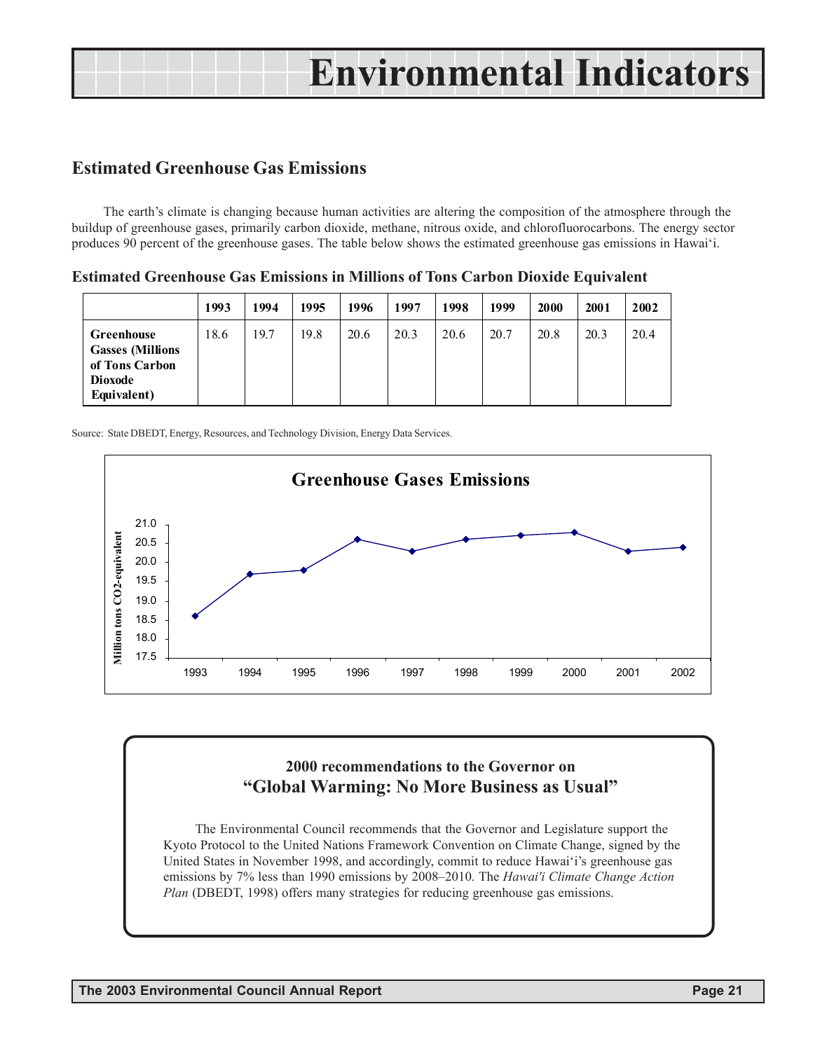# Environmental Indicators

## Estimated Greenhouse Gas Emissions

The earth's climate is changing because human activities are altering the composition of the atmosphere through the buildup of greenhouse gases, primarily carbon dioxide, methane, nitrous oxide, and chlorofluorocarbons. The energy sector produces 90 percent of the greenhouse gases. The table below shows the estimated greenhouse gas emissions in Hawai'i.

### Estimated Greenhouse Gas Emissions in Millions of Tons Carbon Dioxide Equivalent

| | 1993 | 1994 | 1995 | 1996 | 1997 | 1998 | 1999 | 2000 | 2001 | 2002 |
|---|---|---|---|---|---|---|---|---|---|---|
| **Greenhouse Gasses (Millions of Tons Carbon Dioxode Equivalent)** | 18.6 | 19.7 | 19.8 | 20.6 | 20.3 | 20.6 | 20.7 | 20.8 | 20.3 | 20.4 |

Source: State DBEDT, Energy, Resources, and Technology Division, Energy Data Services.

**Greenhouse Gases Emissions**

### 2000 recommendations to the Governor on "Global Warming: No More Business as Usual"

The Environmental Council recommends that the Governor and Legislature support the Kyoto Protocol to the United Nations Framework Convention on Climate Change, signed by the United States in November 1998, and accordingly, commit to reduce Hawai'i's greenhouse gas emissions by 7% less than 1990 emissions by 2008–2010. The *Hawai'i Climate Change Action Plan* (DBEDT, 1998) offers many strategies for reducing greenhouse gas emissions.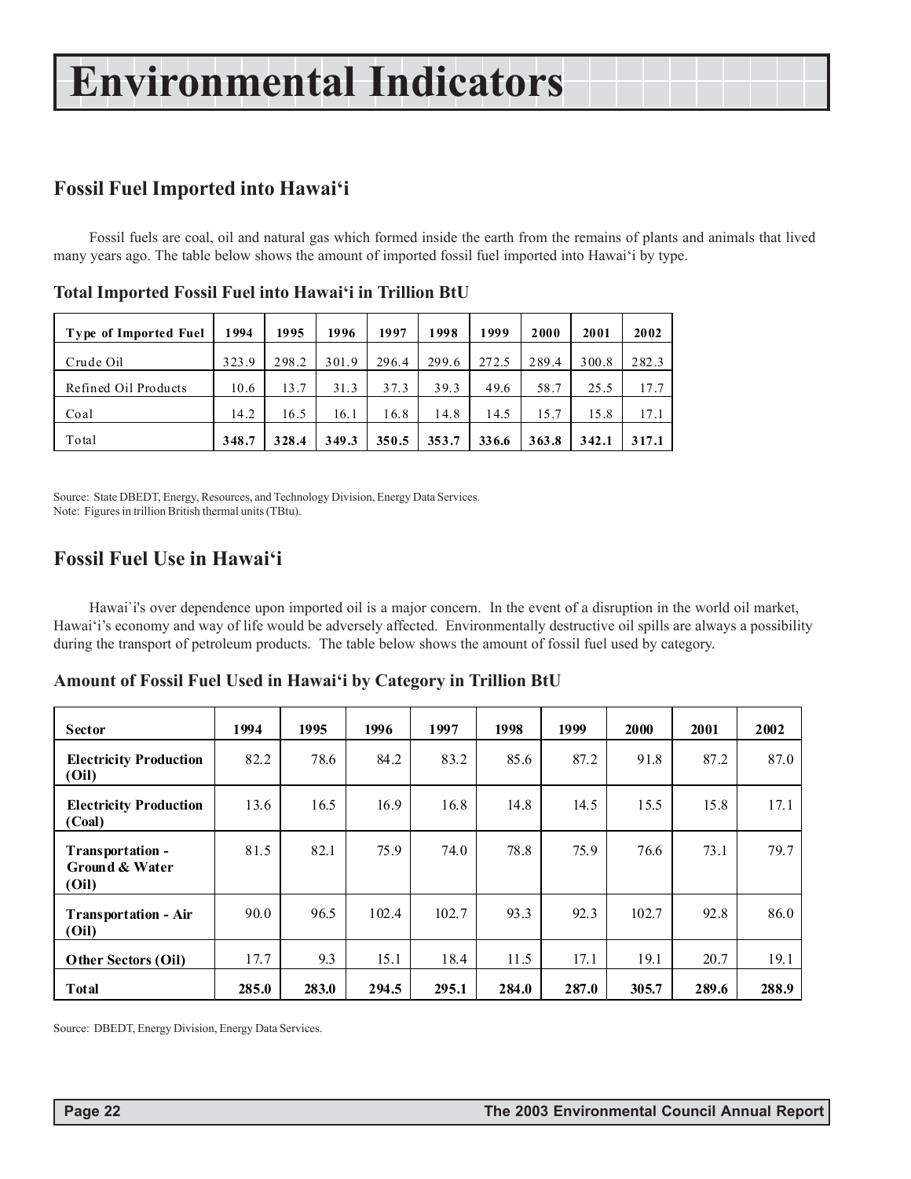# Environmental Indicators

## Fossil Fuel Imported into Hawai‘i

Fossil fuels are coal, oil and natural gas which formed inside the earth from the remains of plants and animals that lived many years ago. The table below shows the amount of imported fossil fuel imported into Hawai‘i by type.

### Total Imported Fossil Fuel into Hawai‘i in Trillion BtU

| Type of Imported Fuel | 1994 | 1995 | 1996 | 1997 | 1998 | 1999 | 2000 | 2001 | 2002 |
|---|---|---|---|---|---|---|---|---|---|
| Crude Oil | 323.9 | 298.2 | 301.9 | 296.4 | 299.6 | 272.5 | 289.4 | 300.8 | 282.3 |
| Refined Oil Products | 10.6 | 13.7 | 31.3 | 37.3 | 39.3 | 49.6 | 58.7 | 25.5 | 17.7 |
| Coal | 14.2 | 16.5 | 16.1 | 16.8 | 14.8 | 14.5 | 15.7 | 15.8 | 17.1 |
| Total | **348.7** | **328.4** | **349.3** | **350.5** | **353.7** | **336.6** | **363.8** | **342.1** | **317.1** |

Source: State DBEDT, Energy, Resources, and Technology Division, Energy Data Services.
Note: Figures in trillion British thermal units (TBtu).

## Fossil Fuel Use in Hawai‘i

Hawai`i's over dependence upon imported oil is a major concern. In the event of a disruption in the world oil market, Hawai‘i's economy and way of life would be adversely affected. Environmentally destructive oil spills are always a possibility during the transport of petroleum products. The table below shows the amount of fossil fuel used by category.

### Amount of Fossil Fuel Used in Hawai‘i by Category in Trillion BtU

| Sector | 1994 | 1995 | 1996 | 1997 | 1998 | 1999 | 2000 | 2001 | 2002 |
|---|---|---|---|---|---|---|---|---|---|
| **Electricity Production (Oil)** | 82.2 | 78.6 | 84.2 | 83.2 | 85.6 | 87.2 | 91.8 | 87.2 | 87.0 |
| **Electricity Production (Coal)** | 13.6 | 16.5 | 16.9 | 16.8 | 14.8 | 14.5 | 15.5 | 15.8 | 17.1 |
| **Transportation - Ground & Water (Oil)** | 81.5 | 82.1 | 75.9 | 74.0 | 78.8 | 75.9 | 76.6 | 73.1 | 79.7 |
| **Transportation - Air (Oil)** | 90.0 | 96.5 | 102.4 | 102.7 | 93.3 | 92.3 | 102.7 | 92.8 | 86.0 |
| **Other Sectors (Oil)** | 17.7 | 9.3 | 15.1 | 18.4 | 11.5 | 17.1 | 19.1 | 20.7 | 19.1 |
| **Total** | **285.0** | **283.0** | **294.5** | **295.1** | **284.0** | **287.0** | **305.7** | **289.6** | **288.9** |

Source: DBEDT, Energy Division, Energy Data Services.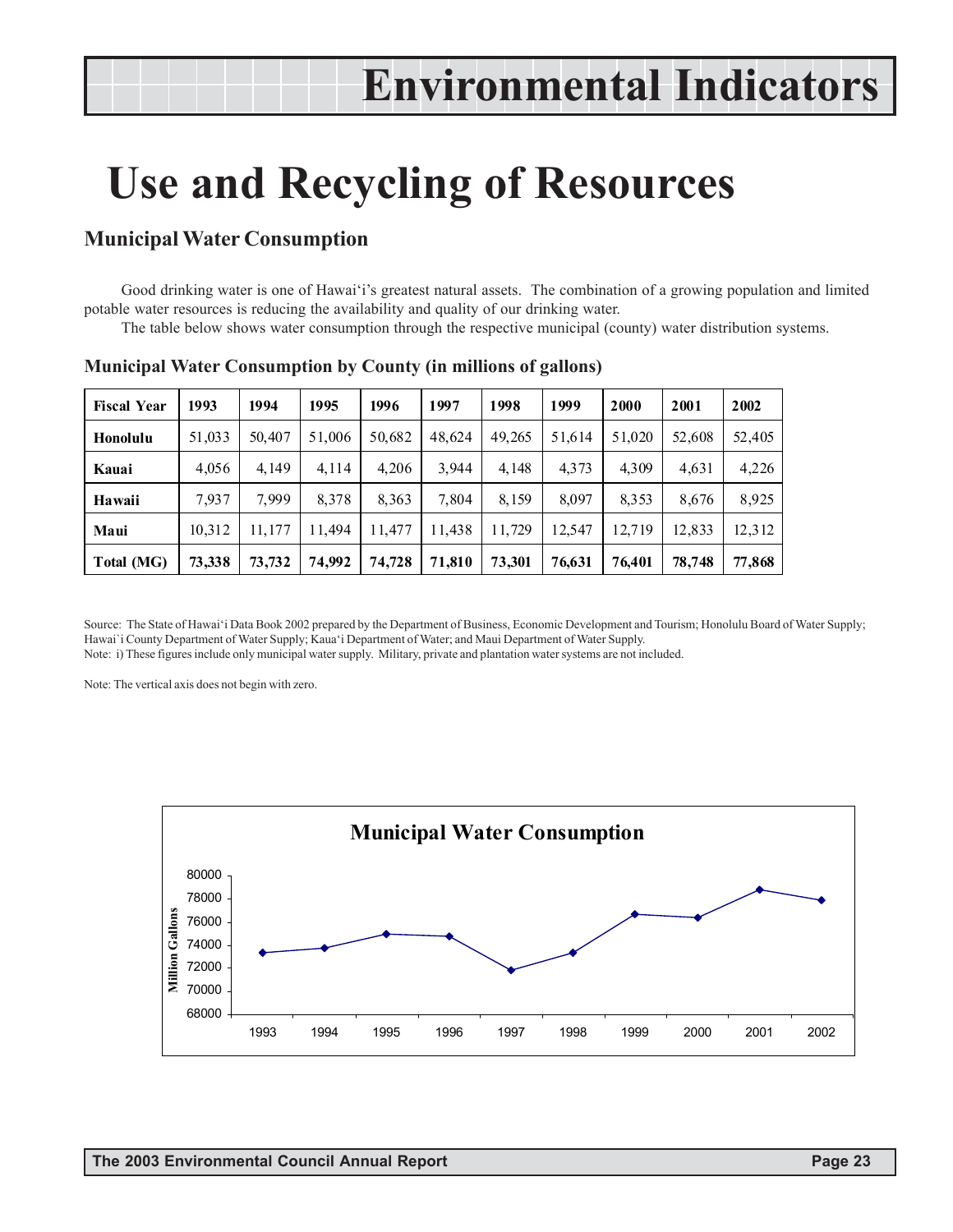# Environmental Indicators

# Use and Recycling of Resources

## Municipal Water Consumption

Good drinking water is one of Hawai'i's greatest natural assets. The combination of a growing population and limited potable water resources is reducing the availability and quality of our drinking water.

The table below shows water consumption through the respective municipal (county) water distribution systems.

### Municipal Water Consumption by County (in millions of gallons)

| Fiscal Year | 1993 | 1994 | 1995 | 1996 | 1997 | 1998 | 1999 | 2000 | 2001 | 2002 |
|---|---|---|---|---|---|---|---|---|---|---|
| Honolulu | 51,033 | 50,407 | 51,006 | 50,682 | 48,624 | 49,265 | 51,614 | 51,020 | 52,608 | 52,405 |
| Kauai | 4,056 | 4,149 | 4,114 | 4,206 | 3,944 | 4,148 | 4,373 | 4,309 | 4,631 | 4,226 |
| Hawaii | 7,937 | 7,999 | 8,378 | 8,363 | 7,804 | 8,159 | 8,097 | 8,353 | 8,676 | 8,925 |
| Maui | 10,312 | 11,177 | 11,494 | 11,477 | 11,438 | 11,729 | 12,547 | 12,719 | 12,833 | 12,312 |
| **Total (MG)** | **73,338** | **73,732** | **74,992** | **74,728** | **71,810** | **73,301** | **76,631** | **76,401** | **78,748** | **77,868** |

Source: The State of Hawai'i Data Book 2002 prepared by the Department of Business, Economic Development and Tourism; Honolulu Board of Water Supply; Hawai`i County Department of Water Supply; Kaua'i Department of Water; and Maui Department of Water Supply.
Note: i) These figures include only municipal water supply. Military, private and plantation water systems are not included.

Note: The vertical axis does not begin with zero.

**Municipal Water Consumption**

| Year | Million Gallons |
|---|---|
| 1993 | 73,338 |
| 1994 | 73,732 |
| 1995 | 74,992 |
| 1996 | 74,728 |
| 1997 | 71,810 |
| 1998 | 73,301 |
| 1999 | 76,631 |
| 2000 | 76,401 |
| 2001 | 78,748 |
| 2002 | 77,868 |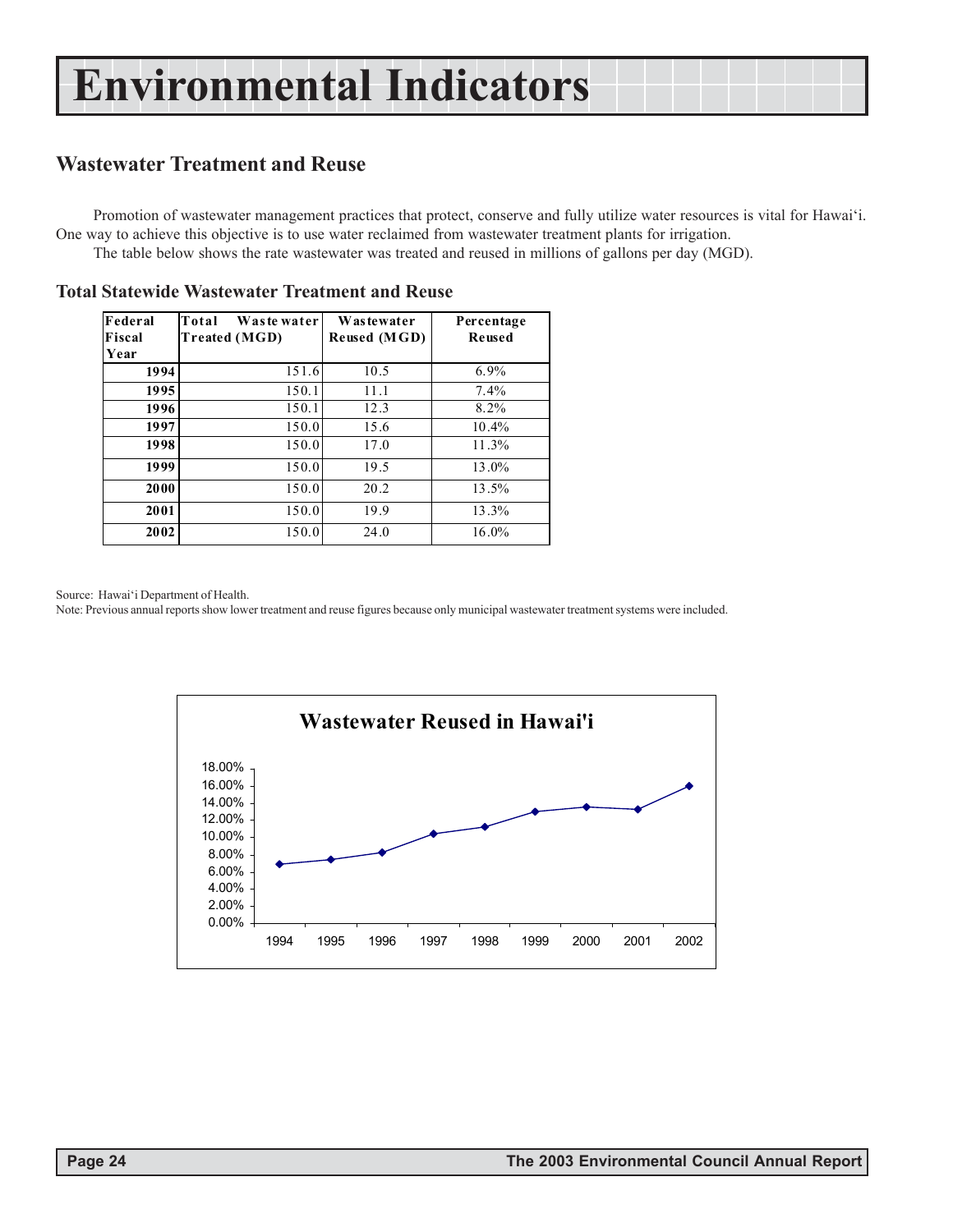# Environmental Indicators

## Wastewater Treatment and Reuse

Promotion of wastewater management practices that protect, conserve and fully utilize water resources is vital for Hawai'i. One way to achieve this objective is to use water reclaimed from wastewater treatment plants for irrigation.

The table below shows the rate wastewater was treated and reused in millions of gallons per day (MGD).

### Total Statewide Wastewater Treatment and Reuse

| Federal Fiscal Year | Total Wastewater Treated (MGD) | Wastewater Reused (MGD) | Percentage Reused |
|---|---|---|---|
| 1994 | 151.6 | 10.5 | 6.9% |
| 1995 | 150.1 | 11.1 | 7.4% |
| 1996 | 150.1 | 12.3 | 8.2% |
| 1997 | 150.0 | 15.6 | 10.4% |
| 1998 | 150.0 | 17.0 | 11.3% |
| 1999 | 150.0 | 19.5 | 13.0% |
| 2000 | 150.0 | 20.2 | 13.5% |
| 2001 | 150.0 | 19.9 | 13.3% |
| 2002 | 150.0 | 24.0 | 16.0% |

Source: Hawai'i Department of Health.

Note: Previous annual reports show lower treatment and reuse figures because only municipal wastewater treatment systems were included.

**Wastewater Reused in Hawai'i**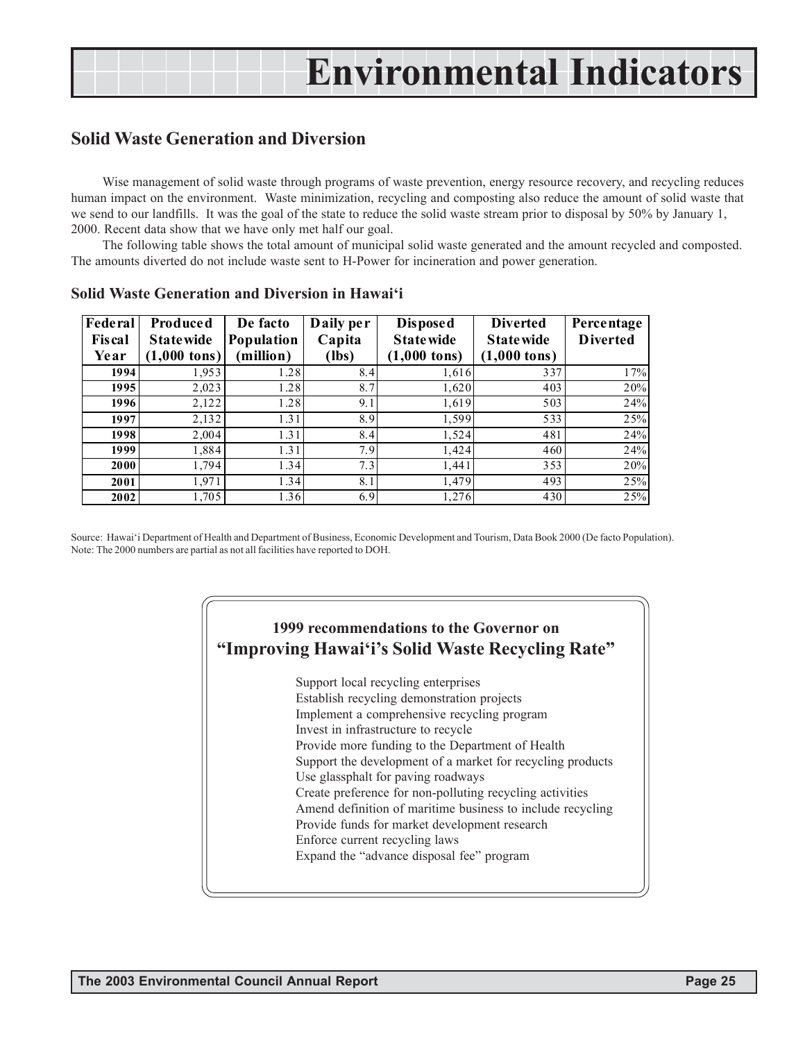# Environmental Indicators

## Solid Waste Generation and Diversion

Wise management of solid waste through programs of waste prevention, energy resource recovery, and recycling reduces human impact on the environment. Waste minimization, recycling and composting also reduce the amount of solid waste that we send to our landfills. It was the goal of the state to reduce the solid waste stream prior to disposal by 50% by January 1, 2000. Recent data show that we have only met half our goal.

The following table shows the total amount of municipal solid waste generated and the amount recycled and composted. The amounts diverted do not include waste sent to H-Power for incineration and power generation.

### Solid Waste Generation and Diversion in Hawai'i

| Federal Fiscal Year | Produced Statewide (1,000 tons) | De facto Population (million) | Daily per Capita (lbs) | Disposed Statewide (1,000 tons) | Diverted Statewide (1,000 tons) | Percentage Diverted |
|---|---|---|---|---|---|---|
| 1994 | 1,953 | 1.28 | 8.4 | 1,616 | 337 | 17% |
| 1995 | 2,023 | 1.28 | 8.7 | 1,620 | 403 | 20% |
| 1996 | 2,122 | 1.28 | 9.1 | 1,619 | 503 | 24% |
| 1997 | 2,132 | 1.31 | 8.9 | 1,599 | 533 | 25% |
| 1998 | 2,004 | 1.31 | 8.4 | 1,524 | 481 | 24% |
| 1999 | 1,884 | 1.31 | 7.9 | 1,424 | 460 | 24% |
| 2000 | 1,794 | 1.34 | 7.3 | 1,441 | 353 | 20% |
| 2001 | 1,971 | 1.34 | 8.1 | 1,479 | 493 | 25% |
| 2002 | 1,705 | 1.36 | 6.9 | 1,276 | 430 | 25% |

Source: Hawai'i Department of Health and Department of Business, Economic Development and Tourism, Data Book 2000 (De facto Population).
Note: The 2000 numbers are partial as not all facilities have reported to DOH.

**1999 recommendations to the Governor on**
**"Improving Hawai'i's Solid Waste Recycling Rate"**

- Support local recycling enterprises
- Establish recycling demonstration projects
- Implement a comprehensive recycling program
- Invest in infrastructure to recycle
- Provide more funding to the Department of Health
- Support the development of a market for recycling products
- Use glassphalt for paving roadways
- Create preference for non-polluting recycling activities
- Amend definition of maritime business to include recycling
- Provide funds for market development research
- Enforce current recycling laws
- Expand the "advance disposal fee" program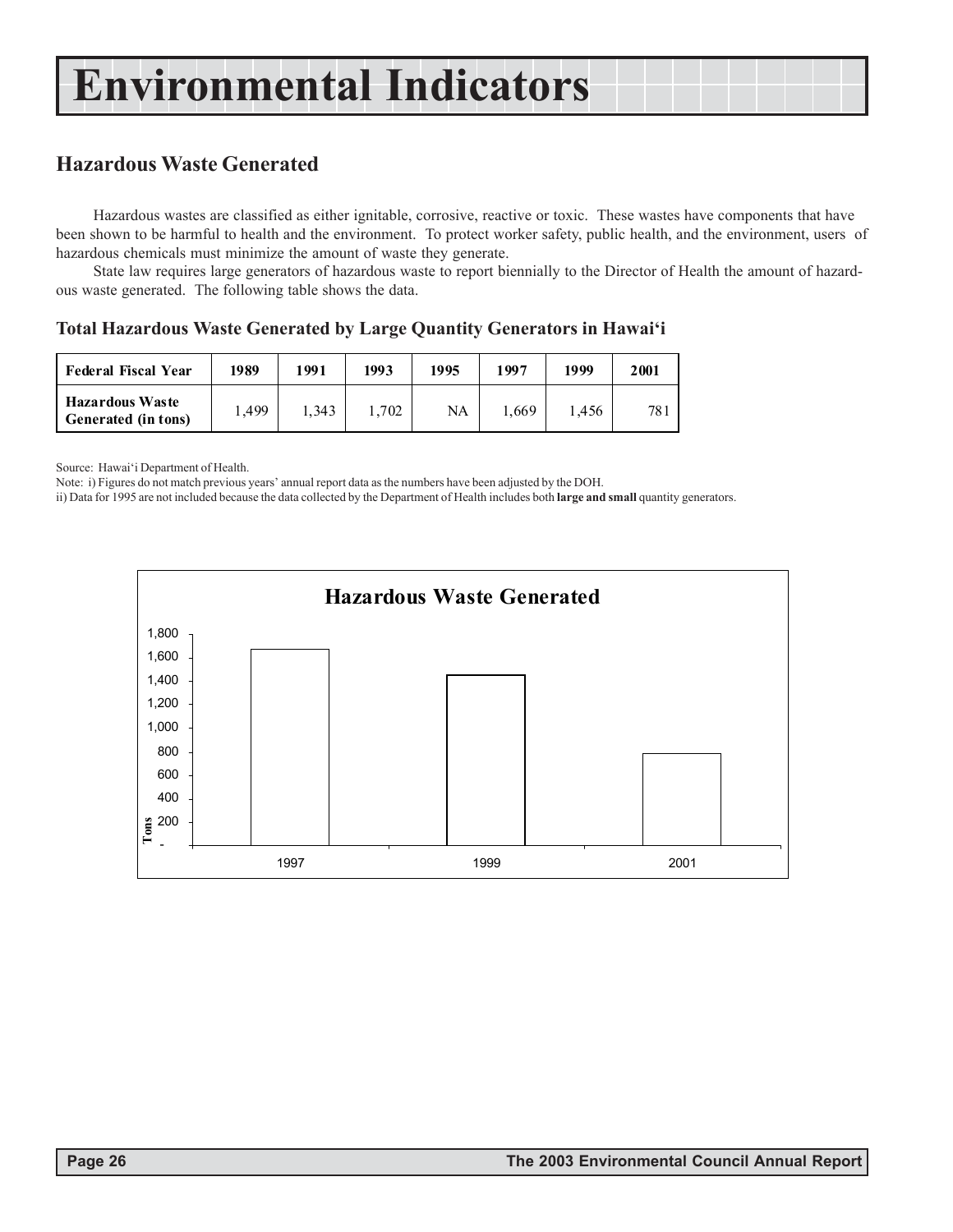# Environmental Indicators

## Hazardous Waste Generated

Hazardous wastes are classified as either ignitable, corrosive, reactive or toxic. These wastes have components that have been shown to be harmful to health and the environment. To protect worker safety, public health, and the environment, users of hazardous chemicals must minimize the amount of waste they generate.

State law requires large generators of hazardous waste to report biennially to the Director of Health the amount of hazardous waste generated. The following table shows the data.

### Total Hazardous Waste Generated by Large Quantity Generators in Hawai'i

| Federal Fiscal Year | 1989 | 1991 | 1993 | 1995 | 1997 | 1999 | 2001 |
|---|---|---|---|---|---|---|---|
| Hazardous Waste Generated (in tons) | 1,499 | 1,343 | 1,702 | NA | 1,669 | 1,456 | 781 |

Source: Hawai'i Department of Health.

Note: i) Figures do not match previous years' annual report data as the numbers have been adjusted by the DOH.

ii) Data for 1995 are not included because the data collected by the Department of Health includes both **large and small** quantity generators.

**Hazardous Waste Generated**

| Year | Tons |
|---|---|
| 1997 | 1,669 |
| 1999 | 1,456 |
| 2001 | 781 |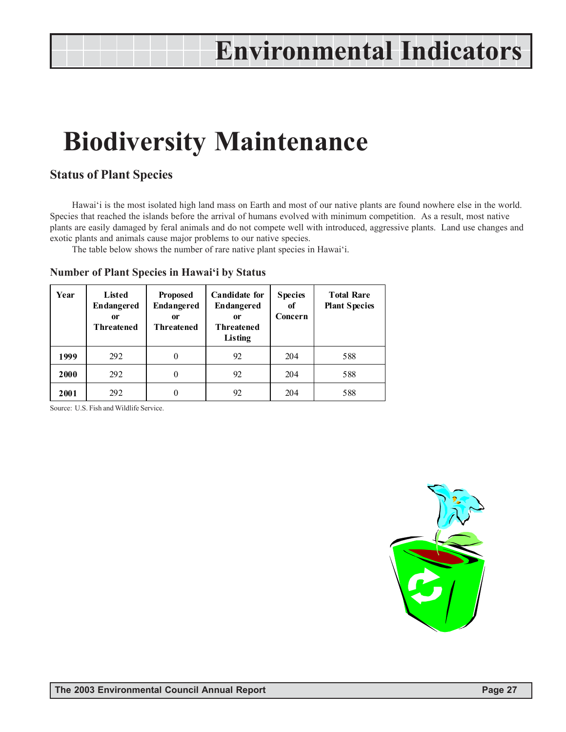# Environmental Indicators

## Biodiversity Maintenance

### Status of Plant Species

Hawai'i is the most isolated high land mass on Earth and most of our native plants are found nowhere else in the world. Species that reached the islands before the arrival of humans evolved with minimum competition. As a result, most native plants are easily damaged by feral animals and do not compete well with introduced, aggressive plants. Land use changes and exotic plants and animals cause major problems to our native species.

The table below shows the number of rare native plant species in Hawai'i.

#### Number of Plant Species in Hawai'i by Status

| Year | Listed Endangered or Threatened | Proposed Endangered or Threatened | Candidate for Endangered or Threatened Listing | Species of Concern | Total Rare Plant Species |
|---|---|---|---|---|---|
| 1999 | 292 | 0 | 92 | 204 | 588 |
| 2000 | 292 | 0 | 92 | 204 | 588 |
| 2001 | 292 | 0 | 92 | 204 | 588 |

Source: U.S. Fish and Wildlife Service.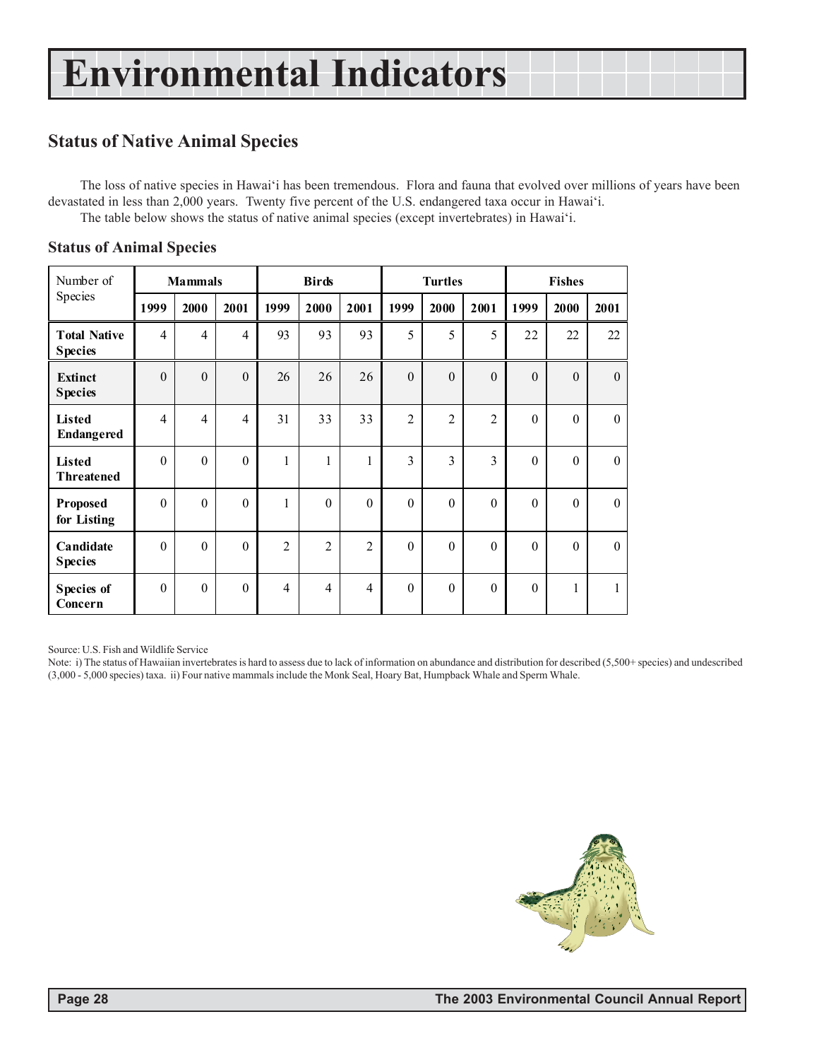# Environmental Indicators

## Status of Native Animal Species

The loss of native species in Hawai'i has been tremendous. Flora and fauna that evolved over millions of years have been devastated in less than 2,000 years. Twenty five percent of the U.S. endangered taxa occur in Hawai'i.

The table below shows the status of native animal species (except invertebrates) in Hawai'i.

### Status of Animal Species

| Number of Species | Mammals | | | Birds | | | Turtles | | | Fishes | | |
|---|---|---|---|---|---|---|---|---|---|---|---|---|
| | 1999 | 2000 | 2001 | 1999 | 2000 | 2001 | 1999 | 2000 | 2001 | 1999 | 2000 | 2001 |
| **Total Native Species** | 4 | 4 | 4 | 93 | 93 | 93 | 5 | 5 | 5 | 22 | 22 | 22 |
| **Extinct Species** | 0 | 0 | 0 | 26 | 26 | 26 | 0 | 0 | 0 | 0 | 0 | 0 |
| **Listed Endangered** | 4 | 4 | 4 | 31 | 33 | 33 | 2 | 2 | 2 | 0 | 0 | 0 |
| **Listed Threatened** | 0 | 0 | 0 | 1 | 1 | 1 | 3 | 3 | 3 | 0 | 0 | 0 |
| **Proposed for Listing** | 0 | 0 | 0 | 1 | 0 | 0 | 0 | 0 | 0 | 0 | 0 | 0 |
| **Candidate Species** | 0 | 0 | 0 | 2 | 2 | 2 | 0 | 0 | 0 | 0 | 0 | 0 |
| **Species of Concern** | 0 | 0 | 0 | 4 | 4 | 4 | 0 | 0 | 0 | 0 | 1 | 1 |

Source: U.S. Fish and Wildlife Service

Note: i) The status of Hawaiian invertebrates is hard to assess due to lack of information on abundance and distribution for described (5,500+ species) and undescribed (3,000 - 5,000 species) taxa. ii) Four native mammals include the Monk Seal, Hoary Bat, Humpback Whale and Sperm Whale.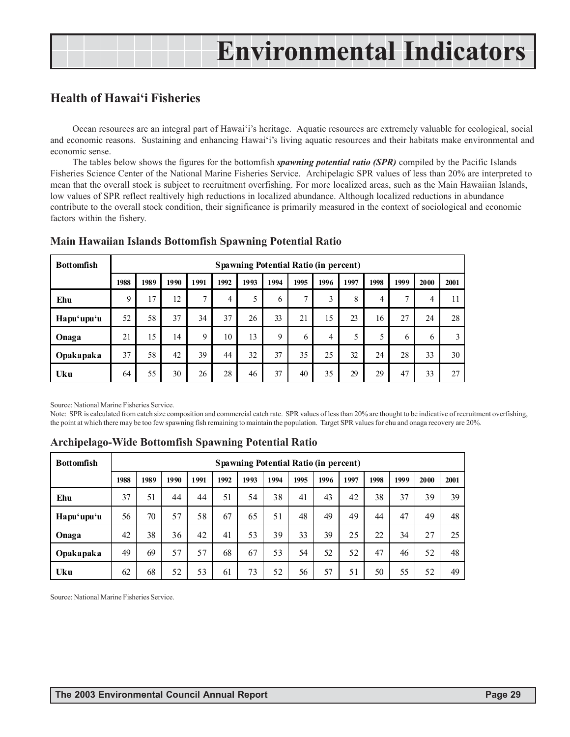# Environmental Indicators

## Health of Hawai'i Fisheries

Ocean resources are an integral part of Hawai'i's heritage. Aquatic resources are extremely valuable for ecological, social and economic reasons. Sustaining and enhancing Hawai'i's living aquatic resources and their habitats make environmental and economic sense.

The tables below shows the figures for the bottomfish ***spawning potential ratio (SPR)*** compiled by the Pacific Islands Fisheries Science Center of the National Marine Fisheries Service. Archipelagic SPR values of less than 20% are interpreted to mean that the overall stock is subject to recruitment overfishing. For more localized areas, such as the Main Hawaiian Islands, low values of SPR reflect realtively high reductions in localized abundance. Although localized reductions in abundance contribute to the overall stock condition, their significance is primarily measured in the context of sociological and economic factors within the fishery.

### Main Hawaiian Islands Bottomfish Spawning Potential Ratio

| Bottomfish | Spawning Potential Ratio (in percent) | | | | | | | | | | | | | |
|---|---|---|---|---|---|---|---|---|---|---|---|---|---|---|
| | 1988 | 1989 | 1990 | 1991 | 1992 | 1993 | 1994 | 1995 | 1996 | 1997 | 1998 | 1999 | 2000 | 2001 |
| Ehu | 9 | 17 | 12 | 7 | 4 | 5 | 6 | 7 | 3 | 8 | 4 | 7 | 4 | 11 |
| Hapu'upu'u | 52 | 58 | 37 | 34 | 37 | 26 | 33 | 21 | 15 | 23 | 16 | 27 | 24 | 28 |
| Onaga | 21 | 15 | 14 | 9 | 10 | 13 | 9 | 6 | 4 | 5 | 5 | 6 | 6 | 3 |
| Opakapaka | 37 | 58 | 42 | 39 | 44 | 32 | 37 | 35 | 25 | 32 | 24 | 28 | 33 | 30 |
| Uku | 64 | 55 | 30 | 26 | 28 | 46 | 37 | 40 | 35 | 29 | 29 | 47 | 33 | 27 |

Source: National Marine Fisheries Service.

Note: SPR is calculated from catch size composition and commercial catch rate. SPR values of less than 20% are thought to be indicative of recruitment overfishing, the point at which there may be too few spawning fish remaining to maintain the population. Target SPR values for ehu and onaga recovery are 20%.

### Archipelago-Wide Bottomfish Spawning Potential Ratio

| Bottomfish | Spawning Potential Ratio (in percent) | | | | | | | | | | | | | |
|---|---|---|---|---|---|---|---|---|---|---|---|---|---|---|
| | 1988 | 1989 | 1990 | 1991 | 1992 | 1993 | 1994 | 1995 | 1996 | 1997 | 1998 | 1999 | 2000 | 2001 |
| Ehu | 37 | 51 | 44 | 44 | 51 | 54 | 38 | 41 | 43 | 42 | 38 | 37 | 39 | 39 |
| Hapu'upu'u | 56 | 70 | 57 | 58 | 67 | 65 | 51 | 48 | 49 | 49 | 44 | 47 | 49 | 48 |
| Onaga | 42 | 38 | 36 | 42 | 41 | 53 | 39 | 33 | 39 | 25 | 22 | 34 | 27 | 25 |
| Opakapaka | 49 | 69 | 57 | 57 | 68 | 67 | 53 | 54 | 52 | 52 | 47 | 46 | 52 | 48 |
| Uku | 62 | 68 | 52 | 53 | 61 | 73 | 52 | 56 | 57 | 51 | 50 | 55 | 52 | 49 |

Source: National Marine Fisheries Service.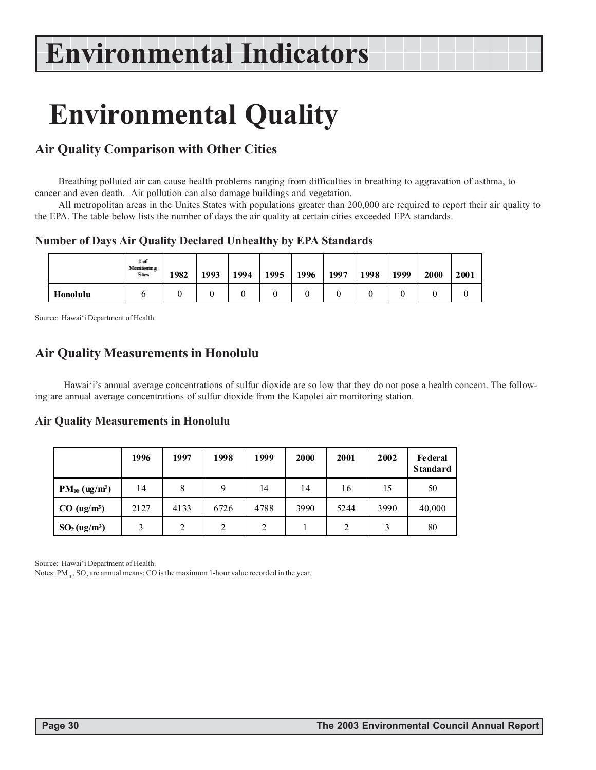# Environmental Indicators

# Environmental Quality

## Air Quality Comparison with Other Cities

Breathing polluted air can cause health problems ranging from difficulties in breathing to aggravation of asthma, to cancer and even death. Air pollution can also damage buildings and vegetation.

All metropolitan areas in the Unites States with populations greater than 200,000 are required to report their air quality to the EPA. The table below lists the number of days the air quality at certain cities exceeded EPA standards.

### Number of Days Air Quality Declared Unhealthy by EPA Standards

| | # of Monitoring Sites | 1982 | 1993 | 1994 | 1995 | 1996 | 1997 | 1998 | 1999 | 2000 | 2001 |
|---|---|---|---|---|---|---|---|---|---|---|---|
| **Honolulu** | 6 | 0 | 0 | 0 | 0 | 0 | 0 | 0 | 0 | 0 | 0 |

Source: Hawai'i Department of Health.

## Air Quality Measurements in Honolulu

Hawai'i's annual average concentrations of sulfur dioxide are so low that they do not pose a health concern. The following are annual average concentrations of sulfur dioxide from the Kapolei air monitoring station.

### Air Quality Measurements in Honolulu

| | 1996 | 1997 | 1998 | 1999 | 2000 | 2001 | 2002 | Federal Standard |
|---|---|---|---|---|---|---|---|---|
| **$PM_{10}$ (ug/m³)** | 14 | 8 | 9 | 14 | 14 | 16 | 15 | 50 |
| **CO (ug/m³)** | 2127 | 4133 | 6726 | 4788 | 3990 | 5244 | 3990 | 40,000 |
| **$SO_2$ (ug/m³)** | 3 | 2 | 2 | 2 | 1 | 2 | 3 | 80 |

Source: Hawai'i Department of Health.

Notes: $PM_{10}$, $SO_2$ are annual means; CO is the maximum 1-hour value recorded in the year.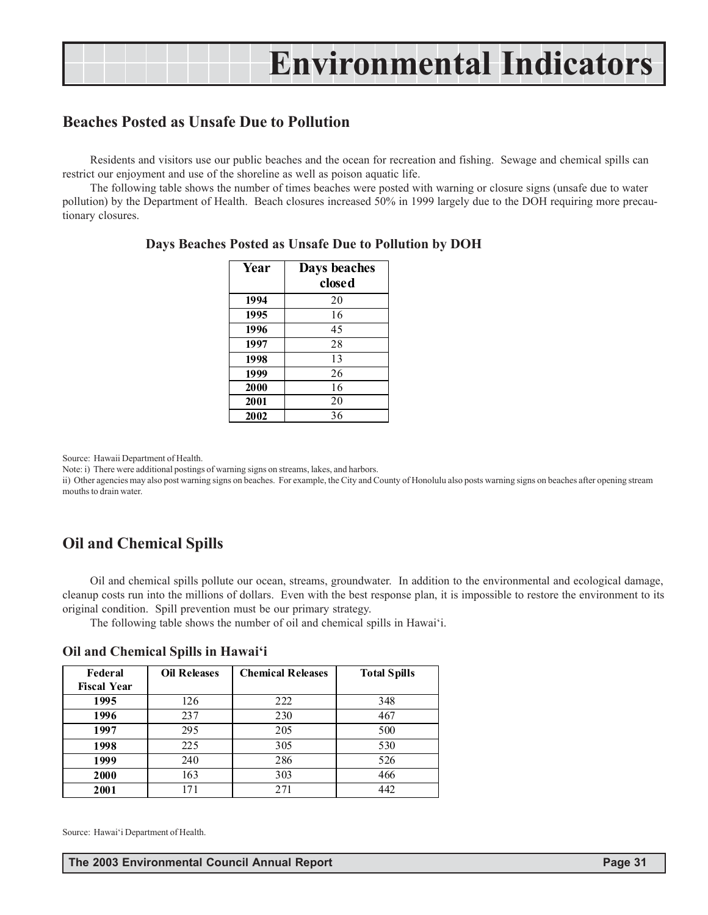# Environmental Indicators

## Beaches Posted as Unsafe Due to Pollution

Residents and visitors use our public beaches and the ocean for recreation and fishing. Sewage and chemical spills can restrict our enjoyment and use of the shoreline as well as poison aquatic life.

The following table shows the number of times beaches were posted with warning or closure signs (unsafe due to water pollution) by the Department of Health. Beach closures increased 50% in 1999 largely due to the DOH requiring more precautionary closures.

### Days Beaches Posted as Unsafe Due to Pollution by DOH

| Year | Days beaches closed |
|---|---|
| 1994 | 20 |
| 1995 | 16 |
| 1996 | 45 |
| 1997 | 28 |
| 1998 | 13 |
| 1999 | 26 |
| 2000 | 16 |
| 2001 | 20 |
| 2002 | 36 |

Source: Hawaii Department of Health.

Note: i) There were additional postings of warning signs on streams, lakes, and harbors.

ii) Other agencies may also post warning signs on beaches. For example, the City and County of Honolulu also posts warning signs on beaches after opening stream mouths to drain water.

## Oil and Chemical Spills

Oil and chemical spills pollute our ocean, streams, groundwater. In addition to the environmental and ecological damage, cleanup costs run into the millions of dollars. Even with the best response plan, it is impossible to restore the environment to its original condition. Spill prevention must be our primary strategy.

The following table shows the number of oil and chemical spills in Hawai'i.

### Oil and Chemical Spills in Hawai'i

| Federal Fiscal Year | Oil Releases | Chemical Releases | Total Spills |
|---|---|---|---|
| 1995 | 126 | 222 | 348 |
| 1996 | 237 | 230 | 467 |
| 1997 | 295 | 205 | 500 |
| 1998 | 225 | 305 | 530 |
| 1999 | 240 | 286 | 526 |
| 2000 | 163 | 303 | 466 |
| 2001 | 171 | 271 | 442 |

Source: Hawai'i Department of Health.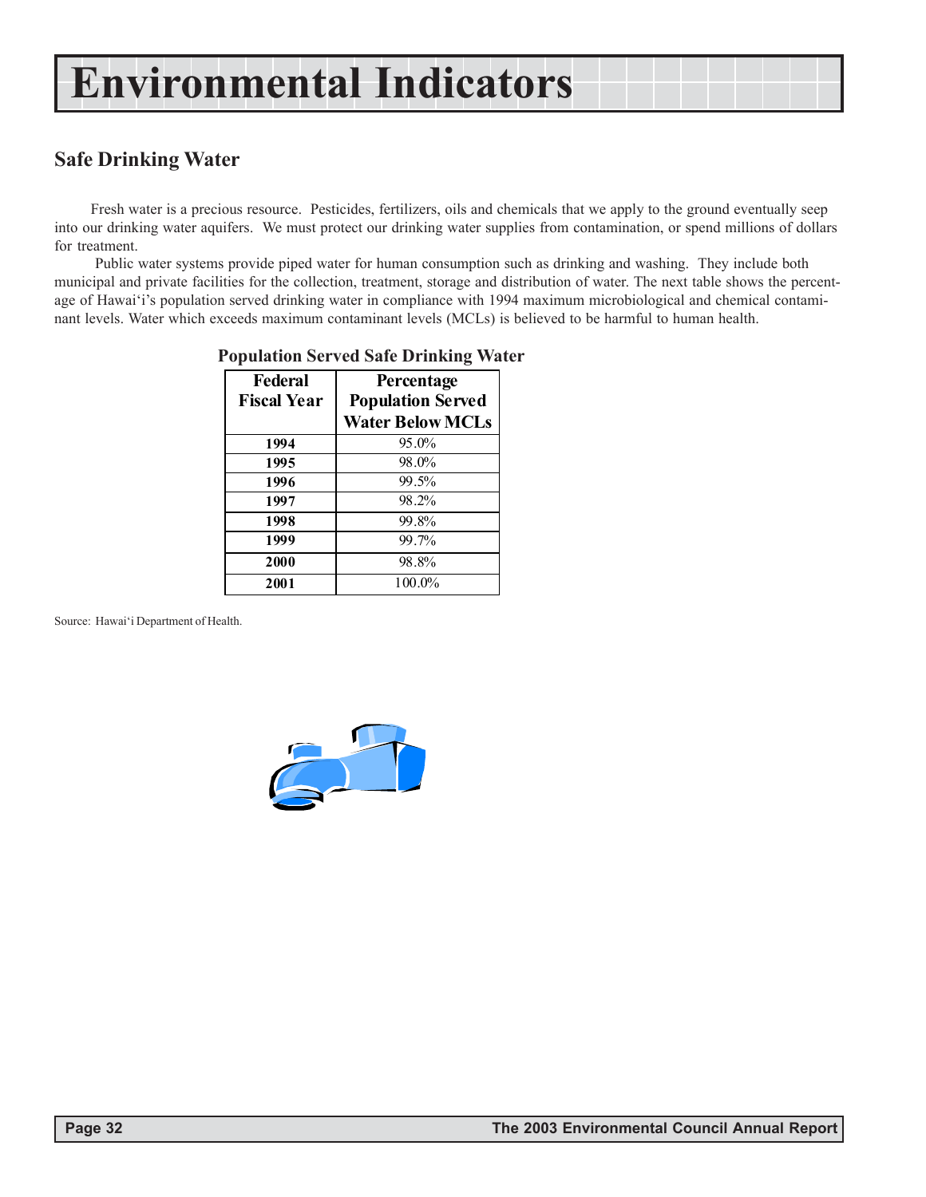# Environmental Indicators

## Safe Drinking Water

Fresh water is a precious resource. Pesticides, fertilizers, oils and chemicals that we apply to the ground eventually seep into our drinking water aquifers. We must protect our drinking water supplies from contamination, or spend millions of dollars for treatment.

Public water systems provide piped water for human consumption such as drinking and washing. They include both municipal and private facilities for the collection, treatment, storage and distribution of water. The next table shows the percentage of Hawai'i's population served drinking water in compliance with 1994 maximum microbiological and chemical contaminant levels. Water which exceeds maximum contaminant levels (MCLs) is believed to be harmful to human health.

**Population Served Safe Drinking Water**

| Federal Fiscal Year | Percentage Population Served Water Below MCLs |
|---|---|
| **1994** | 95.0% |
| **1995** | 98.0% |
| **1996** | 99.5% |
| **1997** | 98.2% |
| **1998** | 99.8% |
| **1999** | 99.7% |
| **2000** | 98.8% |
| **2001** | 100.0% |

Source: Hawai'i Department of Health.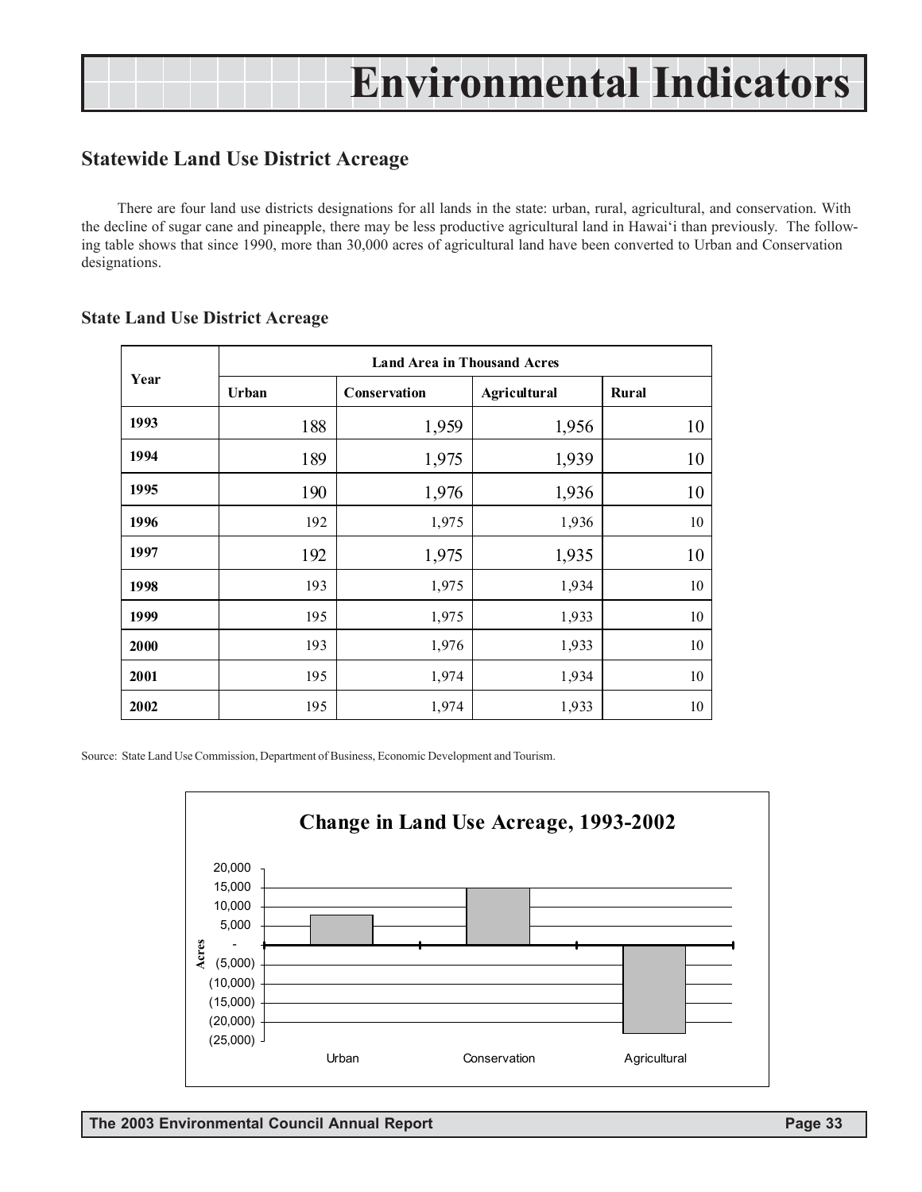# Environmental Indicators

## Statewide Land Use District Acreage

There are four land use districts designations for all lands in the state: urban, rural, agricultural, and conservation. With the decline of sugar cane and pineapple, there may be less productive agricultural land in Hawai'i than previously. The following table shows that since 1990, more than 30,000 acres of agricultural land have been converted to Urban and Conservation designations.

### State Land Use District Acreage

| Year | Land Area in Thousand Acres | | | |
|---|---|---|---|---|
| | Urban | Conservation | Agricultural | Rural |
| 1993 | 188 | 1,959 | 1,956 | 10 |
| 1994 | 189 | 1,975 | 1,939 | 10 |
| 1995 | 190 | 1,976 | 1,936 | 10 |
| 1996 | 192 | 1,975 | 1,936 | 10 |
| 1997 | 192 | 1,975 | 1,935 | 10 |
| 1998 | 193 | 1,975 | 1,934 | 10 |
| 1999 | 195 | 1,975 | 1,933 | 10 |
| 2000 | 193 | 1,976 | 1,933 | 10 |
| 2001 | 195 | 1,974 | 1,934 | 10 |
| 2002 | 195 | 1,974 | 1,933 | 10 |

Source: State Land Use Commission, Department of Business, Economic Development and Tourism.

**Change in Land Use Acreage, 1993-2002**

Acres: 20,000; 15,000; 10,000; 5,000; -; (5,000); (10,000); (15,000); (20,000); (25,000)

Urban | Conservation | Agricultural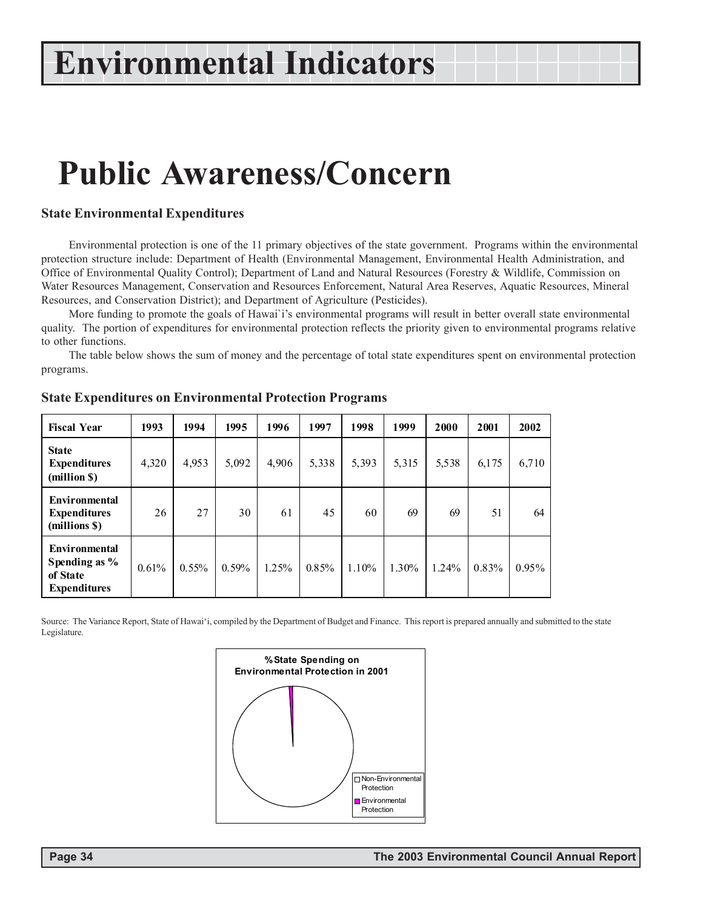# Environmental Indicators

# Public Awareness/Concern

### State Environmental Expenditures

Environmental protection is one of the 11 primary objectives of the state government. Programs within the environmental protection structure include: Department of Health (Environmental Management, Environmental Health Administration, and Office of Environmental Quality Control); Department of Land and Natural Resources (Forestry & Wildlife, Commission on Water Resources Management, Conservation and Resources Enforcement, Natural Area Reserves, Aquatic Resources, Mineral Resources, and Conservation District); and Department of Agriculture (Pesticides).

More funding to promote the goals of Hawai`i's environmental programs will result in better overall state environmental quality. The portion of expenditures for environmental protection reflects the priority given to environmental programs relative to other functions.

The table below shows the sum of money and the percentage of total state expenditures spent on environmental protection programs.

### State Expenditures on Environmental Protection Programs

| Fiscal Year | 1993 | 1994 | 1995 | 1996 | 1997 | 1998 | 1999 | 2000 | 2001 | 2002 |
|---|---|---|---|---|---|---|---|---|---|---|
| State Expenditures (million $) | 4,320 | 4,953 | 5,092 | 4,906 | 5,338 | 5,393 | 5,315 | 5,538 | 6,175 | 6,710 |
| Environmental Expenditures (millions $) | 26 | 27 | 30 | 61 | 45 | 60 | 69 | 69 | 51 | 64 |
| Environmental Spending as % of State Expenditures | 0.61% | 0.55% | 0.59% | 1.25% | 0.85% | 1.10% | 1.30% | 1.24% | 0.83% | 0.95% |

Source: The Variance Report, State of Hawai'i, compiled by the Department of Budget and Finance. This report is prepared annually and submitted to the state Legislature.

%State Spending on Environmental Protection in 2001

- Non-Environmental Protection
- Environmental Protection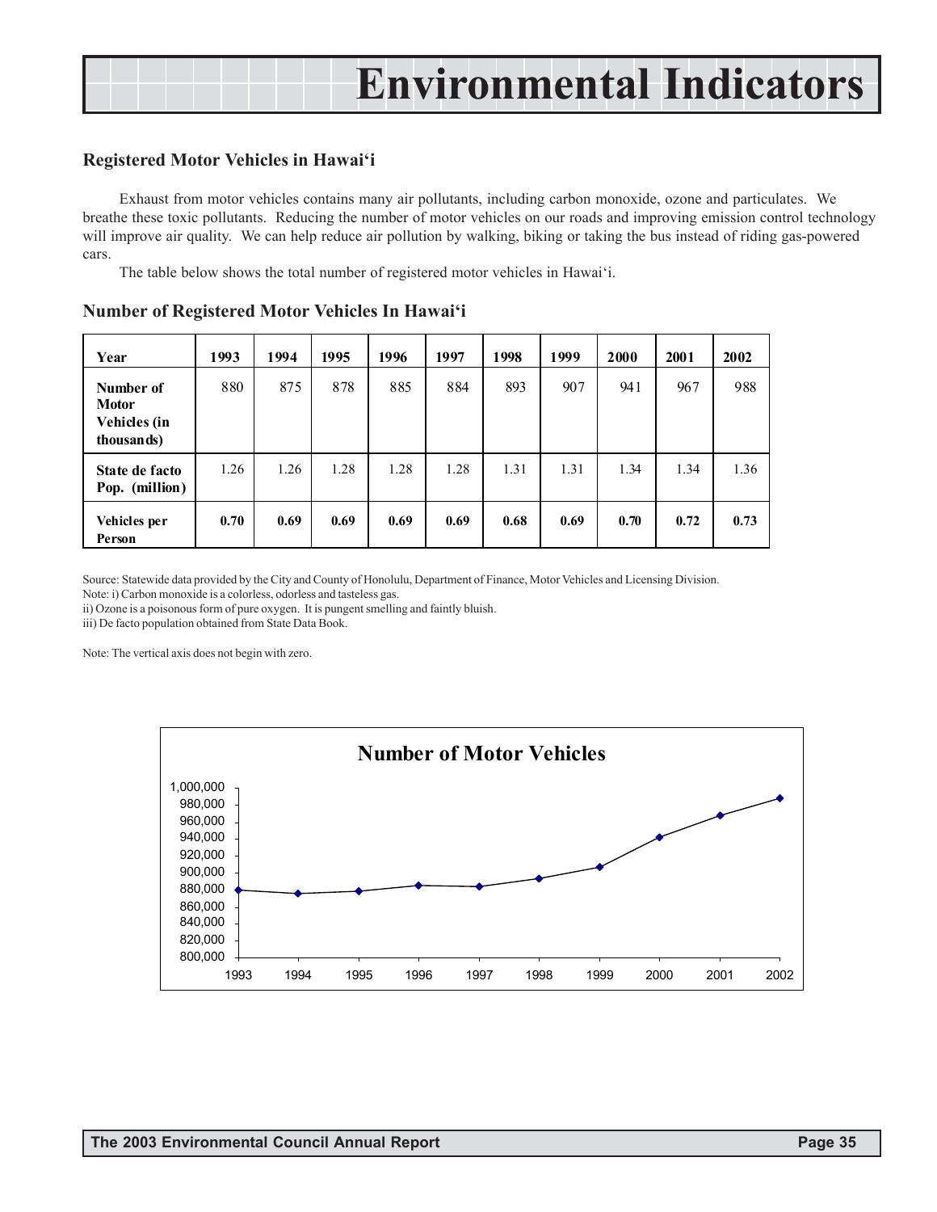# Environmental Indicators

## Registered Motor Vehicles in Hawai'i

Exhaust from motor vehicles contains many air pollutants, including carbon monoxide, ozone and particulates. We breathe these toxic pollutants. Reducing the number of motor vehicles on our roads and improving emission control technology will improve air quality. We can help reduce air pollution by walking, biking or taking the bus instead of riding gas-powered cars.

The table below shows the total number of registered motor vehicles in Hawai'i.

### Number of Registered Motor Vehicles In Hawai'i

| Year | 1993 | 1994 | 1995 | 1996 | 1997 | 1998 | 1999 | 2000 | 2001 | 2002 |
|---|---|---|---|---|---|---|---|---|---|---|
| **Number of Motor Vehicles (in thousands)** | 880 | 875 | 878 | 885 | 884 | 893 | 907 | 941 | 967 | 988 |
| **State de facto Pop. (million)** | 1.26 | 1.26 | 1.28 | 1.28 | 1.28 | 1.31 | 1.31 | 1.34 | 1.34 | 1.36 |
| **Vehicles per Person** | **0.70** | **0.69** | **0.69** | **0.69** | **0.69** | **0.68** | **0.69** | **0.70** | **0.72** | **0.73** |

Source: Statewide data provided by the City and County of Honolulu, Department of Finance, Motor Vehicles and Licensing Division.
Note: i) Carbon monoxide is a colorless, odorless and tasteless gas.
ii) Ozone is a poisonous form of pure oxygen. It is pungent smelling and faintly bluish.
iii) De facto population obtained from State Data Book.

Note: The vertical axis does not begin with zero.

**Number of Motor Vehicles**

| Year | Number of Motor Vehicles |
|---|---|
| 1993 | 880,000 |
| 1994 | 875,000 |
| 1995 | 878,000 |
| 1996 | 885,000 |
| 1997 | 884,000 |
| 1998 | 893,000 |
| 1999 | 907,000 |
| 2000 | 941,000 |
| 2001 | 967,000 |
| 2002 | 988,000 |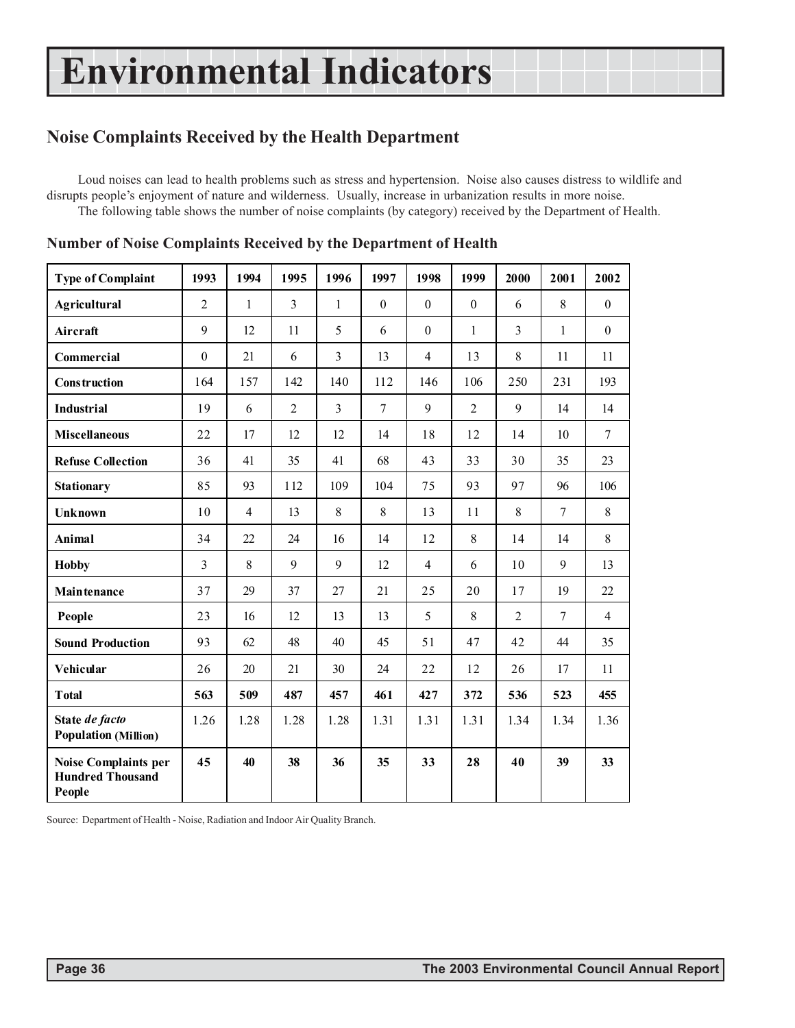# Environmental Indicators

## Noise Complaints Received by the Health Department

Loud noises can lead to health problems such as stress and hypertension. Noise also causes distress to wildlife and disrupts people's enjoyment of nature and wilderness. Usually, increase in urbanization results in more noise.

The following table shows the number of noise complaints (by category) received by the Department of Health.

### Number of Noise Complaints Received by the Department of Health

| Type of Complaint | 1993 | 1994 | 1995 | 1996 | 1997 | 1998 | 1999 | 2000 | 2001 | 2002 |
|---|---|---|---|---|---|---|---|---|---|---|
| **Agricultural** | 2 | 1 | 3 | 1 | 0 | 0 | 0 | 6 | 8 | 0 |
| **Aircraft** | 9 | 12 | 11 | 5 | 6 | 0 | 1 | 3 | 1 | 0 |
| **Commercial** | 0 | 21 | 6 | 3 | 13 | 4 | 13 | 8 | 11 | 11 |
| **Construction** | 164 | 157 | 142 | 140 | 112 | 146 | 106 | 250 | 231 | 193 |
| **Industrial** | 19 | 6 | 2 | 3 | 7 | 9 | 2 | 9 | 14 | 14 |
| **Miscellaneous** | 22 | 17 | 12 | 12 | 14 | 18 | 12 | 14 | 10 | 7 |
| **Refuse Collection** | 36 | 41 | 35 | 41 | 68 | 43 | 33 | 30 | 35 | 23 |
| **Stationary** | 85 | 93 | 112 | 109 | 104 | 75 | 93 | 97 | 96 | 106 |
| **Unknown** | 10 | 4 | 13 | 8 | 8 | 13 | 11 | 8 | 7 | 8 |
| **Animal** | 34 | 22 | 24 | 16 | 14 | 12 | 8 | 14 | 14 | 8 |
| **Hobby** | 3 | 8 | 9 | 9 | 12 | 4 | 6 | 10 | 9 | 13 |
| **Maintenance** | 37 | 29 | 37 | 27 | 21 | 25 | 20 | 17 | 19 | 22 |
| **People** | 23 | 16 | 12 | 13 | 13 | 5 | 8 | 2 | 7 | 4 |
| **Sound Production** | 93 | 62 | 48 | 40 | 45 | 51 | 47 | 42 | 44 | 35 |
| **Vehicular** | 26 | 20 | 21 | 30 | 24 | 22 | 12 | 26 | 17 | 11 |
| **Total** | **563** | **509** | **487** | **457** | **461** | **427** | **372** | **536** | **523** | **455** |
| **State *de facto* Population (Million)** | 1.26 | 1.28 | 1.28 | 1.28 | 1.31 | 1.31 | 1.31 | 1.34 | 1.34 | 1.36 |
| **Noise Complaints per Hundred Thousand People** | **45** | **40** | **38** | **36** | **35** | **33** | **28** | **40** | **39** | **33** |

Source: Department of Health - Noise, Radiation and Indoor Air Quality Branch.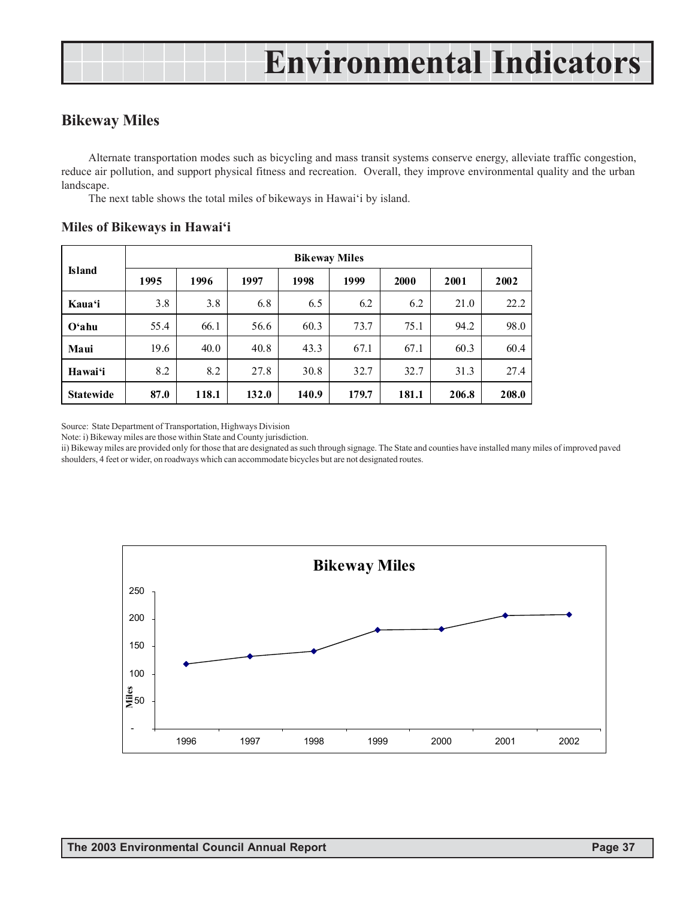# Environmental Indicators

## Bikeway Miles

Alternate transportation modes such as bicycling and mass transit systems conserve energy, alleviate traffic congestion, reduce air pollution, and support physical fitness and recreation. Overall, they improve environmental quality and the urban landscape.

The next table shows the total miles of bikeways in Hawai'i by island.

### Miles of Bikeways in Hawai'i

| Island | Bikeway Miles | | | | | | | |
|---|---|---|---|---|---|---|---|---|
| | 1995 | 1996 | 1997 | 1998 | 1999 | 2000 | 2001 | 2002 |
| **Kaua'i** | 3.8 | 3.8 | 6.8 | 6.5 | 6.2 | 6.2 | 21.0 | 22.2 |
| **O'ahu** | 55.4 | 66.1 | 56.6 | 60.3 | 73.7 | 75.1 | 94.2 | 98.0 |
| **Maui** | 19.6 | 40.0 | 40.8 | 43.3 | 67.1 | 67.1 | 60.3 | 60.4 |
| **Hawai'i** | 8.2 | 8.2 | 27.8 | 30.8 | 32.7 | 32.7 | 31.3 | 27.4 |
| **Statewide** | **87.0** | **118.1** | **132.0** | **140.9** | **179.7** | **181.1** | **206.8** | **208.0** |

Source: State Department of Transportation, Highways Division

Note: i) Bikeway miles are those within State and County jurisdiction.

ii) Bikeway miles are provided only for those that are designated as such through signage. The State and counties have installed many miles of improved paved shoulders, 4 feet or wider, on roadways which can accommodate bicycles but are not designated routes.

**Bikeway Miles**

| Year | 1996 | 1997 | 1998 | 1999 | 2000 | 2001 | 2002 |
|---|---|---|---|---|---|---|---|
| Miles | 118.1 | 132.0 | 140.9 | 179.7 | 181.1 | 206.8 | 208.0 |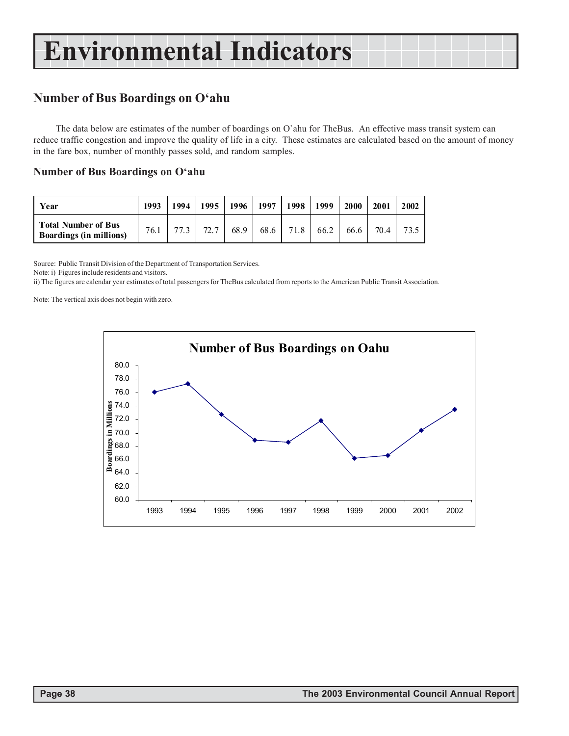# Environmental Indicators

## Number of Bus Boardings on O'ahu

The data below are estimates of the number of boardings on O`ahu for TheBus. An effective mass transit system can reduce traffic congestion and improve the quality of life in a city. These estimates are calculated based on the amount of money in the fare box, number of monthly passes sold, and random samples.

### Number of Bus Boardings on O'ahu

| Year | 1993 | 1994 | 1995 | 1996 | 1997 | 1998 | 1999 | 2000 | 2001 | 2002 |
|---|---|---|---|---|---|---|---|---|---|---|
| **Total Number of Bus Boardings (in millions)** | 76.1 | 77.3 | 72.7 | 68.9 | 68.6 | 71.8 | 66.2 | 66.6 | 70.4 | 73.5 |

Source: Public Transit Division of the Department of Transportation Services.

Note: i) Figures include residents and visitors.

ii) The figures are calendar year estimates of total passengers for TheBus calculated from reports to the American Public Transit Association.

Note: The vertical axis does not begin with zero.

**Number of Bus Boardings on Oahu**

| Year | Boardings in Millions |
|---|---|
| 1993 | 76.1 |
| 1994 | 77.3 |
| 1995 | 72.7 |
| 1996 | 68.9 |
| 1997 | 68.6 |
| 1998 | 71.8 |
| 1999 | 66.2 |
| 2000 | 66.6 |
| 2001 | 70.4 |
| 2002 | 73.5 |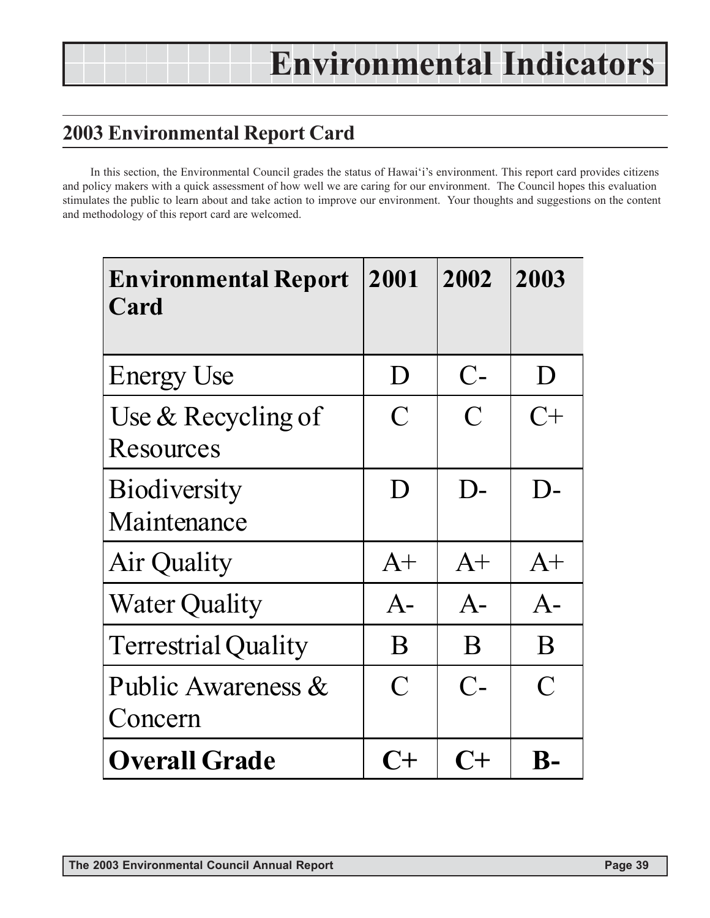# Environmental Indicators

## 2003 Environmental Report Card

In this section, the Environmental Council grades the status of Hawai'i's environment. This report card provides citizens and policy makers with a quick assessment of how well we are caring for our environment. The Council hopes this evaluation stimulates the public to learn about and take action to improve our environment. Your thoughts and suggestions on the content and methodology of this report card are welcomed.

| **Environmental Report Card** | **2001** | **2002** | **2003** |
|---|---|---|---|
| Energy Use | D | C- | D |
| Use & Recycling of Resources | C | C | C+ |
| Biodiversity Maintenance | D | D- | D- |
| Air Quality | A+ | A+ | A+ |
| Water Quality | A- | A- | A- |
| Terrestrial Quality | B | B | B |
| Public Awareness & Concern | C | C- | C |
| **Overall Grade** | **C+** | **C+** | **B-** |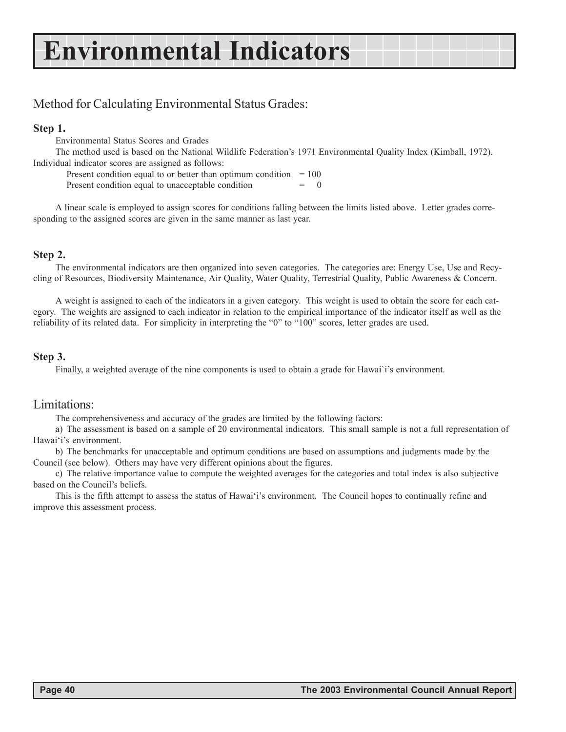# Environmental Indicators

## Method for Calculating Environmental Status Grades:

**Step 1.**

Environmental Status Scores and Grades

The method used is based on the National Wildlife Federation's 1971 Environmental Quality Index (Kimball, 1972). Individual indicator scores are assigned as follows:

Present condition equal to or better than optimum condition = 100
Present condition equal to unacceptable condition = 0

A linear scale is employed to assign scores for conditions falling between the limits listed above. Letter grades corresponding to the assigned scores are given in the same manner as last year.

**Step 2.**

The environmental indicators are then organized into seven categories. The categories are: Energy Use, Use and Recycling of Resources, Biodiversity Maintenance, Air Quality, Water Quality, Terrestrial Quality, Public Awareness & Concern.

A weight is assigned to each of the indicators in a given category. This weight is used to obtain the score for each category. The weights are assigned to each indicator in relation to the empirical importance of the indicator itself as well as the reliability of its related data. For simplicity in interpreting the "0" to "100" scores, letter grades are used.

**Step 3.**

Finally, a weighted average of the nine components is used to obtain a grade for Hawai`i's environment.

## Limitations:

The comprehensiveness and accuracy of the grades are limited by the following factors:

a) The assessment is based on a sample of 20 environmental indicators. This small sample is not a full representation of Hawai'i's environment.

b) The benchmarks for unacceptable and optimum conditions are based on assumptions and judgments made by the Council (see below). Others may have very different opinions about the figures.

c) The relative importance value to compute the weighted averages for the categories and total index is also subjective based on the Council's beliefs.

This is the fifth attempt to assess the status of Hawai'i's environment. The Council hopes to continually refine and improve this assessment process.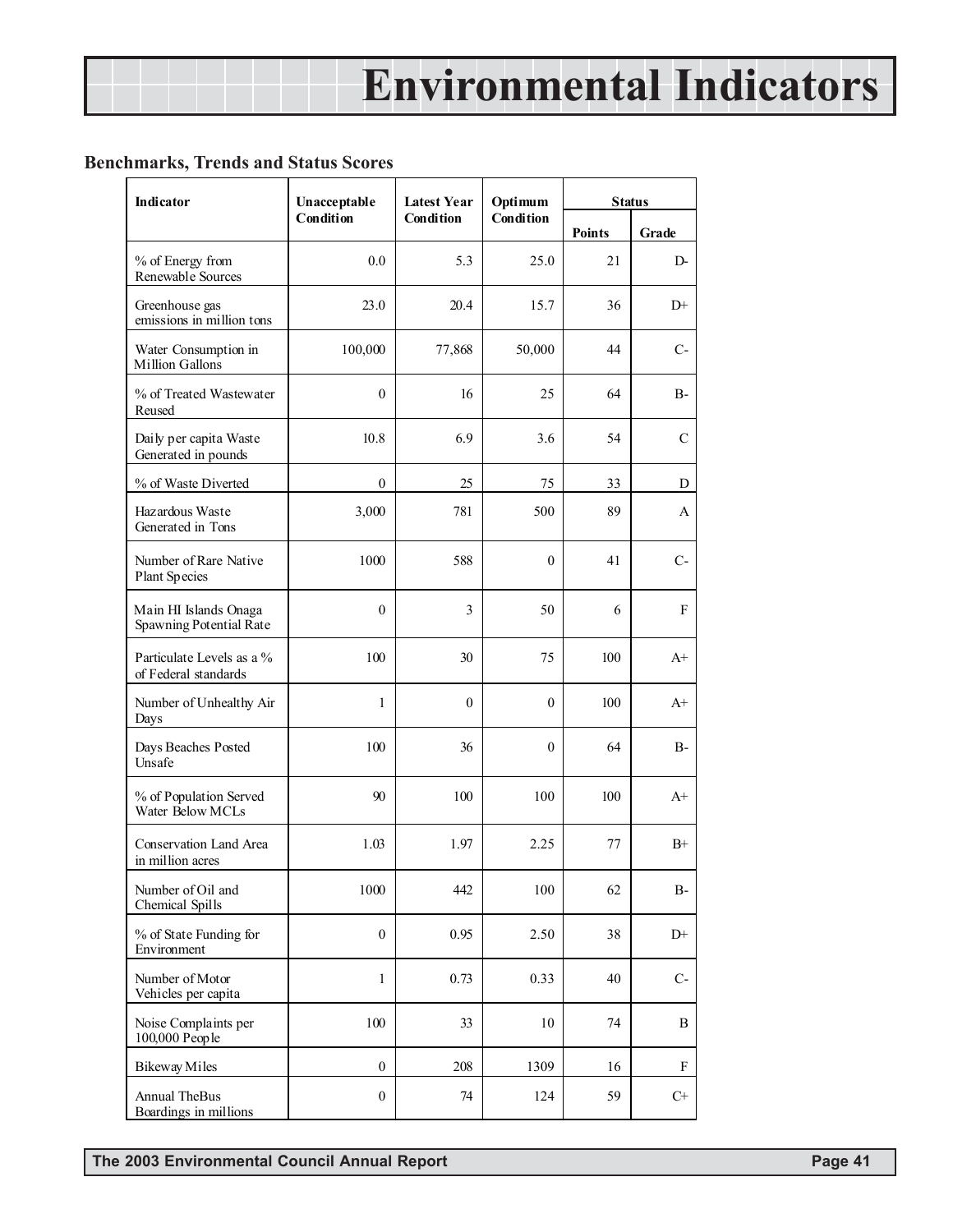# Environmental Indicators

## Benchmarks, Trends and Status Scores

| Indicator | Unacceptable Condition | Latest Year Condition | Optimum Condition | Status | |
|---|---|---|---|---|---|
| | | | | Points | Grade |
| % of Energy from Renewable Sources | 0.0 | 5.3 | 25.0 | 21 | D- |
| Greenhouse gas emissions in million tons | 23.0 | 20.4 | 15.7 | 36 | D+ |
| Water Consumption in Million Gallons | 100,000 | 77,868 | 50,000 | 44 | C- |
| % of Treated Wastewater Reused | 0 | 16 | 25 | 64 | B- |
| Daily per capita Waste Generated in pounds | 10.8 | 6.9 | 3.6 | 54 | C |
| % of Waste Diverted | 0 | 25 | 75 | 33 | D |
| Hazardous Waste Generated in Tons | 3,000 | 781 | 500 | 89 | A |
| Number of Rare Native Plant Species | 1000 | 588 | 0 | 41 | C- |
| Main HI Islands Onaga Spawning Potential Rate | 0 | 3 | 50 | 6 | F |
| Particulate Levels as a % of Federal standards | 100 | 30 | 75 | 100 | A+ |
| Number of Unhealthy Air Days | 1 | 0 | 0 | 100 | A+ |
| Days Beaches Posted Unsafe | 100 | 36 | 0 | 64 | B- |
| % of Population Served Water Below MCLs | 90 | 100 | 100 | 100 | A+ |
| Conservation Land Area in million acres | 1.03 | 1.97 | 2.25 | 77 | B+ |
| Number of Oil and Chemical Spills | 1000 | 442 | 100 | 62 | B- |
| % of State Funding for Environment | 0 | 0.95 | 2.50 | 38 | D+ |
| Number of Motor Vehicles per capita | 1 | 0.73 | 0.33 | 40 | C- |
| Noise Complaints per 100,000 People | 100 | 33 | 10 | 74 | B |
| Bikeway Miles | 0 | 208 | 1309 | 16 | F |
| Annual TheBus Boardings in millions | 0 | 74 | 124 | 59 | C+ |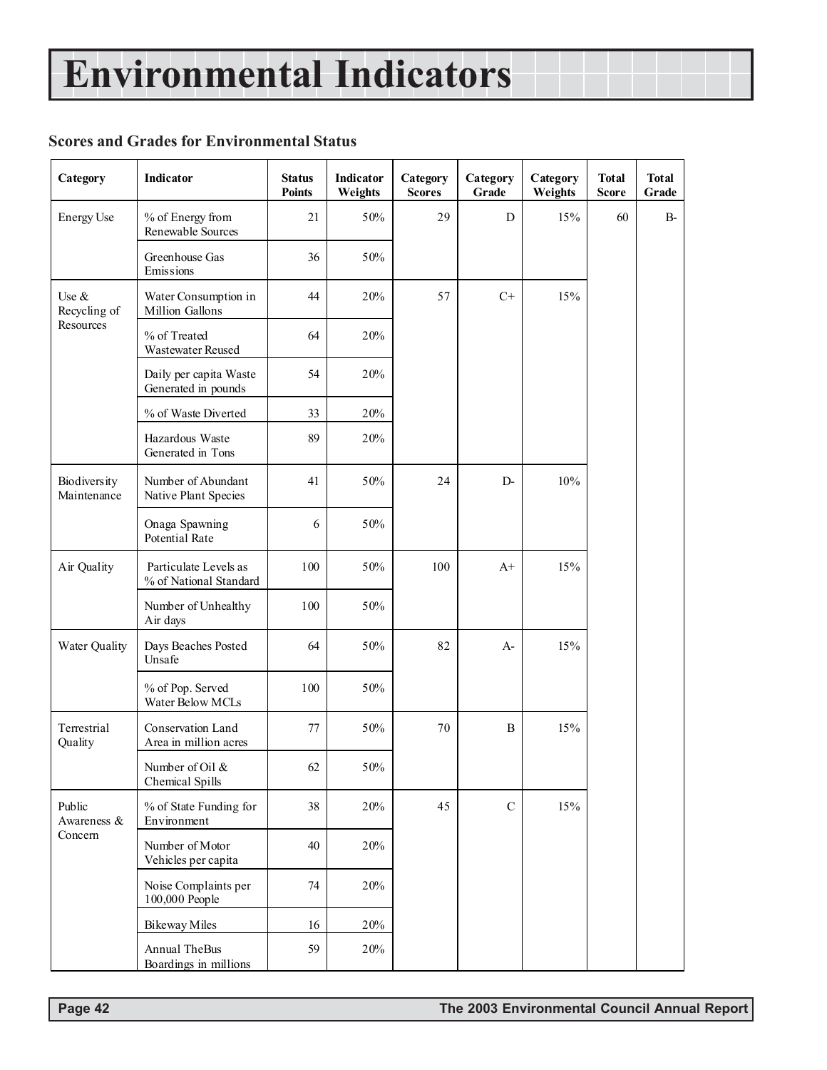# Environmental Indicators

### Scores and Grades for Environmental Status

| Category | Indicator | Status Points | Indicator Weights | Category Scores | Category Grade | Category Weights | Total Score | Total Grade |
|---|---|---|---|---|---|---|---|---|
| Energy Use | % of Energy from Renewable Sources | 21 | 50% | 29 | D | 15% | 60 | B- |
| | Greenhouse Gas Emissions | 36 | 50% | | | | | |
| Use & Recycling of Resources | Water Consumption in Million Gallons | 44 | 20% | 57 | C+ | 15% | | |
| | % of Treated Wastewater Reused | 64 | 20% | | | | | |
| | Daily per capita Waste Generated in pounds | 54 | 20% | | | | | |
| | % of Waste Diverted | 33 | 20% | | | | | |
| | Hazardous Waste Generated in Tons | 89 | 20% | | | | | |
| Biodiversity Maintenance | Number of Abundant Native Plant Species | 41 | 50% | 24 | D- | 10% | | |
| | Onaga Spawning Potential Rate | 6 | 50% | | | | | |
| Air Quality | Particulate Levels as % of National Standard | 100 | 50% | 100 | A+ | 15% | | |
| | Number of Unhealthy Air days | 100 | 50% | | | | | |
| Water Quality | Days Beaches Posted Unsafe | 64 | 50% | 82 | A- | 15% | | |
| | % of Pop. Served Water Below MCLs | 100 | 50% | | | | | |
| Terrestrial Quality | Conservation Land Area in million acres | 77 | 50% | 70 | B | 15% | | |
| | Number of Oil & Chemical Spills | 62 | 50% | | | | | |
| Public Awareness & Concern | % of State Funding for Environment | 38 | 20% | 45 | C | 15% | | |
| | Number of Motor Vehicles per capita | 40 | 20% | | | | | |
| | Noise Complaints per 100,000 People | 74 | 20% | | | | | |
| | Bikeway Miles | 16 | 20% | | | | | |
| | Annual TheBus Boardings in millions | 59 | 20% | | | | | |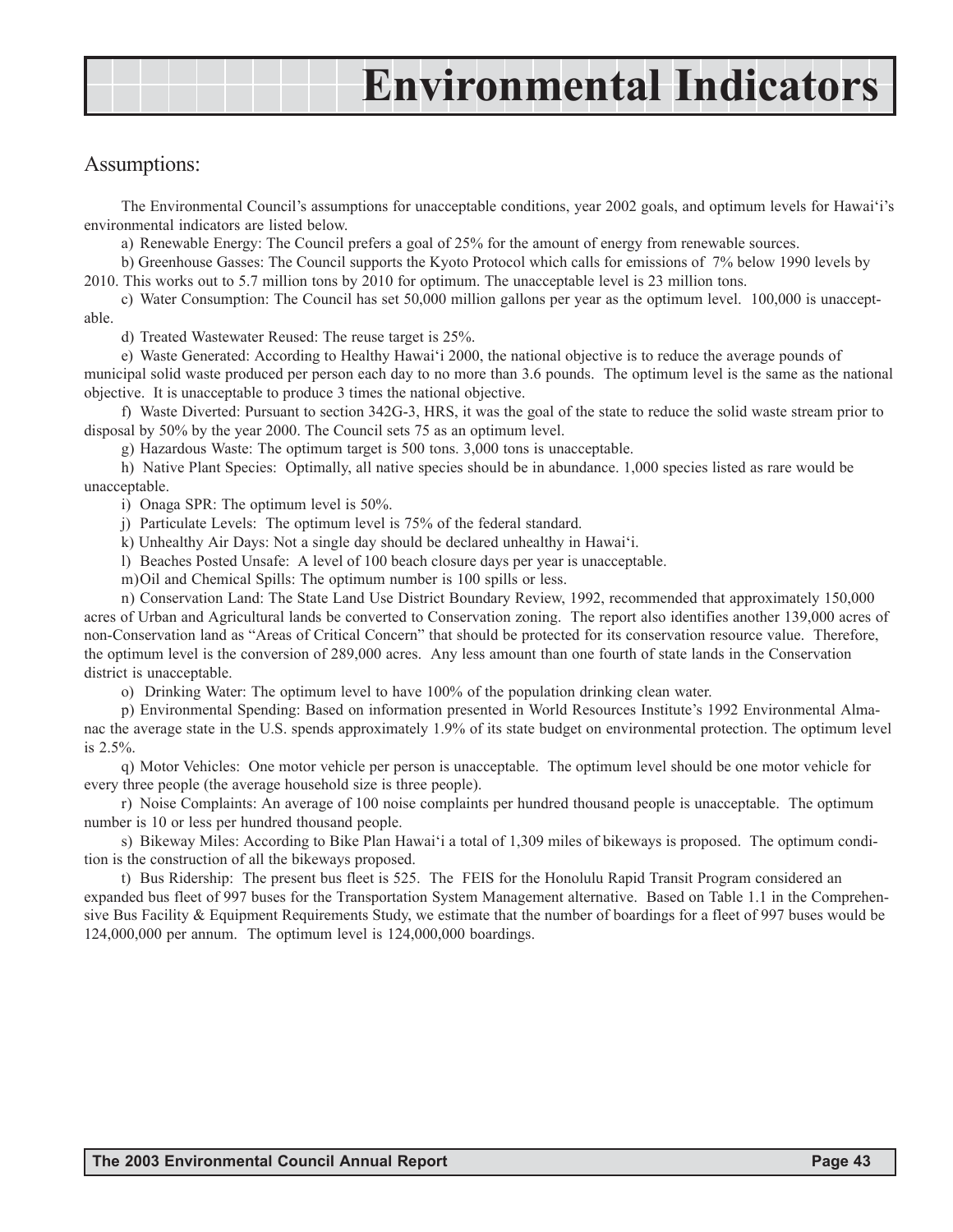# Environmental Indicators

## Assumptions:

The Environmental Council's assumptions for unacceptable conditions, year 2002 goals, and optimum levels for Hawai'i's environmental indicators are listed below.

a) Renewable Energy: The Council prefers a goal of 25% for the amount of energy from renewable sources.

b) Greenhouse Gasses: The Council supports the Kyoto Protocol which calls for emissions of 7% below 1990 levels by 2010. This works out to 5.7 million tons by 2010 for optimum. The unacceptable level is 23 million tons.

c) Water Consumption: The Council has set 50,000 million gallons per year as the optimum level. 100,000 is unacceptable.

d) Treated Wastewater Reused: The reuse target is 25%.

e) Waste Generated: According to Healthy Hawai'i 2000, the national objective is to reduce the average pounds of municipal solid waste produced per person each day to no more than 3.6 pounds. The optimum level is the same as the national objective. It is unacceptable to produce 3 times the national objective.

f) Waste Diverted: Pursuant to section 342G-3, HRS, it was the goal of the state to reduce the solid waste stream prior to disposal by 50% by the year 2000. The Council sets 75 as an optimum level.

g) Hazardous Waste: The optimum target is 500 tons. 3,000 tons is unacceptable.

h) Native Plant Species: Optimally, all native species should be in abundance. 1,000 species listed as rare would be unacceptable.

i) Onaga SPR: The optimum level is 50%.

j) Particulate Levels: The optimum level is 75% of the federal standard.

k) Unhealthy Air Days: Not a single day should be declared unhealthy in Hawai'i.

l) Beaches Posted Unsafe: A level of 100 beach closure days per year is unacceptable.

m) Oil and Chemical Spills: The optimum number is 100 spills or less.

n) Conservation Land: The State Land Use District Boundary Review, 1992, recommended that approximately 150,000 acres of Urban and Agricultural lands be converted to Conservation zoning. The report also identifies another 139,000 acres of non-Conservation land as "Areas of Critical Concern" that should be protected for its conservation resource value. Therefore, the optimum level is the conversion of 289,000 acres. Any less amount than one fourth of state lands in the Conservation district is unacceptable.

o) Drinking Water: The optimum level to have 100% of the population drinking clean water.

p) Environmental Spending: Based on information presented in World Resources Institute's 1992 Environmental Almanac the average state in the U.S. spends approximately 1.9% of its state budget on environmental protection. The optimum level is 2.5%.

q) Motor Vehicles: One motor vehicle per person is unacceptable. The optimum level should be one motor vehicle for every three people (the average household size is three people).

r) Noise Complaints: An average of 100 noise complaints per hundred thousand people is unacceptable. The optimum number is 10 or less per hundred thousand people.

s) Bikeway Miles: According to Bike Plan Hawai'i a total of 1,309 miles of bikeways is proposed. The optimum condition is the construction of all the bikeways proposed.

t) Bus Ridership: The present bus fleet is 525. The FEIS for the Honolulu Rapid Transit Program considered an expanded bus fleet of 997 buses for the Transportation System Management alternative. Based on Table 1.1 in the Comprehensive Bus Facility & Equipment Requirements Study, we estimate that the number of boardings for a fleet of 997 buses would be 124,000,000 per annum. The optimum level is 124,000,000 boardings.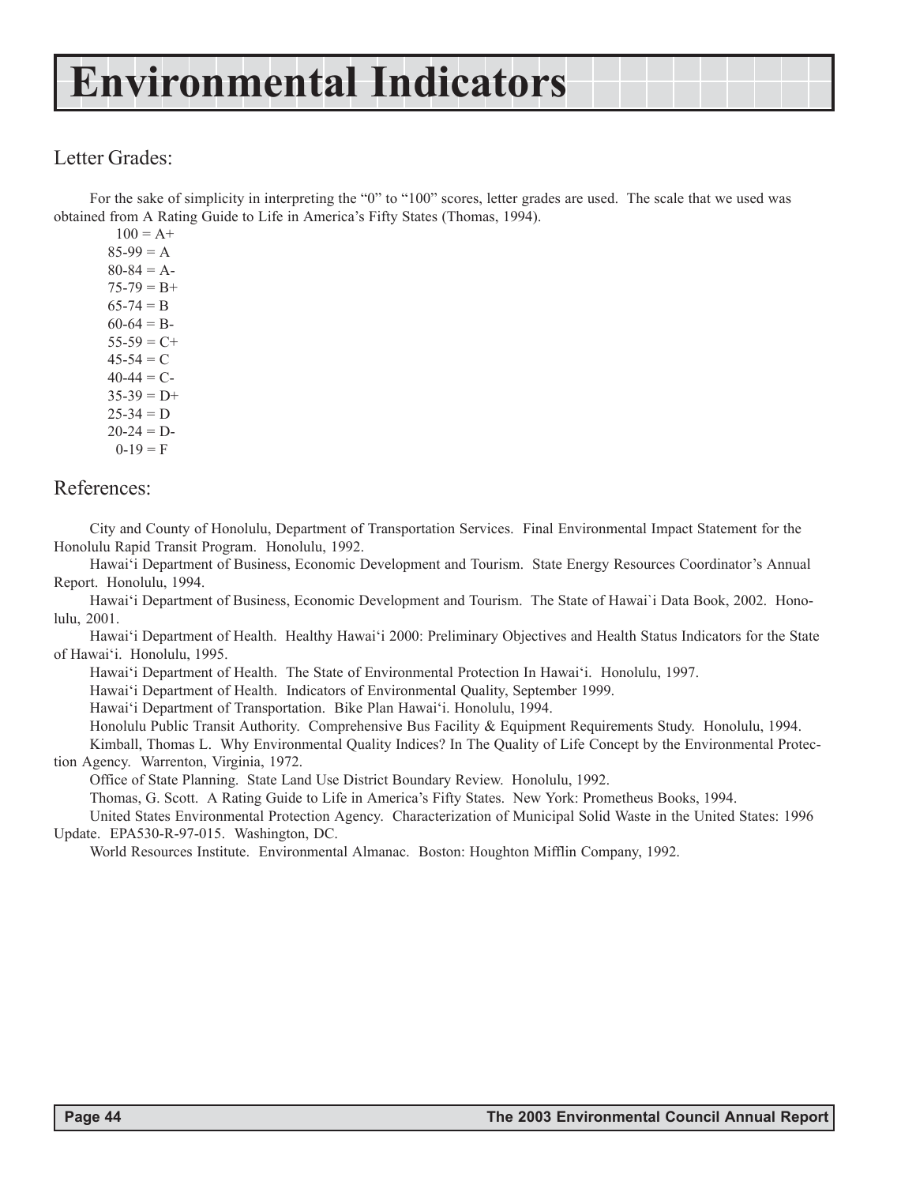# Environmental Indicators

## Letter Grades:

For the sake of simplicity in interpreting the "0" to "100" scores, letter grades are used. The scale that we used was obtained from A Rating Guide to Life in America's Fifty States (Thomas, 1994).

100 = A+
85-99 = A
80-84 = A-
75-79 = B+
65-74 = B
60-64 = B-
55-59 = C+
45-54 = C
40-44 = C-
35-39 = D+
25-34 = D
20-24 = D-
0-19 = F

## References:

City and County of Honolulu, Department of Transportation Services. Final Environmental Impact Statement for the Honolulu Rapid Transit Program. Honolulu, 1992.

Hawai'i Department of Business, Economic Development and Tourism. State Energy Resources Coordinator's Annual Report. Honolulu, 1994.

Hawai'i Department of Business, Economic Development and Tourism. The State of Hawai`i Data Book, 2002. Honolulu, 2001.

Hawai'i Department of Health. Healthy Hawai'i 2000: Preliminary Objectives and Health Status Indicators for the State of Hawai'i. Honolulu, 1995.

Hawai'i Department of Health. The State of Environmental Protection In Hawai'i. Honolulu, 1997.

Hawai'i Department of Health. Indicators of Environmental Quality, September 1999.

Hawai'i Department of Transportation. Bike Plan Hawai'i. Honolulu, 1994.

Honolulu Public Transit Authority. Comprehensive Bus Facility & Equipment Requirements Study. Honolulu, 1994.

Kimball, Thomas L. Why Environmental Quality Indices? In The Quality of Life Concept by the Environmental Protection Agency. Warrenton, Virginia, 1972.

Office of State Planning. State Land Use District Boundary Review. Honolulu, 1992.

Thomas, G. Scott. A Rating Guide to Life in America's Fifty States. New York: Prometheus Books, 1994.

United States Environmental Protection Agency. Characterization of Municipal Solid Waste in the United States: 1996 Update. EPA530-R-97-015. Washington, DC.

World Resources Institute. Environmental Almanac. Boston: Houghton Mifflin Company, 1992.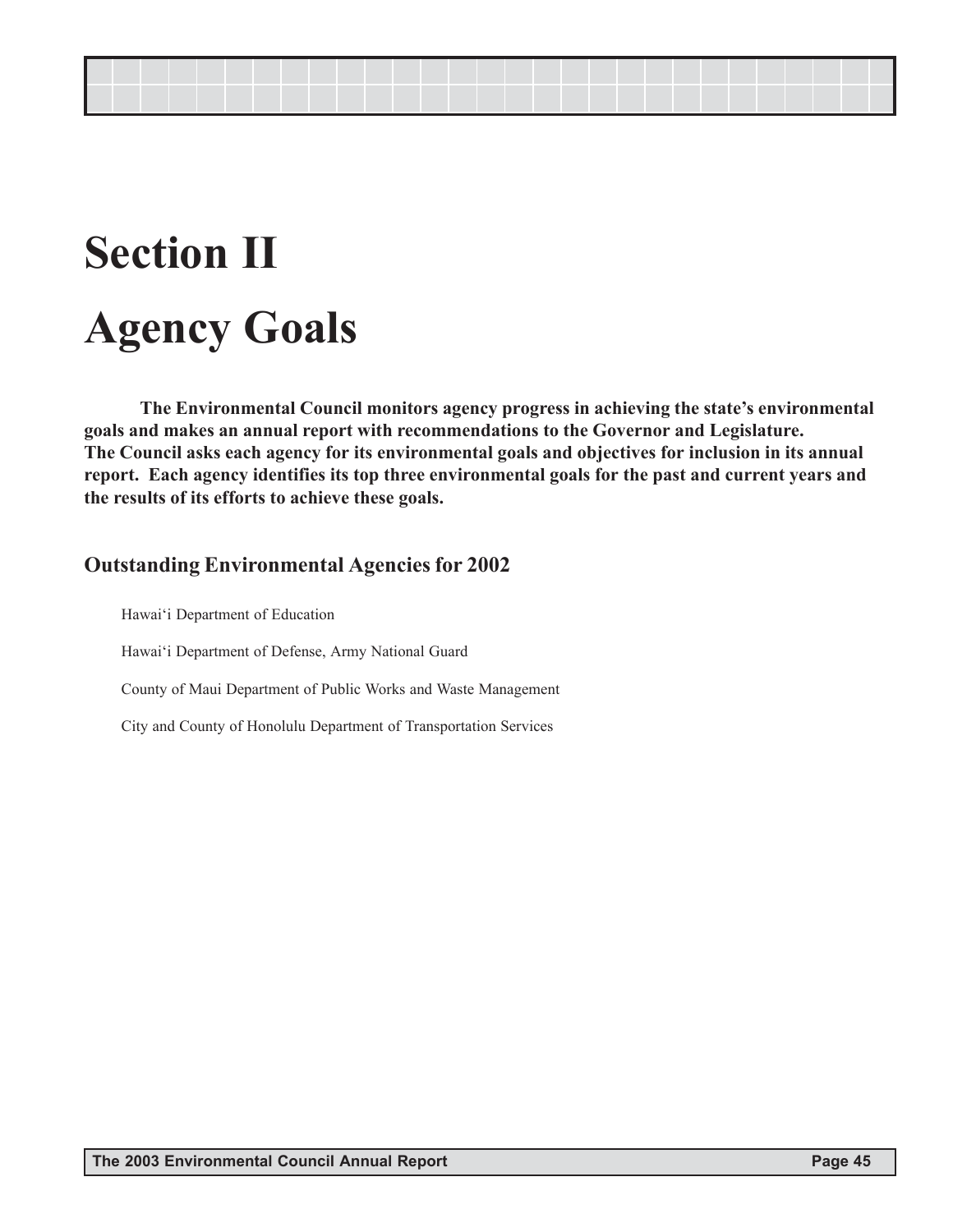# Section II

# Agency Goals

**The Environmental Council monitors agency progress in achieving the state's environmental goals and makes an annual report with recommendations to the Governor and Legislature. The Council asks each agency for its environmental goals and objectives for inclusion in its annual report. Each agency identifies its top three environmental goals for the past and current years and the results of its efforts to achieve these goals.**

## Outstanding Environmental Agencies for 2002

Hawai‘i Department of Education

Hawai‘i Department of Defense, Army National Guard

County of Maui Department of Public Works and Waste Management

City and County of Honolulu Department of Transportation Services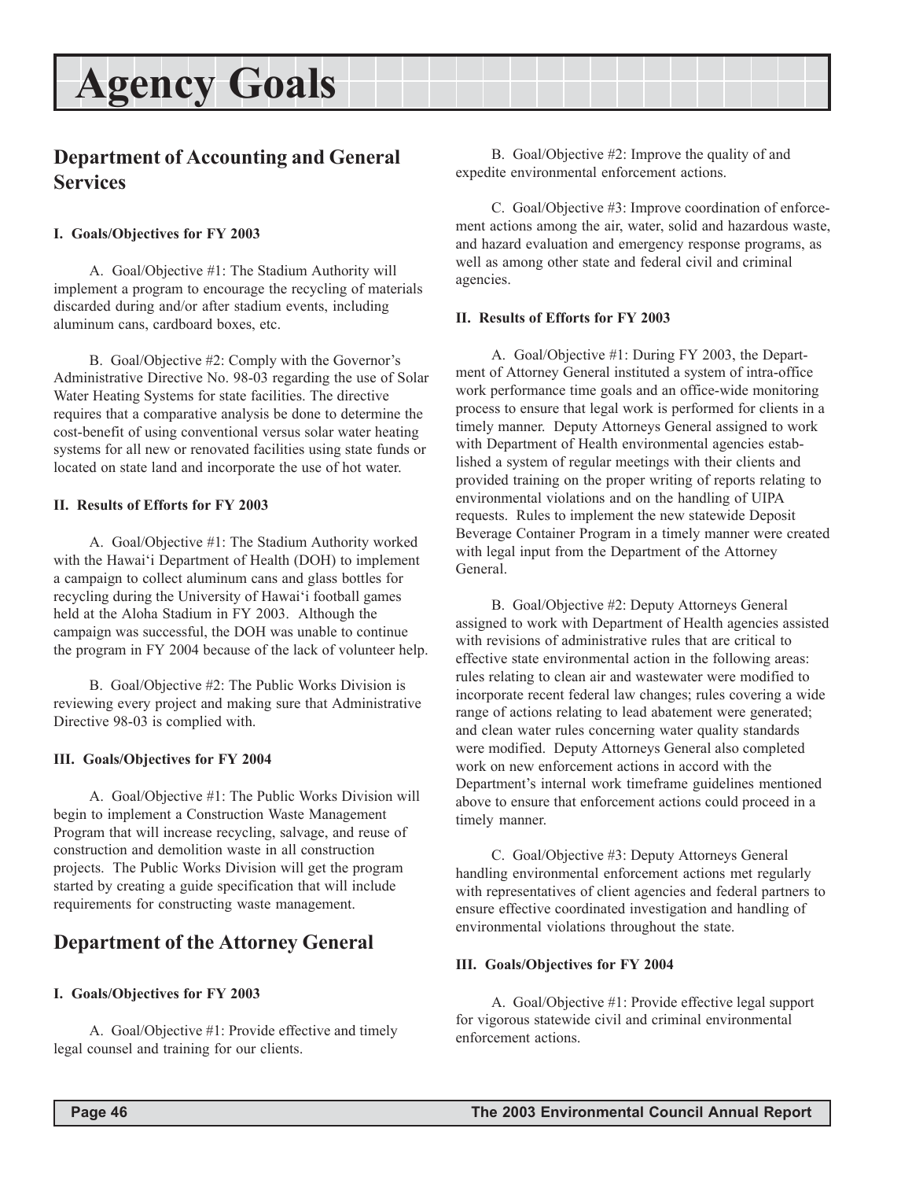# Agency Goals

## Department of Accounting and General Services

**I. Goals/Objectives for FY 2003**

A. Goal/Objective #1: The Stadium Authority will implement a program to encourage the recycling of materials discarded during and/or after stadium events, including aluminum cans, cardboard boxes, etc.

B. Goal/Objective #2: Comply with the Governor's Administrative Directive No. 98-03 regarding the use of Solar Water Heating Systems for state facilities. The directive requires that a comparative analysis be done to determine the cost-benefit of using conventional versus solar water heating systems for all new or renovated facilities using state funds or located on state land and incorporate the use of hot water.

**II. Results of Efforts for FY 2003**

A. Goal/Objective #1: The Stadium Authority worked with the Hawai'i Department of Health (DOH) to implement a campaign to collect aluminum cans and glass bottles for recycling during the University of Hawai'i football games held at the Aloha Stadium in FY 2003. Although the campaign was successful, the DOH was unable to continue the program in FY 2004 because of the lack of volunteer help.

B. Goal/Objective #2: The Public Works Division is reviewing every project and making sure that Administrative Directive 98-03 is complied with.

**III. Goals/Objectives for FY 2004**

A. Goal/Objective #1: The Public Works Division will begin to implement a Construction Waste Management Program that will increase recycling, salvage, and reuse of construction and demolition waste in all construction projects. The Public Works Division will get the program started by creating a guide specification that will include requirements for constructing waste management.

## Department of the Attorney General

**I. Goals/Objectives for FY 2003**

A. Goal/Objective #1: Provide effective and timely legal counsel and training for our clients.

B. Goal/Objective #2: Improve the quality of and expedite environmental enforcement actions.

C. Goal/Objective #3: Improve coordination of enforcement actions among the air, water, solid and hazardous waste, and hazard evaluation and emergency response programs, as well as among other state and federal civil and criminal agencies.

**II. Results of Efforts for FY 2003**

A. Goal/Objective #1: During FY 2003, the Department of Attorney General instituted a system of intra-office work performance time goals and an office-wide monitoring process to ensure that legal work is performed for clients in a timely manner. Deputy Attorneys General assigned to work with Department of Health environmental agencies established a system of regular meetings with their clients and provided training on the proper writing of reports relating to environmental violations and on the handling of UIPA requests. Rules to implement the new statewide Deposit Beverage Container Program in a timely manner were created with legal input from the Department of the Attorney General.

B. Goal/Objective #2: Deputy Attorneys General assigned to work with Department of Health agencies assisted with revisions of administrative rules that are critical to effective state environmental action in the following areas: rules relating to clean air and wastewater were modified to incorporate recent federal law changes; rules covering a wide range of actions relating to lead abatement were generated; and clean water rules concerning water quality standards were modified. Deputy Attorneys General also completed work on new enforcement actions in accord with the Department's internal work timeframe guidelines mentioned above to ensure that enforcement actions could proceed in a timely manner.

C. Goal/Objective #3: Deputy Attorneys General handling environmental enforcement actions met regularly with representatives of client agencies and federal partners to ensure effective coordinated investigation and handling of environmental violations throughout the state.

**III. Goals/Objectives for FY 2004**

A. Goal/Objective #1: Provide effective legal support for vigorous statewide civil and criminal environmental enforcement actions.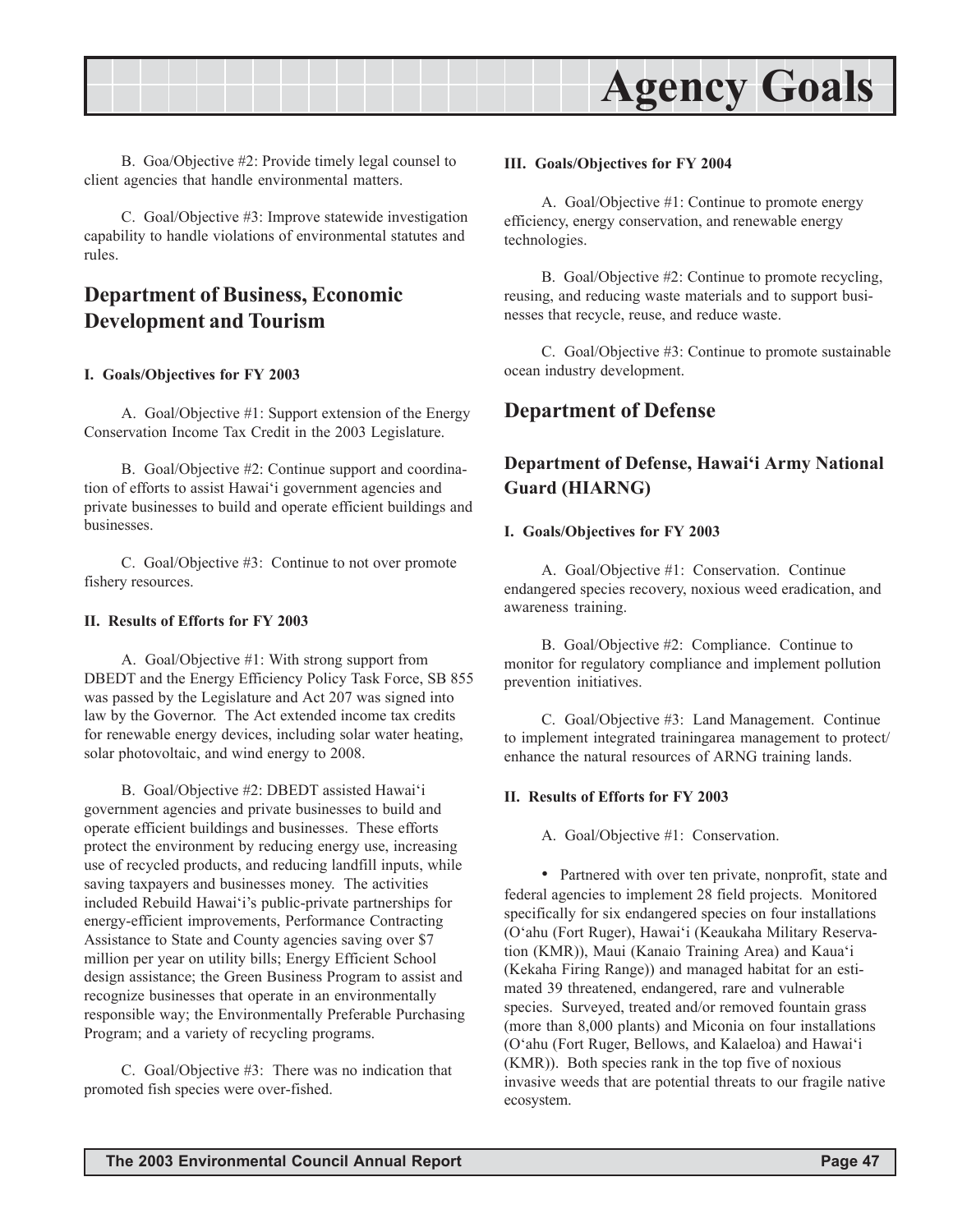B. Goa/Objective #2: Provide timely legal counsel to client agencies that handle environmental matters.

C. Goal/Objective #3: Improve statewide investigation capability to handle violations of environmental statutes and rules.

## Department of Business, Economic Development and Tourism

**I. Goals/Objectives for FY 2003**

A. Goal/Objective #1: Support extension of the Energy Conservation Income Tax Credit in the 2003 Legislature.

B. Goal/Objective #2: Continue support and coordination of efforts to assist Hawai'i government agencies and private businesses to build and operate efficient buildings and businesses.

C. Goal/Objective #3: Continue to not over promote fishery resources.

**II. Results of Efforts for FY 2003**

A. Goal/Objective #1: With strong support from DBEDT and the Energy Efficiency Policy Task Force, SB 855 was passed by the Legislature and Act 207 was signed into law by the Governor. The Act extended income tax credits for renewable energy devices, including solar water heating, solar photovoltaic, and wind energy to 2008.

B. Goal/Objective #2: DBEDT assisted Hawai'i government agencies and private businesses to build and operate efficient buildings and businesses. These efforts protect the environment by reducing energy use, increasing use of recycled products, and reducing landfill inputs, while saving taxpayers and businesses money. The activities included Rebuild Hawai'i's public-private partnerships for energy-efficient improvements, Performance Contracting Assistance to State and County agencies saving over $7 million per year on utility bills; Energy Efficient School design assistance; the Green Business Program to assist and recognize businesses that operate in an environmentally responsible way; the Environmentally Preferable Purchasing Program; and a variety of recycling programs.

C. Goal/Objective #3: There was no indication that promoted fish species were over-fished.

**III. Goals/Objectives for FY 2004**

A. Goal/Objective #1: Continue to promote energy efficiency, energy conservation, and renewable energy technologies.

B. Goal/Objective #2: Continue to promote recycling, reusing, and reducing waste materials and to support businesses that recycle, reuse, and reduce waste.

C. Goal/Objective #3: Continue to promote sustainable ocean industry development.

## Department of Defense

### Department of Defense, Hawai'i Army National Guard (HIARNG)

**I. Goals/Objectives for FY 2003**

A. Goal/Objective #1: Conservation. Continue endangered species recovery, noxious weed eradication, and awareness training.

B. Goal/Objective #2: Compliance. Continue to monitor for regulatory compliance and implement pollution prevention initiatives.

C. Goal/Objective #3: Land Management. Continue to implement integrated trainingarea management to protect/enhance the natural resources of ARNG training lands.

**II. Results of Efforts for FY 2003**

A. Goal/Objective #1: Conservation.

- Partnered with over ten private, nonprofit, state and federal agencies to implement 28 field projects. Monitored specifically for six endangered species on four installations (O'ahu (Fort Ruger), Hawai'i (Keaukaha Military Reservation (KMR)), Maui (Kanaio Training Area) and Kaua'i (Kekaha Firing Range)) and managed habitat for an estimated 39 threatened, endangered, rare and vulnerable species. Surveyed, treated and/or removed fountain grass (more than 8,000 plants) and Miconia on four installations (O'ahu (Fort Ruger, Bellows, and Kalaeloa) and Hawai'i (KMR)). Both species rank in the top five of noxious invasive weeds that are potential threats to our fragile native ecosystem.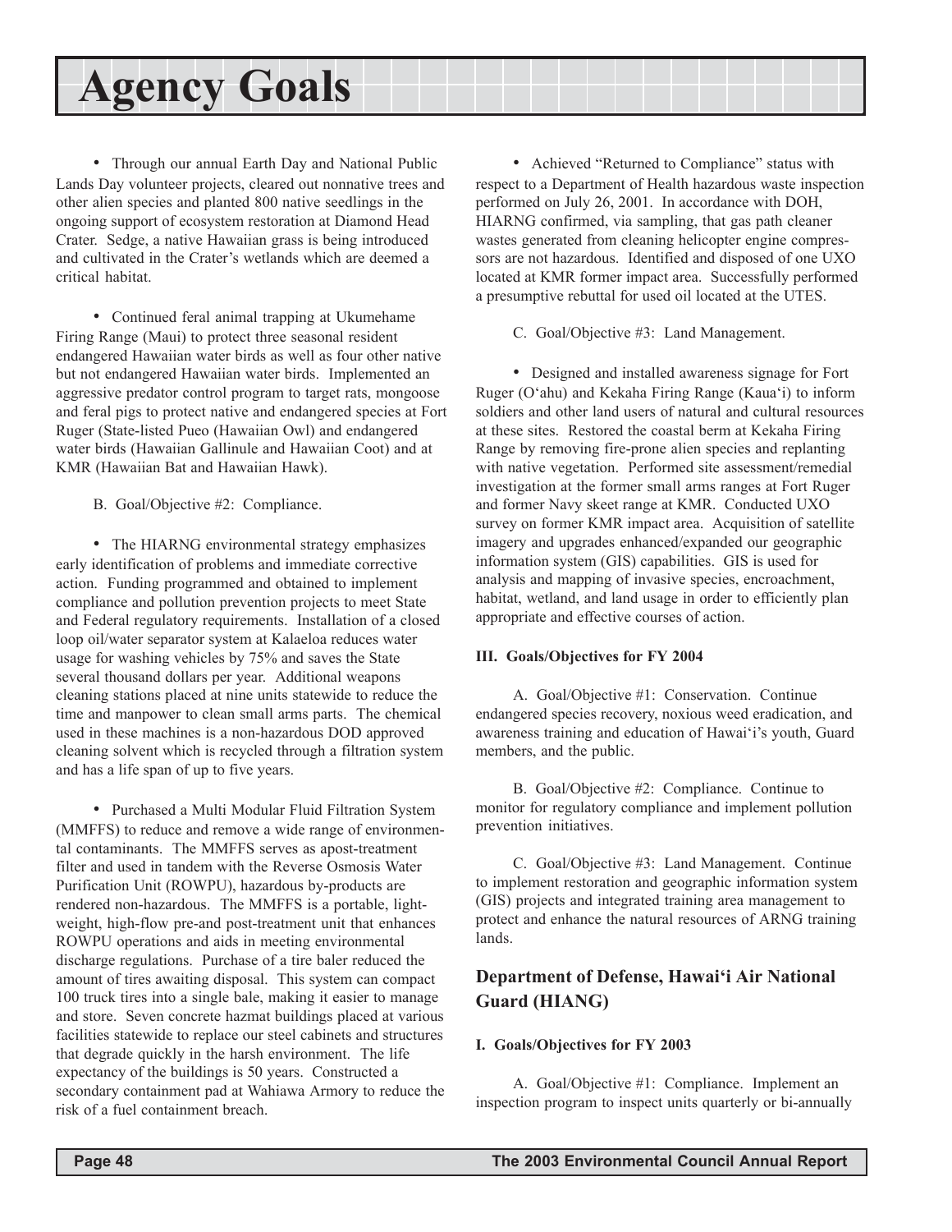# Agency Goals

- Through our annual Earth Day and National Public Lands Day volunteer projects, cleared out nonnative trees and other alien species and planted 800 native seedlings in the ongoing support of ecosystem restoration at Diamond Head Crater. Sedge, a native Hawaiian grass is being introduced and cultivated in the Crater's wetlands which are deemed a critical habitat.

- Continued feral animal trapping at Ukumehame Firing Range (Maui) to protect three seasonal resident endangered Hawaiian water birds as well as four other native but not endangered Hawaiian water birds. Implemented an aggressive predator control program to target rats, mongoose and feral pigs to protect native and endangered species at Fort Ruger (State-listed Pueo (Hawaiian Owl) and endangered water birds (Hawaiian Gallinule and Hawaiian Coot) and at KMR (Hawaiian Bat and Hawaiian Hawk).

B. Goal/Objective #2: Compliance.

- The HIARNG environmental strategy emphasizes early identification of problems and immediate corrective action. Funding programmed and obtained to implement compliance and pollution prevention projects to meet State and Federal regulatory requirements. Installation of a closed loop oil/water separator system at Kalaeloa reduces water usage for washing vehicles by 75% and saves the State several thousand dollars per year. Additional weapons cleaning stations placed at nine units statewide to reduce the time and manpower to clean small arms parts. The chemical used in these machines is a non-hazardous DOD approved cleaning solvent which is recycled through a filtration system and has a life span of up to five years.

- Purchased a Multi Modular Fluid Filtration System (MMFFS) to reduce and remove a wide range of environmental contaminants. The MMFFS serves as apost-treatment filter and used in tandem with the Reverse Osmosis Water Purification Unit (ROWPU), hazardous by-products are rendered non-hazardous. The MMFFS is a portable, lightweight, high-flow pre-and post-treatment unit that enhances ROWPU operations and aids in meeting environmental discharge regulations. Purchase of a tire baler reduced the amount of tires awaiting disposal. This system can compact 100 truck tires into a single bale, making it easier to manage and store. Seven concrete hazmat buildings placed at various facilities statewide to replace our steel cabinets and structures that degrade quickly in the harsh environment. The life expectancy of the buildings is 50 years. Constructed a secondary containment pad at Wahiawa Armory to reduce the risk of a fuel containment breach.

- Achieved "Returned to Compliance" status with respect to a Department of Health hazardous waste inspection performed on July 26, 2001. In accordance with DOH, HIARNG confirmed, via sampling, that gas path cleaner wastes generated from cleaning helicopter engine compressors are not hazardous. Identified and disposed of one UXO located at KMR former impact area. Successfully performed a presumptive rebuttal for used oil located at the UTES.

C. Goal/Objective #3: Land Management.

- Designed and installed awareness signage for Fort Ruger (O'ahu) and Kekaha Firing Range (Kaua'i) to inform soldiers and other land users of natural and cultural resources at these sites. Restored the coastal berm at Kekaha Firing Range by removing fire-prone alien species and replanting with native vegetation. Performed site assessment/remedial investigation at the former small arms ranges at Fort Ruger and former Navy skeet range at KMR. Conducted UXO survey on former KMR impact area. Acquisition of satellite imagery and upgrades enhanced/expanded our geographic information system (GIS) capabilities. GIS is used for analysis and mapping of invasive species, encroachment, habitat, wetland, and land usage in order to efficiently plan appropriate and effective courses of action.

**III. Goals/Objectives for FY 2004**

A. Goal/Objective #1: Conservation. Continue endangered species recovery, noxious weed eradication, and awareness training and education of Hawai'i's youth, Guard members, and the public.

B. Goal/Objective #2: Compliance. Continue to monitor for regulatory compliance and implement pollution prevention initiatives.

C. Goal/Objective #3: Land Management. Continue to implement restoration and geographic information system (GIS) projects and integrated training area management to protect and enhance the natural resources of ARNG training lands.

## Department of Defense, Hawai'i Air National Guard (HIANG)

**I. Goals/Objectives for FY 2003**

A. Goal/Objective #1: Compliance. Implement an inspection program to inspect units quarterly or bi-annually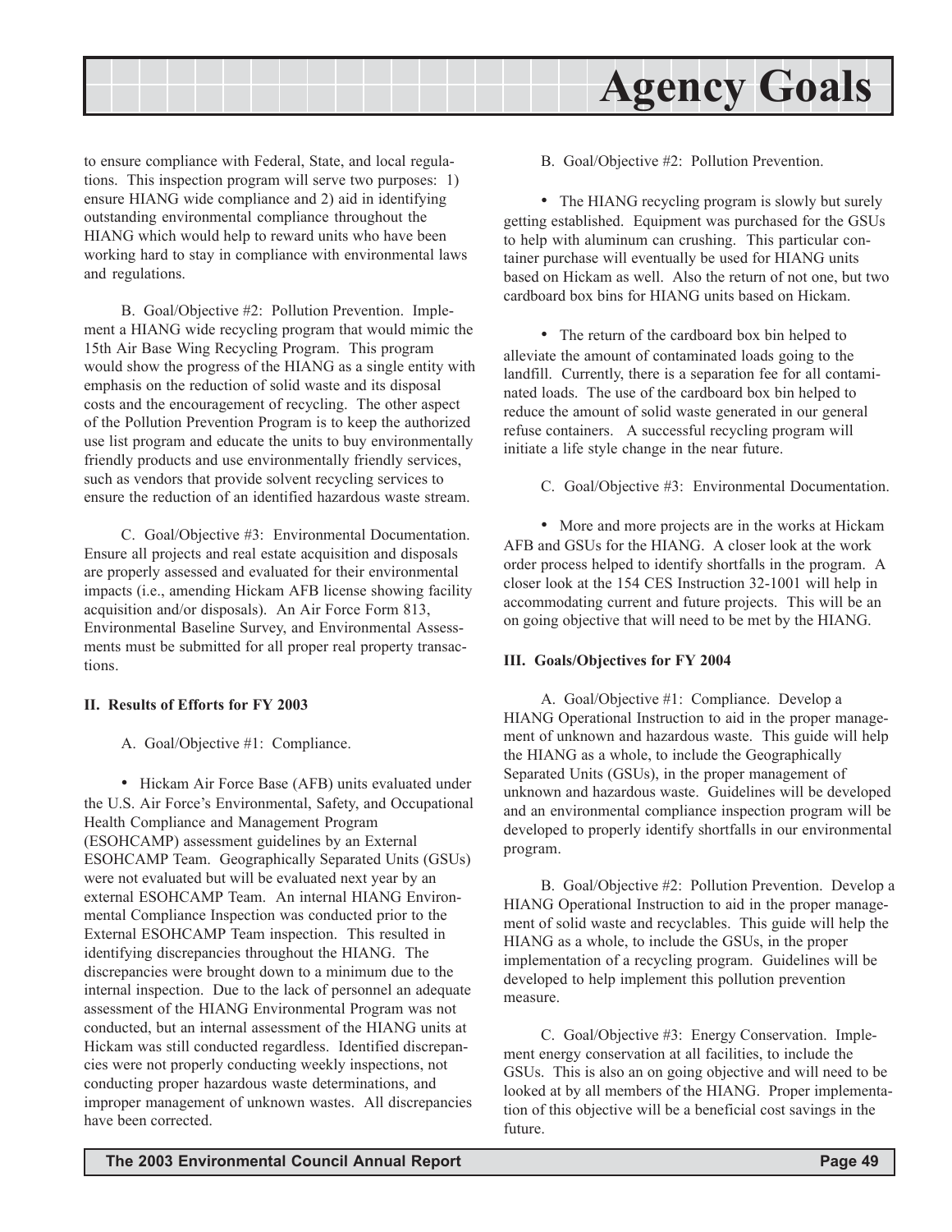to ensure compliance with Federal, State, and local regulations. This inspection program will serve two purposes: 1) ensure HIANG wide compliance and 2) aid in identifying outstanding environmental compliance throughout the HIANG which would help to reward units who have been working hard to stay in compliance with environmental laws and regulations.

B. Goal/Objective #2: Pollution Prevention. Implement a HIANG wide recycling program that would mimic the 15th Air Base Wing Recycling Program. This program would show the progress of the HIANG as a single entity with emphasis on the reduction of solid waste and its disposal costs and the encouragement of recycling. The other aspect of the Pollution Prevention Program is to keep the authorized use list program and educate the units to buy environmentally friendly products and use environmentally friendly services, such as vendors that provide solvent recycling services to ensure the reduction of an identified hazardous waste stream.

C. Goal/Objective #3: Environmental Documentation. Ensure all projects and real estate acquisition and disposals are properly assessed and evaluated for their environmental impacts (i.e., amending Hickam AFB license showing facility acquisition and/or disposals). An Air Force Form 813, Environmental Baseline Survey, and Environmental Assessments must be submitted for all proper real property transactions.

**II. Results of Efforts for FY 2003**

A. Goal/Objective #1: Compliance.

- Hickam Air Force Base (AFB) units evaluated under the U.S. Air Force's Environmental, Safety, and Occupational Health Compliance and Management Program (ESOHCAMP) assessment guidelines by an External ESOHCAMP Team. Geographically Separated Units (GSUs) were not evaluated but will be evaluated next year by an external ESOHCAMP Team. An internal HIANG Environmental Compliance Inspection was conducted prior to the External ESOHCAMP Team inspection. This resulted in identifying discrepancies throughout the HIANG. The discrepancies were brought down to a minimum due to the internal inspection. Due to the lack of personnel an adequate assessment of the HIANG Environmental Program was not conducted, but an internal assessment of the HIANG units at Hickam was still conducted regardless. Identified discrepancies were not properly conducting weekly inspections, not conducting proper hazardous waste determinations, and improper management of unknown wastes. All discrepancies have been corrected.

B. Goal/Objective #2: Pollution Prevention.

- The HIANG recycling program is slowly but surely getting established. Equipment was purchased for the GSUs to help with aluminum can crushing. This particular container purchase will eventually be used for HIANG units based on Hickam as well. Also the return of not one, but two cardboard box bins for HIANG units based on Hickam.

- The return of the cardboard box bin helped to alleviate the amount of contaminated loads going to the landfill. Currently, there is a separation fee for all contaminated loads. The use of the cardboard box bin helped to reduce the amount of solid waste generated in our general refuse containers. A successful recycling program will initiate a life style change in the near future.

C. Goal/Objective #3: Environmental Documentation.

- More and more projects are in the works at Hickam AFB and GSUs for the HIANG. A closer look at the work order process helped to identify shortfalls in the program. A closer look at the 154 CES Instruction 32-1001 will help in accommodating current and future projects. This will be an on going objective that will need to be met by the HIANG.

**III. Goals/Objectives for FY 2004**

A. Goal/Objective #1: Compliance. Develop a HIANG Operational Instruction to aid in the proper management of unknown and hazardous waste. This guide will help the HIANG as a whole, to include the Geographically Separated Units (GSUs), in the proper management of unknown and hazardous waste. Guidelines will be developed and an environmental compliance inspection program will be developed to properly identify shortfalls in our environmental program.

B. Goal/Objective #2: Pollution Prevention. Develop a HIANG Operational Instruction to aid in the proper management of solid waste and recyclables. This guide will help the HIANG as a whole, to include the GSUs, in the proper implementation of a recycling program. Guidelines will be developed to help implement this pollution prevention measure.

C. Goal/Objective #3: Energy Conservation. Implement energy conservation at all facilities, to include the GSUs. This is also an on going objective and will need to be looked at by all members of the HIANG. Proper implementation of this objective will be a beneficial cost savings in the future.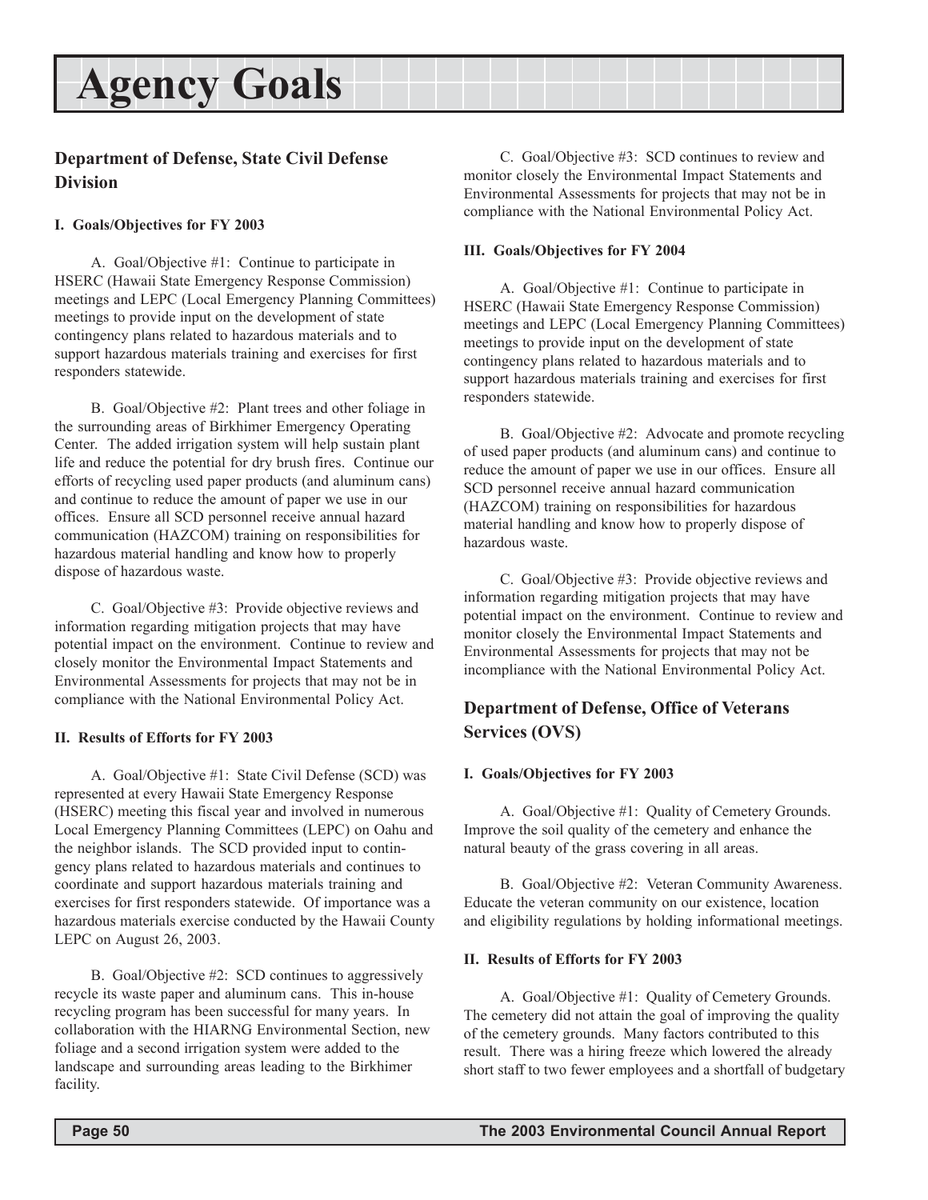# Agency Goals

## Department of Defense, State Civil Defense Division

### I. Goals/Objectives for FY 2003

A. Goal/Objective #1: Continue to participate in HSERC (Hawaii State Emergency Response Commission) meetings and LEPC (Local Emergency Planning Committees) meetings to provide input on the development of state contingency plans related to hazardous materials and to support hazardous materials training and exercises for first responders statewide.

B. Goal/Objective #2: Plant trees and other foliage in the surrounding areas of Birkhimer Emergency Operating Center. The added irrigation system will help sustain plant life and reduce the potential for dry brush fires. Continue our efforts of recycling used paper products (and aluminum cans) and continue to reduce the amount of paper we use in our offices. Ensure all SCD personnel receive annual hazard communication (HAZCOM) training on responsibilities for hazardous material handling and know how to properly dispose of hazardous waste.

C. Goal/Objective #3: Provide objective reviews and information regarding mitigation projects that may have potential impact on the environment. Continue to review and closely monitor the Environmental Impact Statements and Environmental Assessments for projects that may not be in compliance with the National Environmental Policy Act.

### II. Results of Efforts for FY 2003

A. Goal/Objective #1: State Civil Defense (SCD) was represented at every Hawaii State Emergency Response (HSERC) meeting this fiscal year and involved in numerous Local Emergency Planning Committees (LEPC) on Oahu and the neighbor islands. The SCD provided input to contingency plans related to hazardous materials and continues to coordinate and support hazardous materials training and exercises for first responders statewide. Of importance was a hazardous materials exercise conducted by the Hawaii County LEPC on August 26, 2003.

B. Goal/Objective #2: SCD continues to aggressively recycle its waste paper and aluminum cans. This in-house recycling program has been successful for many years. In collaboration with the HIARNG Environmental Section, new foliage and a second irrigation system were added to the landscape and surrounding areas leading to the Birkhimer facility.

C. Goal/Objective #3: SCD continues to review and monitor closely the Environmental Impact Statements and Environmental Assessments for projects that may not be in compliance with the National Environmental Policy Act.

### III. Goals/Objectives for FY 2004

A. Goal/Objective #1: Continue to participate in HSERC (Hawaii State Emergency Response Commission) meetings and LEPC (Local Emergency Planning Committees) meetings to provide input on the development of state contingency plans related to hazardous materials and to support hazardous materials training and exercises for first responders statewide.

B. Goal/Objective #2: Advocate and promote recycling of used paper products (and aluminum cans) and continue to reduce the amount of paper we use in our offices. Ensure all SCD personnel receive annual hazard communication (HAZCOM) training on responsibilities for hazardous material handling and know how to properly dispose of hazardous waste.

C. Goal/Objective #3: Provide objective reviews and information regarding mitigation projects that may have potential impact on the environment. Continue to review and monitor closely the Environmental Impact Statements and Environmental Assessments for projects that may not be incompliance with the National Environmental Policy Act.

## Department of Defense, Office of Veterans Services (OVS)

### I. Goals/Objectives for FY 2003

A. Goal/Objective #1: Quality of Cemetery Grounds. Improve the soil quality of the cemetery and enhance the natural beauty of the grass covering in all areas.

B. Goal/Objective #2: Veteran Community Awareness. Educate the veteran community on our existence, location and eligibility regulations by holding informational meetings.

### II. Results of Efforts for FY 2003

A. Goal/Objective #1: Quality of Cemetery Grounds. The cemetery did not attain the goal of improving the quality of the cemetery grounds. Many factors contributed to this result. There was a hiring freeze which lowered the already short staff to two fewer employees and a shortfall of budgetary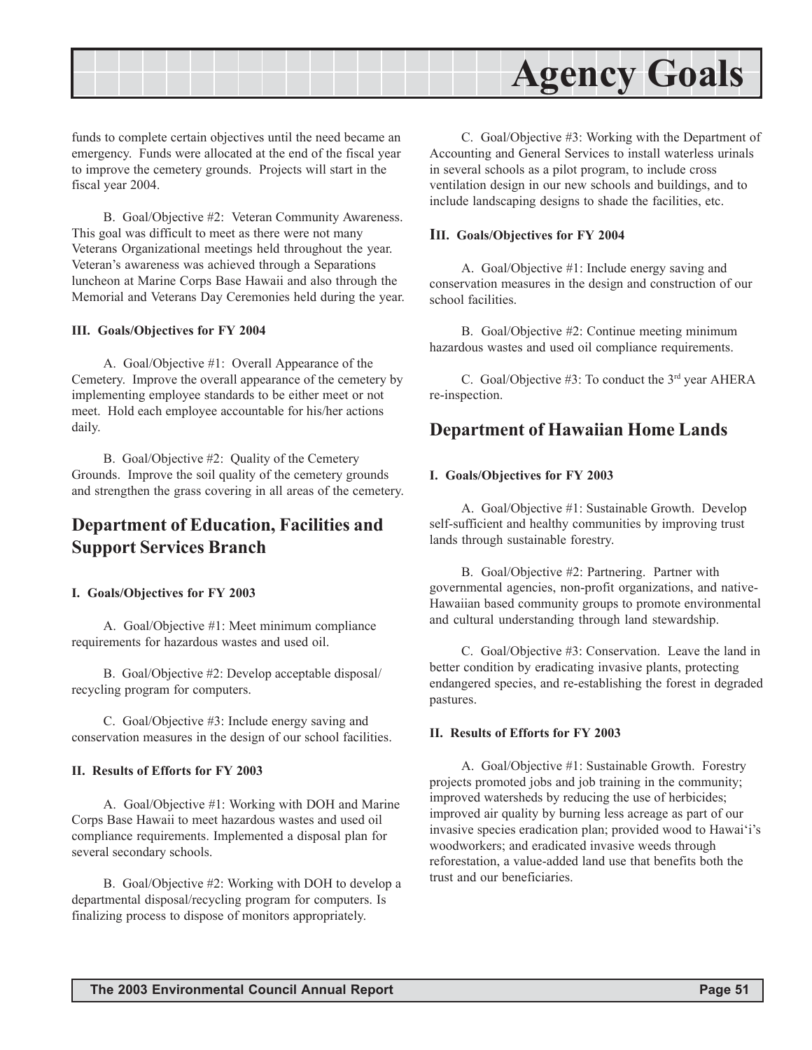funds to complete certain objectives until the need became an emergency. Funds were allocated at the end of the fiscal year to improve the cemetery grounds. Projects will start in the fiscal year 2004.

B. Goal/Objective #2: Veteran Community Awareness. This goal was difficult to meet as there were not many Veterans Organizational meetings held throughout the year. Veteran's awareness was achieved through a Separations luncheon at Marine Corps Base Hawaii and also through the Memorial and Veterans Day Ceremonies held during the year.

#### III. Goals/Objectives for FY 2004

A. Goal/Objective #1: Overall Appearance of the Cemetery. Improve the overall appearance of the cemetery by implementing employee standards to be either meet or not meet. Hold each employee accountable for his/her actions daily.

B. Goal/Objective #2: Quality of the Cemetery Grounds. Improve the soil quality of the cemetery grounds and strengthen the grass covering in all areas of the cemetery.

## Department of Education, Facilities and Support Services Branch

#### I. Goals/Objectives for FY 2003

A. Goal/Objective #1: Meet minimum compliance requirements for hazardous wastes and used oil.

B. Goal/Objective #2: Develop acceptable disposal/recycling program for computers.

C. Goal/Objective #3: Include energy saving and conservation measures in the design of our school facilities.

#### II. Results of Efforts for FY 2003

A. Goal/Objective #1: Working with DOH and Marine Corps Base Hawaii to meet hazardous wastes and used oil compliance requirements. Implemented a disposal plan for several secondary schools.

B. Goal/Objective #2: Working with DOH to develop a departmental disposal/recycling program for computers. Is finalizing process to dispose of monitors appropriately.

C. Goal/Objective #3: Working with the Department of Accounting and General Services to install waterless urinals in several schools as a pilot program, to include cross ventilation design in our new schools and buildings, and to include landscaping designs to shade the facilities, etc.

#### III. Goals/Objectives for FY 2004

A. Goal/Objective #1: Include energy saving and conservation measures in the design and construction of our school facilities.

B. Goal/Objective #2: Continue meeting minimum hazardous wastes and used oil compliance requirements.

C. Goal/Objective #3: To conduct the 3rd year AHERA re-inspection.

## Department of Hawaiian Home Lands

#### I. Goals/Objectives for FY 2003

A. Goal/Objective #1: Sustainable Growth. Develop self-sufficient and healthy communities by improving trust lands through sustainable forestry.

B. Goal/Objective #2: Partnering. Partner with governmental agencies, non-profit organizations, and native-Hawaiian based community groups to promote environmental and cultural understanding through land stewardship.

C. Goal/Objective #3: Conservation. Leave the land in better condition by eradicating invasive plants, protecting endangered species, and re-establishing the forest in degraded pastures.

#### II. Results of Efforts for FY 2003

A. Goal/Objective #1: Sustainable Growth. Forestry projects promoted jobs and job training in the community; improved watersheds by reducing the use of herbicides; improved air quality by burning less acreage as part of our invasive species eradication plan; provided wood to Hawai'i's woodworkers; and eradicated invasive weeds through reforestation, a value-added land use that benefits both the trust and our beneficiaries.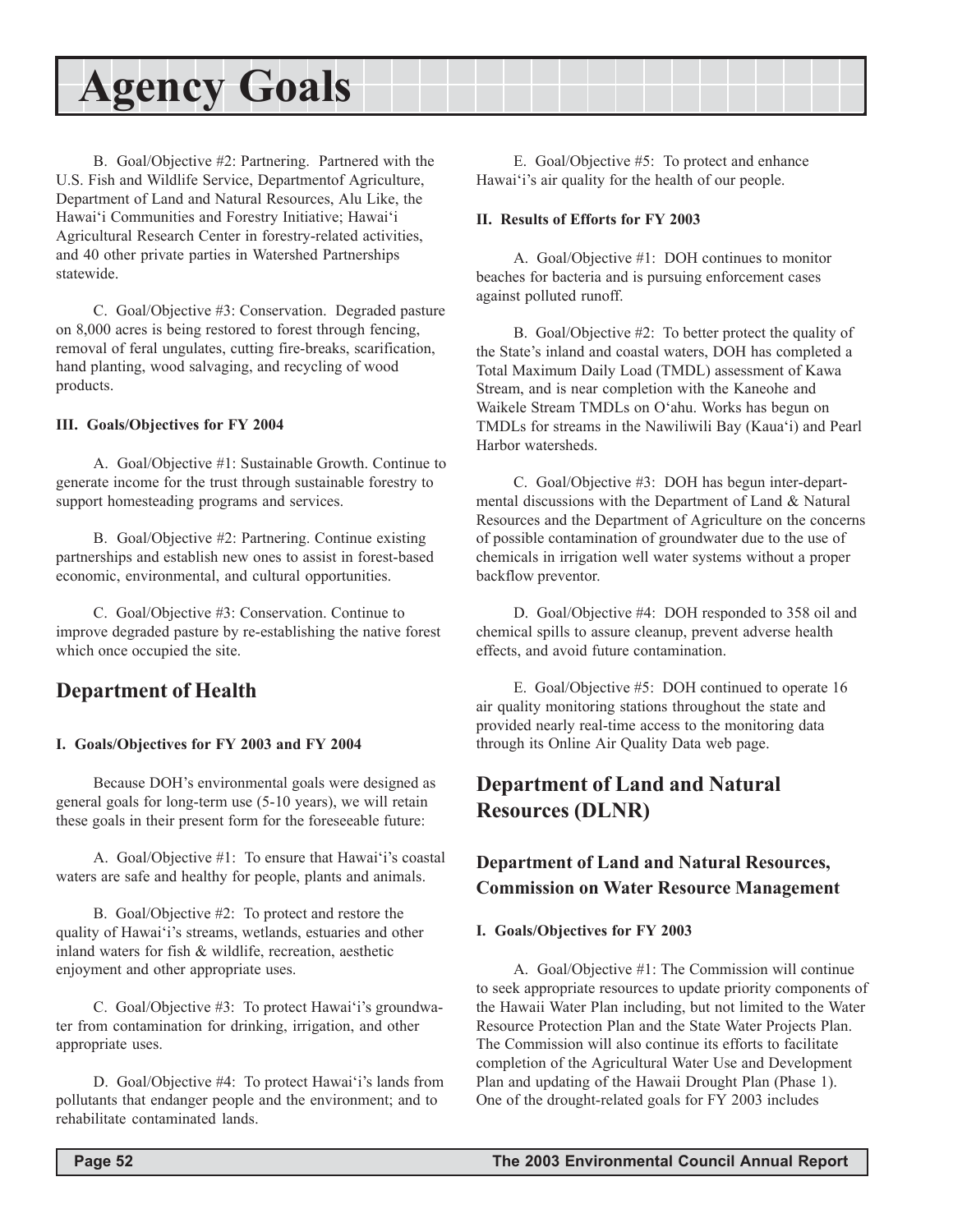# Agency Goals

B. Goal/Objective #2: Partnering. Partnered with the U.S. Fish and Wildlife Service, Departmentof Agriculture, Department of Land and Natural Resources, Alu Like, the Hawai'i Communities and Forestry Initiative; Hawai'i Agricultural Research Center in forestry-related activities, and 40 other private parties in Watershed Partnerships statewide.

C. Goal/Objective #3: Conservation. Degraded pasture on 8,000 acres is being restored to forest through fencing, removal of feral ungulates, cutting fire-breaks, scarification, hand planting, wood salvaging, and recycling of wood products.

#### III. Goals/Objectives for FY 2004

A. Goal/Objective #1: Sustainable Growth. Continue to generate income for the trust through sustainable forestry to support homesteading programs and services.

B. Goal/Objective #2: Partnering. Continue existing partnerships and establish new ones to assist in forest-based economic, environmental, and cultural opportunities.

C. Goal/Objective #3: Conservation. Continue to improve degraded pasture by re-establishing the native forest which once occupied the site.

## Department of Health

#### I. Goals/Objectives for FY 2003 and FY 2004

Because DOH's environmental goals were designed as general goals for long-term use (5-10 years), we will retain these goals in their present form for the foreseeable future:

A. Goal/Objective #1: To ensure that Hawai'i's coastal waters are safe and healthy for people, plants and animals.

B. Goal/Objective #2: To protect and restore the quality of Hawai'i's streams, wetlands, estuaries and other inland waters for fish & wildlife, recreation, aesthetic enjoyment and other appropriate uses.

C. Goal/Objective #3: To protect Hawai'i's groundwater from contamination for drinking, irrigation, and other appropriate uses.

D. Goal/Objective #4: To protect Hawai'i's lands from pollutants that endanger people and the environment; and to rehabilitate contaminated lands.

E. Goal/Objective #5: To protect and enhance Hawai'i's air quality for the health of our people.

#### II. Results of Efforts for FY 2003

A. Goal/Objective #1: DOH continues to monitor beaches for bacteria and is pursuing enforcement cases against polluted runoff.

B. Goal/Objective #2: To better protect the quality of the State's inland and coastal waters, DOH has completed a Total Maximum Daily Load (TMDL) assessment of Kawa Stream, and is near completion with the Kaneohe and Waikele Stream TMDLs on O'ahu. Works has begun on TMDLs for streams in the Nawiliwili Bay (Kaua'i) and Pearl Harbor watersheds.

C. Goal/Objective #3: DOH has begun inter-departmental discussions with the Department of Land & Natural Resources and the Department of Agriculture on the concerns of possible contamination of groundwater due to the use of chemicals in irrigation well water systems without a proper backflow preventor.

D. Goal/Objective #4: DOH responded to 358 oil and chemical spills to assure cleanup, prevent adverse health effects, and avoid future contamination.

E. Goal/Objective #5: DOH continued to operate 16 air quality monitoring stations throughout the state and provided nearly real-time access to the monitoring data through its Online Air Quality Data web page.

## Department of Land and Natural Resources (DLNR)

### Department of Land and Natural Resources, Commission on Water Resource Management

#### I. Goals/Objectives for FY 2003

A. Goal/Objective #1: The Commission will continue to seek appropriate resources to update priority components of the Hawaii Water Plan including, but not limited to the Water Resource Protection Plan and the State Water Projects Plan. The Commission will also continue its efforts to facilitate completion of the Agricultural Water Use and Development Plan and updating of the Hawaii Drought Plan (Phase 1). One of the drought-related goals for FY 2003 includes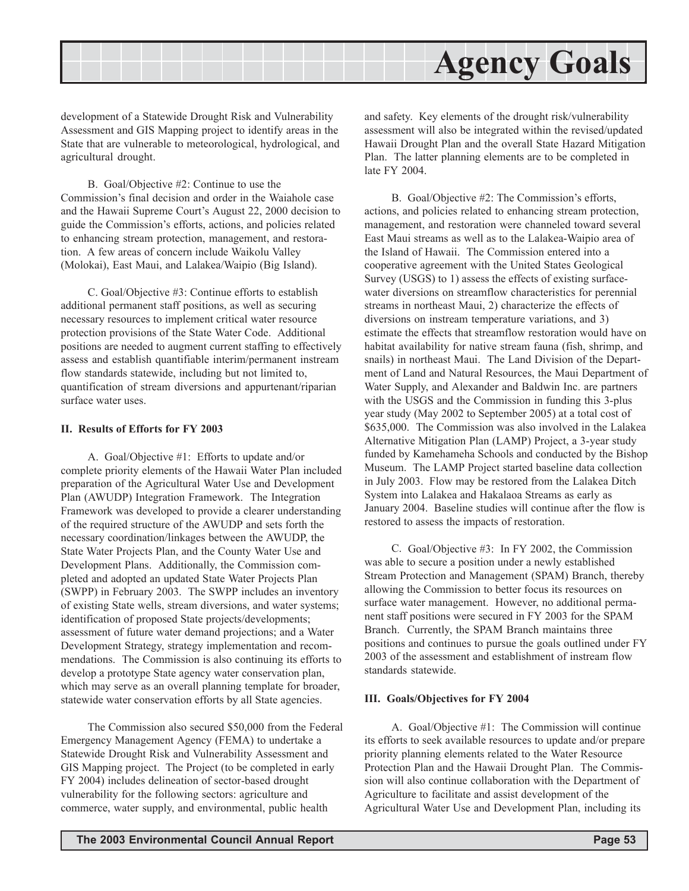development of a Statewide Drought Risk and Vulnerability Assessment and GIS Mapping project to identify areas in the State that are vulnerable to meteorological, hydrological, and agricultural drought.

B. Goal/Objective #2: Continue to use the Commission's final decision and order in the Waiahole case and the Hawaii Supreme Court's August 22, 2000 decision to guide the Commission's efforts, actions, and policies related to enhancing stream protection, management, and restoration. A few areas of concern include Waikolu Valley (Molokai), East Maui, and Lalakea/Waipio (Big Island).

C. Goal/Objective #3: Continue efforts to establish additional permanent staff positions, as well as securing necessary resources to implement critical water resource protection provisions of the State Water Code. Additional positions are needed to augment current staffing to effectively assess and establish quantifiable interim/permanent instream flow standards statewide, including but not limited to, quantification of stream diversions and appurtenant/riparian surface water uses.

**II. Results of Efforts for FY 2003**

A. Goal/Objective #1: Efforts to update and/or complete priority elements of the Hawaii Water Plan included preparation of the Agricultural Water Use and Development Plan (AWUDP) Integration Framework. The Integration Framework was developed to provide a clearer understanding of the required structure of the AWUDP and sets forth the necessary coordination/linkages between the AWUDP, the State Water Projects Plan, and the County Water Use and Development Plans. Additionally, the Commission completed and adopted an updated State Water Projects Plan (SWPP) in February 2003. The SWPP includes an inventory of existing State wells, stream diversions, and water systems; identification of proposed State projects/developments; assessment of future water demand projections; and a Water Development Strategy, strategy implementation and recommendations. The Commission is also continuing its efforts to develop a prototype State agency water conservation plan, which may serve as an overall planning template for broader, statewide water conservation efforts by all State agencies.

The Commission also secured $50,000 from the Federal Emergency Management Agency (FEMA) to undertake a Statewide Drought Risk and Vulnerability Assessment and GIS Mapping project. The Project (to be completed in early FY 2004) includes delineation of sector-based drought vulnerability for the following sectors: agriculture and commerce, water supply, and environmental, public health and safety. Key elements of the drought risk/vulnerability assessment will also be integrated within the revised/updated Hawaii Drought Plan and the overall State Hazard Mitigation Plan. The latter planning elements are to be completed in late FY 2004.

B. Goal/Objective #2: The Commission's efforts, actions, and policies related to enhancing stream protection, management, and restoration were channeled toward several East Maui streams as well as to the Lalakea-Waipio area of the Island of Hawaii. The Commission entered into a cooperative agreement with the United States Geological Survey (USGS) to 1) assess the effects of existing surface-water diversions on streamflow characteristics for perennial streams in northeast Maui, 2) characterize the effects of diversions on instream temperature variations, and 3) estimate the effects that streamflow restoration would have on habitat availability for native stream fauna (fish, shrimp, and snails) in northeast Maui. The Land Division of the Department of Land and Natural Resources, the Maui Department of Water Supply, and Alexander and Baldwin Inc. are partners with the USGS and the Commission in funding this 3-plus year study (May 2002 to September 2005) at a total cost of $635,000. The Commission was also involved in the Lalakea Alternative Mitigation Plan (LAMP) Project, a 3-year study funded by Kamehameha Schools and conducted by the Bishop Museum. The LAMP Project started baseline data collection in July 2003. Flow may be restored from the Lalakea Ditch System into Lalakea and Hakalaoa Streams as early as January 2004. Baseline studies will continue after the flow is restored to assess the impacts of restoration.

C. Goal/Objective #3: In FY 2002, the Commission was able to secure a position under a newly established Stream Protection and Management (SPAM) Branch, thereby allowing the Commission to better focus its resources on surface water management. However, no additional permanent staff positions were secured in FY 2003 for the SPAM Branch. Currently, the SPAM Branch maintains three positions and continues to pursue the goals outlined under FY 2003 of the assessment and establishment of instream flow standards statewide.

**III. Goals/Objectives for FY 2004**

A. Goal/Objective #1: The Commission will continue its efforts to seek available resources to update and/or prepare priority planning elements related to the Water Resource Protection Plan and the Hawaii Drought Plan. The Commission will also continue collaboration with the Department of Agriculture to facilitate and assist development of the Agricultural Water Use and Development Plan, including its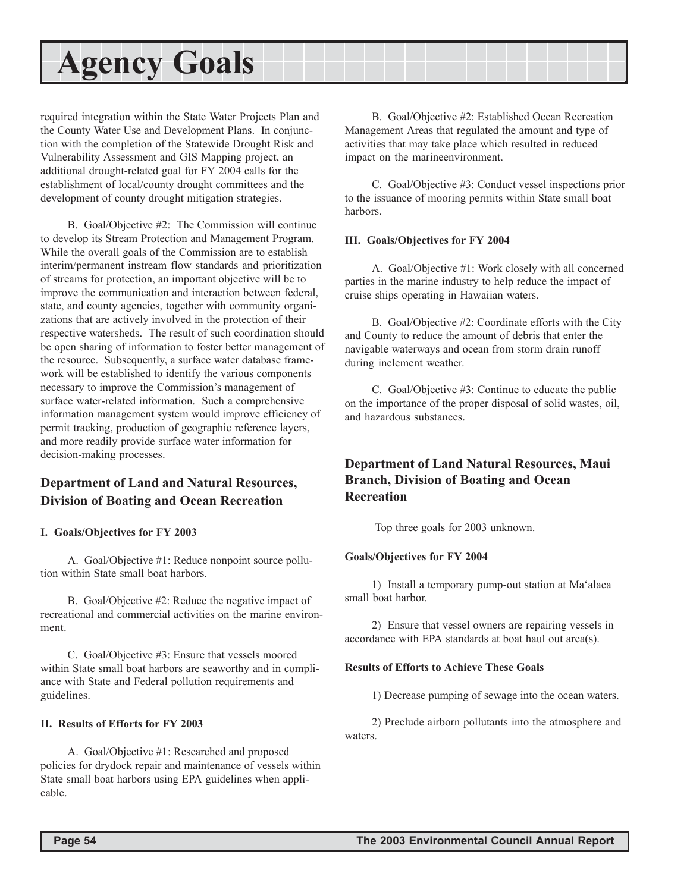required integration within the State Water Projects Plan and the County Water Use and Development Plans. In conjunction with the completion of the Statewide Drought Risk and Vulnerability Assessment and GIS Mapping project, an additional drought-related goal for FY 2004 calls for the establishment of local/county drought committees and the development of county drought mitigation strategies.

B. Goal/Objective #2: The Commission will continue to develop its Stream Protection and Management Program. While the overall goals of the Commission are to establish interim/permanent instream flow standards and prioritization of streams for protection, an important objective will be to improve the communication and interaction between federal, state, and county agencies, together with community organizations that are actively involved in the protection of their respective watersheds. The result of such coordination should be open sharing of information to foster better management of the resource. Subsequently, a surface water database framework will be established to identify the various components necessary to improve the Commission's management of surface water-related information. Such a comprehensive information management system would improve efficiency of permit tracking, production of geographic reference layers, and more readily provide surface water information for decision-making processes.

## Department of Land and Natural Resources, Division of Boating and Ocean Recreation

**I. Goals/Objectives for FY 2003**

A. Goal/Objective #1: Reduce nonpoint source pollution within State small boat harbors.

B. Goal/Objective #2: Reduce the negative impact of recreational and commercial activities on the marine environment.

C. Goal/Objective #3: Ensure that vessels moored within State small boat harbors are seaworthy and in compliance with State and Federal pollution requirements and guidelines.

**II. Results of Efforts for FY 2003**

A. Goal/Objective #1: Researched and proposed policies for drydock repair and maintenance of vessels within State small boat harbors using EPA guidelines when applicable.

B. Goal/Objective #2: Established Ocean Recreation Management Areas that regulated the amount and type of activities that may take place which resulted in reduced impact on the marineenvironment.

C. Goal/Objective #3: Conduct vessel inspections prior to the issuance of mooring permits within State small boat harbors.

**III. Goals/Objectives for FY 2004**

A. Goal/Objective #1: Work closely with all concerned parties in the marine industry to help reduce the impact of cruise ships operating in Hawaiian waters.

B. Goal/Objective #2: Coordinate efforts with the City and County to reduce the amount of debris that enter the navigable waterways and ocean from storm drain runoff during inclement weather.

C. Goal/Objective #3: Continue to educate the public on the importance of the proper disposal of solid wastes, oil, and hazardous substances.

## Department of Land Natural Resources, Maui Branch, Division of Boating and Ocean Recreation

Top three goals for 2003 unknown.

**Goals/Objectives for FY 2004**

1) Install a temporary pump-out station at Ma'alaea small boat harbor.

2) Ensure that vessel owners are repairing vessels in accordance with EPA standards at boat haul out area(s).

**Results of Efforts to Achieve These Goals**

1) Decrease pumping of sewage into the ocean waters.

2) Preclude airborn pollutants into the atmosphere and waters.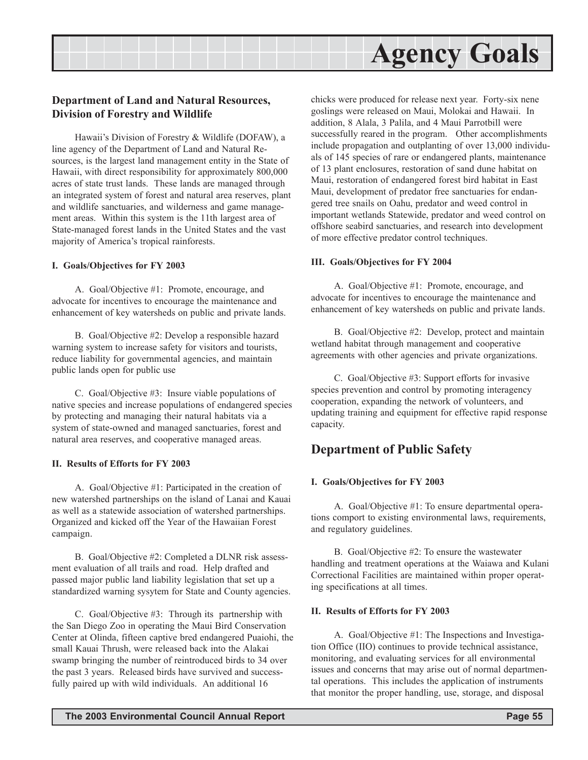# Agency Goals

## Department of Land and Natural Resources, Division of Forestry and Wildlife

Hawaii's Division of Forestry & Wildlife (DOFAW), a line agency of the Department of Land and Natural Resources, is the largest land management entity in the State of Hawaii, with direct responsibility for approximately 800,000 acres of state trust lands. These lands are managed through an integrated system of forest and natural area reserves, plant and wildlife sanctuaries, and wilderness and game management areas. Within this system is the 11th largest area of State-managed forest lands in the United States and the vast majority of America's tropical rainforests.

#### I. Goals/Objectives for FY 2003

A. Goal/Objective #1: Promote, encourage, and advocate for incentives to encourage the maintenance and enhancement of key watersheds on public and private lands.

B. Goal/Objective #2: Develop a responsible hazard warning system to increase safety for visitors and tourists, reduce liability for governmental agencies, and maintain public lands open for public use

C. Goal/Objective #3: Insure viable populations of native species and increase populations of endangered species by protecting and managing their natural habitats via a system of state-owned and managed sanctuaries, forest and natural area reserves, and cooperative managed areas.

#### II. Results of Efforts for FY 2003

A. Goal/Objective #1: Participated in the creation of new watershed partnerships on the island of Lanai and Kauai as well as a statewide association of watershed partnerships. Organized and kicked off the Year of the Hawaiian Forest campaign.

B. Goal/Objective #2: Completed a DLNR risk assessment evaluation of all trails and road. Help drafted and passed major public land liability legislation that set up a standardized warning sysytem for State and County agencies.

C. Goal/Objective #3: Through its partnership with the San Diego Zoo in operating the Maui Bird Conservation Center at Olinda, fifteen captive bred endangered Puaiohi, the small Kauai Thrush, were released back into the Alakai swamp bringing the number of reintroduced birds to 34 over the past 3 years. Released birds have survived and successfully paired up with wild individuals. An additional 16 chicks were produced for release next year. Forty-six nene goslings were released on Maui, Molokai and Hawaii. In addition, 8 Alala, 3 Palila, and 4 Maui Parrotbill were successfully reared in the program. Other accomplishments include propagation and outplanting of over 13,000 individuals of 145 species of rare or endangered plants, maintenance of 13 plant enclosures, restoration of sand dune habitat on Maui, restoration of endangered forest bird habitat in East Maui, development of predator free sanctuaries for endangered tree snails on Oahu, predator and weed control in important wetlands Statewide, predator and weed control on offshore seabird sanctuaries, and research into development of more effective predator control techniques.

#### III. Goals/Objectives for FY 2004

A. Goal/Objective #1: Promote, encourage, and advocate for incentives to encourage the maintenance and enhancement of key watersheds on public and private lands.

B. Goal/Objective #2: Develop, protect and maintain wetland habitat through management and cooperative agreements with other agencies and private organizations.

C. Goal/Objective #3: Support efforts for invasive species prevention and control by promoting interagency cooperation, expanding the network of volunteers, and updating training and equipment for effective rapid response capacity.

## Department of Public Safety

#### I. Goals/Objectives for FY 2003

A. Goal/Objective #1: To ensure departmental operations comport to existing environmental laws, requirements, and regulatory guidelines.

B. Goal/Objective #2: To ensure the wastewater handling and treatment operations at the Waiawa and Kulani Correctional Facilities are maintained within proper operating specifications at all times.

#### II. Results of Efforts for FY 2003

A. Goal/Objective #1: The Inspections and Investigation Office (IIO) continues to provide technical assistance, monitoring, and evaluating services for all environmental issues and concerns that may arise out of normal departmental operations. This includes the application of instruments that monitor the proper handling, use, storage, and disposal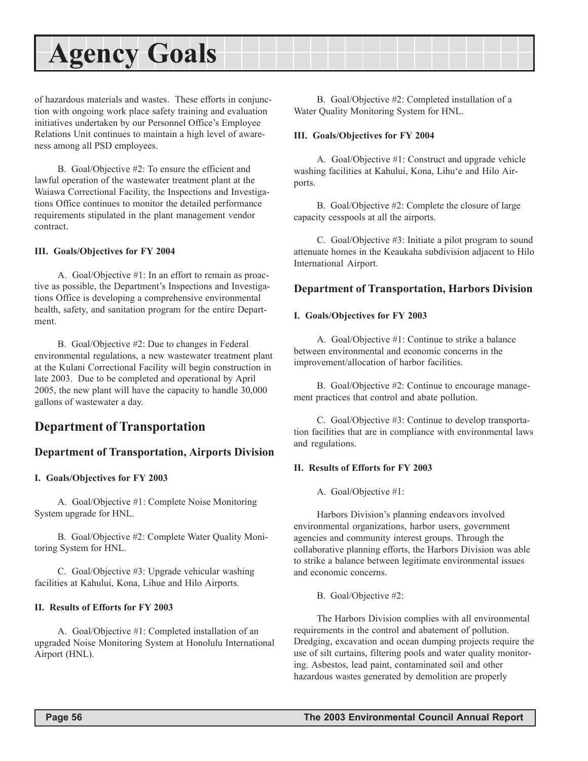of hazardous materials and wastes. These efforts in conjunction with ongoing work place safety training and evaluation initiatives undertaken by our Personnel Office's Employee Relations Unit continues to maintain a high level of awareness among all PSD employees.

B. Goal/Objective #2: To ensure the efficient and lawful operation of the wastewater treatment plant at the Waiawa Correctional Facility, the Inspections and Investigations Office continues to monitor the detailed performance requirements stipulated in the plant management vendor contract.

#### III. Goals/Objectives for FY 2004

A. Goal/Objective #1: In an effort to remain as proactive as possible, the Department's Inspections and Investigations Office is developing a comprehensive environmental health, safety, and sanitation program for the entire Department.

B. Goal/Objective #2: Due to changes in Federal environmental regulations, a new wastewater treatment plant at the Kulani Correctional Facility will begin construction in late 2003. Due to be completed and operational by April 2005, the new plant will have the capacity to handle 30,000 gallons of wastewater a day.

## Department of Transportation

### Department of Transportation, Airports Division

#### I. Goals/Objectives for FY 2003

A. Goal/Objective #1: Complete Noise Monitoring System upgrade for HNL.

B. Goal/Objective #2: Complete Water Quality Monitoring System for HNL.

C. Goal/Objective #3: Upgrade vehicular washing facilities at Kahului, Kona, Lihue and Hilo Airports.

#### II. Results of Efforts for FY 2003

A. Goal/Objective #1: Completed installation of an upgraded Noise Monitoring System at Honolulu International Airport (HNL).

B. Goal/Objective #2: Completed installation of a Water Quality Monitoring System for HNL.

#### III. Goals/Objectives for FY 2004

A. Goal/Objective #1: Construct and upgrade vehicle washing facilities at Kahului, Kona, Lihu'e and Hilo Airports.

B. Goal/Objective #2: Complete the closure of large capacity cesspools at all the airports.

C. Goal/Objective #3: Initiate a pilot program to sound attenuate homes in the Keaukaha subdivision adjacent to Hilo International Airport.

### Department of Transportation, Harbors Division

#### I. Goals/Objectives for FY 2003

A. Goal/Objective #1: Continue to strike a balance between environmental and economic concerns in the improvement/allocation of harbor facilities.

B. Goal/Objective #2: Continue to encourage management practices that control and abate pollution.

C. Goal/Objective #3: Continue to develop transportation facilities that are in compliance with environmental laws and regulations.

#### II. Results of Efforts for FY 2003

A. Goal/Objective #1:

Harbors Division's planning endeavors involved environmental organizations, harbor users, government agencies and community interest groups. Through the collaborative planning efforts, the Harbors Division was able to strike a balance between legitimate environmental issues and economic concerns.

B. Goal/Objective #2:

The Harbors Division complies with all environmental requirements in the control and abatement of pollution. Dredging, excavation and ocean dumping projects require the use of silt curtains, filtering pools and water quality monitoring. Asbestos, lead paint, contaminated soil and other hazardous wastes generated by demolition are properly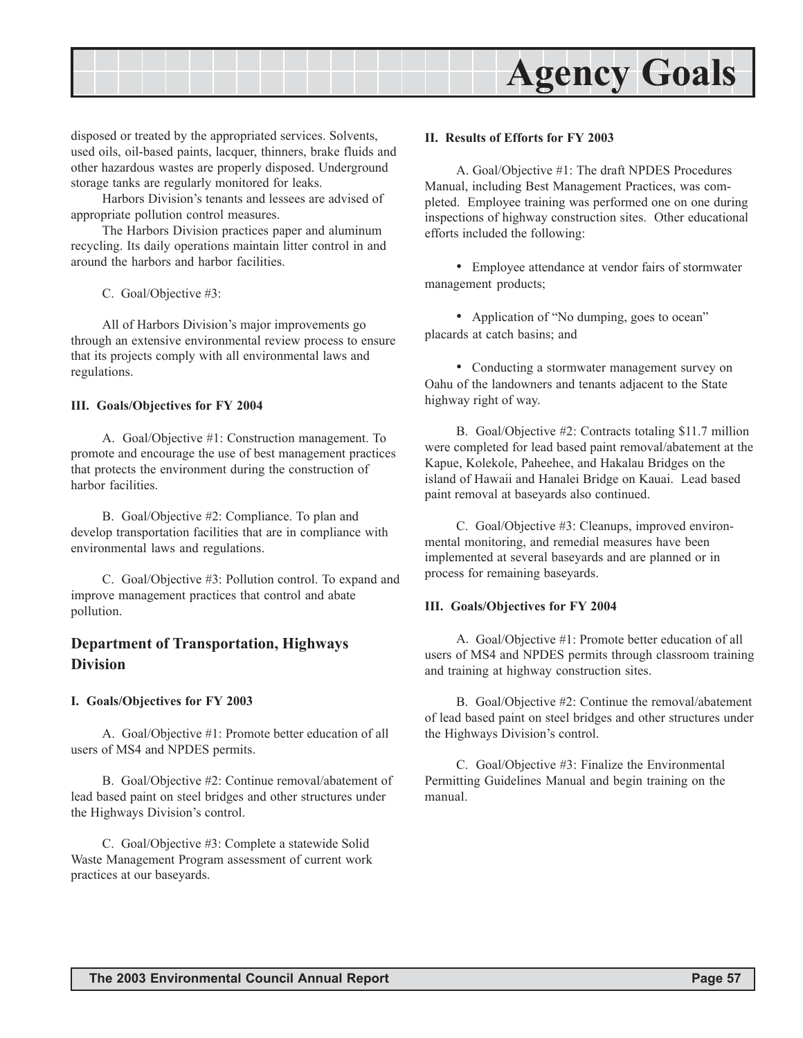disposed or treated by the appropriated services. Solvents, used oils, oil-based paints, lacquer, thinners, brake fluids and other hazardous wastes are properly disposed. Underground storage tanks are regularly monitored for leaks.

Harbors Division's tenants and lessees are advised of appropriate pollution control measures.

The Harbors Division practices paper and aluminum recycling. Its daily operations maintain litter control in and around the harbors and harbor facilities.

C. Goal/Objective #3:

All of Harbors Division's major improvements go through an extensive environmental review process to ensure that its projects comply with all environmental laws and regulations.

**III. Goals/Objectives for FY 2004**

A. Goal/Objective #1: Construction management. To promote and encourage the use of best management practices that protects the environment during the construction of harbor facilities.

B. Goal/Objective #2: Compliance. To plan and develop transportation facilities that are in compliance with environmental laws and regulations.

C. Goal/Objective #3: Pollution control. To expand and improve management practices that control and abate pollution.

## Department of Transportation, Highways Division

**I. Goals/Objectives for FY 2003**

A. Goal/Objective #1: Promote better education of all users of MS4 and NPDES permits.

B. Goal/Objective #2: Continue removal/abatement of lead based paint on steel bridges and other structures under the Highways Division's control.

C. Goal/Objective #3: Complete a statewide Solid Waste Management Program assessment of current work practices at our baseyards.

**II. Results of Efforts for FY 2003**

A. Goal/Objective #1: The draft NPDES Procedures Manual, including Best Management Practices, was completed. Employee training was performed one on one during inspections of highway construction sites. Other educational efforts included the following:

- Employee attendance at vendor fairs of stormwater management products;
- Application of "No dumping, goes to ocean" placards at catch basins; and
- Conducting a stormwater management survey on Oahu of the landowners and tenants adjacent to the State highway right of way.

B. Goal/Objective #2: Contracts totaling $11.7 million were completed for lead based paint removal/abatement at the Kapue, Kolekole, Paheehee, and Hakalau Bridges on the island of Hawaii and Hanalei Bridge on Kauai. Lead based paint removal at baseyards also continued.

C. Goal/Objective #3: Cleanups, improved environmental monitoring, and remedial measures have been implemented at several baseyards and are planned or in process for remaining baseyards.

**III. Goals/Objectives for FY 2004**

A. Goal/Objective #1: Promote better education of all users of MS4 and NPDES permits through classroom training and training at highway construction sites.

B. Goal/Objective #2: Continue the removal/abatement of lead based paint on steel bridges and other structures under the Highways Division's control.

C. Goal/Objective #3: Finalize the Environmental Permitting Guidelines Manual and begin training on the manual.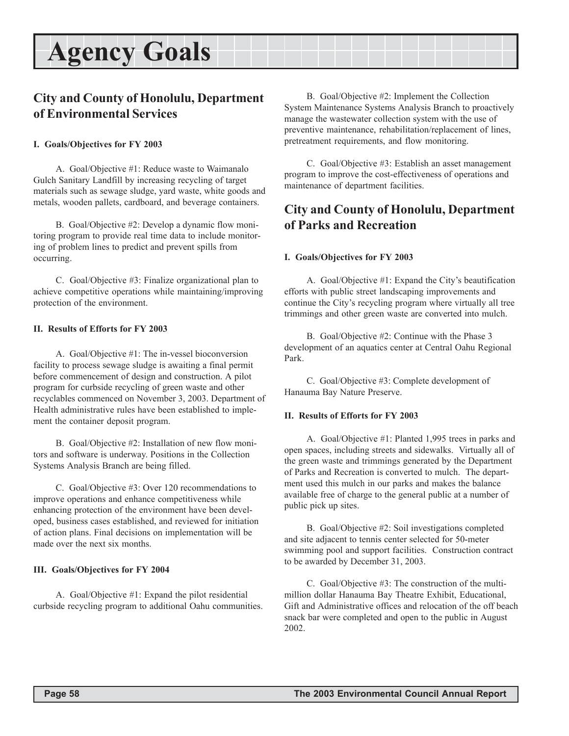// Agency Goals

## City and County of Honolulu, Department of Environmental Services

#### I. Goals/Objectives for FY 2003

A. Goal/Objective #1: Reduce waste to Waimanalo Gulch Sanitary Landfill by increasing recycling of target materials such as sewage sludge, yard waste, white goods and metals, wooden pallets, cardboard, and beverage containers.

B. Goal/Objective #2: Develop a dynamic flow monitoring program to provide real time data to include monitoring of problem lines to predict and prevent spills from occurring.

C. Goal/Objective #3: Finalize organizational plan to achieve competitive operations while maintaining/improving protection of the environment.

#### II. Results of Efforts for FY 2003

A. Goal/Objective #1: The in-vessel bioconversion facility to process sewage sludge is awaiting a final permit before commencement of design and construction. A pilot program for curbside recycling of green waste and other recyclables commenced on November 3, 2003. Department of Health administrative rules have been established to implement the container deposit program.

B. Goal/Objective #2: Installation of new flow monitors and software is underway. Positions in the Collection Systems Analysis Branch are being filled.

C. Goal/Objective #3: Over 120 recommendations to improve operations and enhance competitiveness while enhancing protection of the environment have been developed, business cases established, and reviewed for initiation of action plans. Final decisions on implementation will be made over the next six months.

#### III. Goals/Objectives for FY 2004

A. Goal/Objective #1: Expand the pilot residential curbside recycling program to additional Oahu communities.

B. Goal/Objective #2: Implement the Collection System Maintenance Systems Analysis Branch to proactively manage the wastewater collection system with the use of preventive maintenance, rehabilitation/replacement of lines, pretreatment requirements, and flow monitoring.

C. Goal/Objective #3: Establish an asset management program to improve the cost-effectiveness of operations and maintenance of department facilities.

## City and County of Honolulu, Department of Parks and Recreation

#### I. Goals/Objectives for FY 2003

A. Goal/Objective #1: Expand the City's beautification efforts with public street landscaping improvements and continue the City's recycling program where virtually all tree trimmings and other green waste are converted into mulch.

B. Goal/Objective #2: Continue with the Phase 3 development of an aquatics center at Central Oahu Regional Park.

C. Goal/Objective #3: Complete development of Hanauma Bay Nature Preserve.

#### II. Results of Efforts for FY 2003

A. Goal/Objective #1: Planted 1,995 trees in parks and open spaces, including streets and sidewalks. Virtually all of the green waste and trimmings generated by the Department of Parks and Recreation is converted to mulch. The department used this mulch in our parks and makes the balance available free of charge to the general public at a number of public pick up sites.

B. Goal/Objective #2: Soil investigations completed and site adjacent to tennis center selected for 50-meter swimming pool and support facilities. Construction contract to be awarded by December 31, 2003.

C. Goal/Objective #3: The construction of the multi-million dollar Hanauma Bay Theatre Exhibit, Educational, Gift and Administrative offices and relocation of the off beach snack bar were completed and open to the public in August 2002.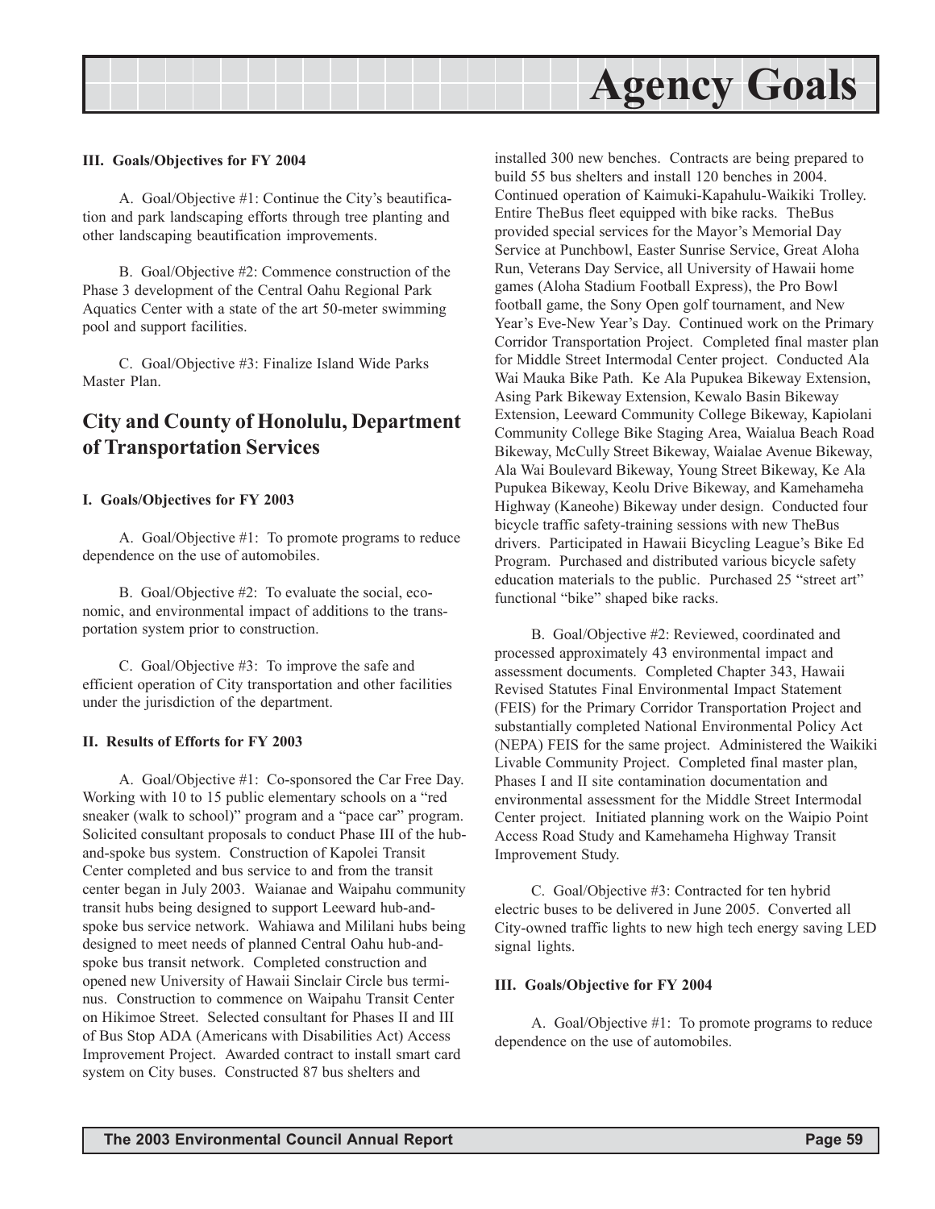#### III. Goals/Objectives for FY 2004

A. Goal/Objective #1: Continue the City's beautification and park landscaping efforts through tree planting and other landscaping beautification improvements.

B. Goal/Objective #2: Commence construction of the Phase 3 development of the Central Oahu Regional Park Aquatics Center with a state of the art 50-meter swimming pool and support facilities.

C. Goal/Objective #3: Finalize Island Wide Parks Master Plan.

## City and County of Honolulu, Department of Transportation Services

#### I. Goals/Objectives for FY 2003

A. Goal/Objective #1: To promote programs to reduce dependence on the use of automobiles.

B. Goal/Objective #2: To evaluate the social, economic, and environmental impact of additions to the transportation system prior to construction.

C. Goal/Objective #3: To improve the safe and efficient operation of City transportation and other facilities under the jurisdiction of the department.

#### II. Results of Efforts for FY 2003

A. Goal/Objective #1: Co-sponsored the Car Free Day. Working with 10 to 15 public elementary schools on a "red sneaker (walk to school)" program and a "pace car" program. Solicited consultant proposals to conduct Phase III of the hub-and-spoke bus system. Construction of Kapolei Transit Center completed and bus service to and from the transit center began in July 2003. Waianae and Waipahu community transit hubs being designed to support Leeward hub-and-spoke bus service network. Wahiawa and Mililani hubs being designed to meet needs of planned Central Oahu hub-and-spoke bus transit network. Completed construction and opened new University of Hawaii Sinclair Circle bus terminus. Construction to commence on Waipahu Transit Center on Hikimoe Street. Selected consultant for Phases II and III of Bus Stop ADA (Americans with Disabilities Act) Access Improvement Project. Awarded contract to install smart card system on City buses. Constructed 87 bus shelters and installed 300 new benches. Contracts are being prepared to build 55 bus shelters and install 120 benches in 2004. Continued operation of Kaimuki-Kapahulu-Waikiki Trolley. Entire TheBus fleet equipped with bike racks. TheBus provided special services for the Mayor's Memorial Day Service at Punchbowl, Easter Sunrise Service, Great Aloha Run, Veterans Day Service, all University of Hawaii home games (Aloha Stadium Football Express), the Pro Bowl football game, the Sony Open golf tournament, and New Year's Eve-New Year's Day. Continued work on the Primary Corridor Transportation Project. Completed final master plan for Middle Street Intermodal Center project. Conducted Ala Wai Mauka Bike Path. Ke Ala Pupukea Bikeway Extension, Asing Park Bikeway Extension, Kewalo Basin Bikeway Extension, Leeward Community College Bikeway, Kapiolani Community College Bike Staging Area, Waialua Beach Road Bikeway, McCully Street Bikeway, Waialae Avenue Bikeway, Ala Wai Boulevard Bikeway, Young Street Bikeway, Ke Ala Pupukea Bikeway, Keolu Drive Bikeway, and Kamehameha Highway (Kaneohe) Bikeway under design. Conducted four bicycle traffic safety-training sessions with new TheBus drivers. Participated in Hawaii Bicycling League's Bike Ed Program. Purchased and distributed various bicycle safety education materials to the public. Purchased 25 "street art" functional "bike" shaped bike racks.

B. Goal/Objective #2: Reviewed, coordinated and processed approximately 43 environmental impact and assessment documents. Completed Chapter 343, Hawaii Revised Statutes Final Environmental Impact Statement (FEIS) for the Primary Corridor Transportation Project and substantially completed National Environmental Policy Act (NEPA) FEIS for the same project. Administered the Waikiki Livable Community Project. Completed final master plan, Phases I and II site contamination documentation and environmental assessment for the Middle Street Intermodal Center project. Initiated planning work on the Waipio Point Access Road Study and Kamehameha Highway Transit Improvement Study.

C. Goal/Objective #3: Contracted for ten hybrid electric buses to be delivered in June 2005. Converted all City-owned traffic lights to new high tech energy saving LED signal lights.

#### III. Goals/Objective for FY 2004

A. Goal/Objective #1: To promote programs to reduce dependence on the use of automobiles.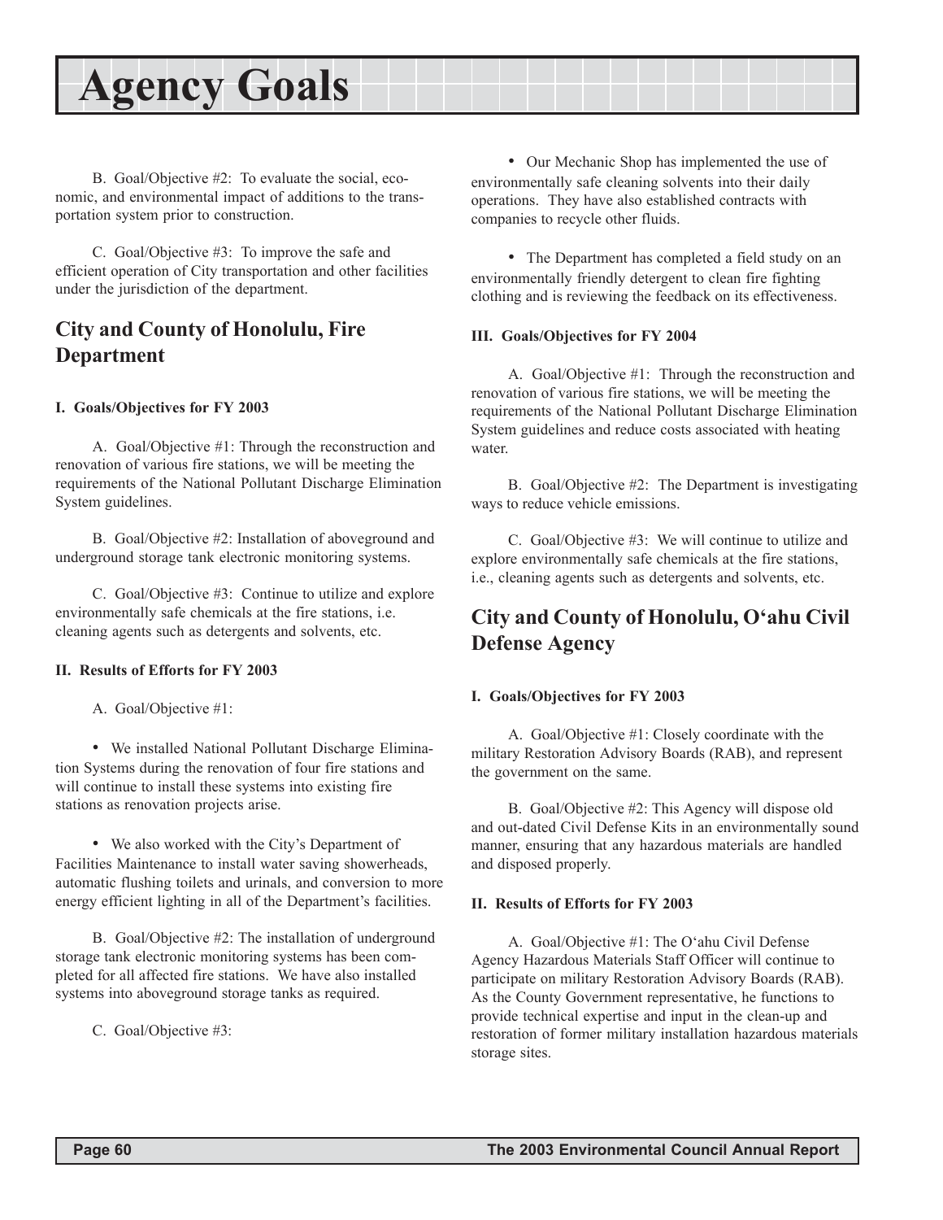# Agency Goals

B. Goal/Objective #2: To evaluate the social, economic, and environmental impact of additions to the transportation system prior to construction.

C. Goal/Objective #3: To improve the safe and efficient operation of City transportation and other facilities under the jurisdiction of the department.

## City and County of Honolulu, Fire Department

### I. Goals/Objectives for FY 2003

A. Goal/Objective #1: Through the reconstruction and renovation of various fire stations, we will be meeting the requirements of the National Pollutant Discharge Elimination System guidelines.

B. Goal/Objective #2: Installation of aboveground and underground storage tank electronic monitoring systems.

C. Goal/Objective #3: Continue to utilize and explore environmentally safe chemicals at the fire stations, i.e. cleaning agents such as detergents and solvents, etc.

### II. Results of Efforts for FY 2003

A. Goal/Objective #1:

- We installed National Pollutant Discharge Elimination Systems during the renovation of four fire stations and will continue to install these systems into existing fire stations as renovation projects arise.

- We also worked with the City's Department of Facilities Maintenance to install water saving showerheads, automatic flushing toilets and urinals, and conversion to more energy efficient lighting in all of the Department's facilities.

B. Goal/Objective #2: The installation of underground storage tank electronic monitoring systems has been completed for all affected fire stations. We have also installed systems into aboveground storage tanks as required.

C. Goal/Objective #3:

- Our Mechanic Shop has implemented the use of environmentally safe cleaning solvents into their daily operations. They have also established contracts with companies to recycle other fluids.

- The Department has completed a field study on an environmentally friendly detergent to clean fire fighting clothing and is reviewing the feedback on its effectiveness.

### III. Goals/Objectives for FY 2004

A. Goal/Objective #1: Through the reconstruction and renovation of various fire stations, we will be meeting the requirements of the National Pollutant Discharge Elimination System guidelines and reduce costs associated with heating water.

B. Goal/Objective #2: The Department is investigating ways to reduce vehicle emissions.

C. Goal/Objective #3: We will continue to utilize and explore environmentally safe chemicals at the fire stations, i.e., cleaning agents such as detergents and solvents, etc.

## City and County of Honolulu, O'ahu Civil Defense Agency

### I. Goals/Objectives for FY 2003

A. Goal/Objective #1: Closely coordinate with the military Restoration Advisory Boards (RAB), and represent the government on the same.

B. Goal/Objective #2: This Agency will dispose old and out-dated Civil Defense Kits in an environmentally sound manner, ensuring that any hazardous materials are handled and disposed properly.

### II. Results of Efforts for FY 2003

A. Goal/Objective #1: The O'ahu Civil Defense Agency Hazardous Materials Staff Officer will continue to participate on military Restoration Advisory Boards (RAB). As the County Government representative, he functions to provide technical expertise and input in the clean-up and restoration of former military installation hazardous materials storage sites.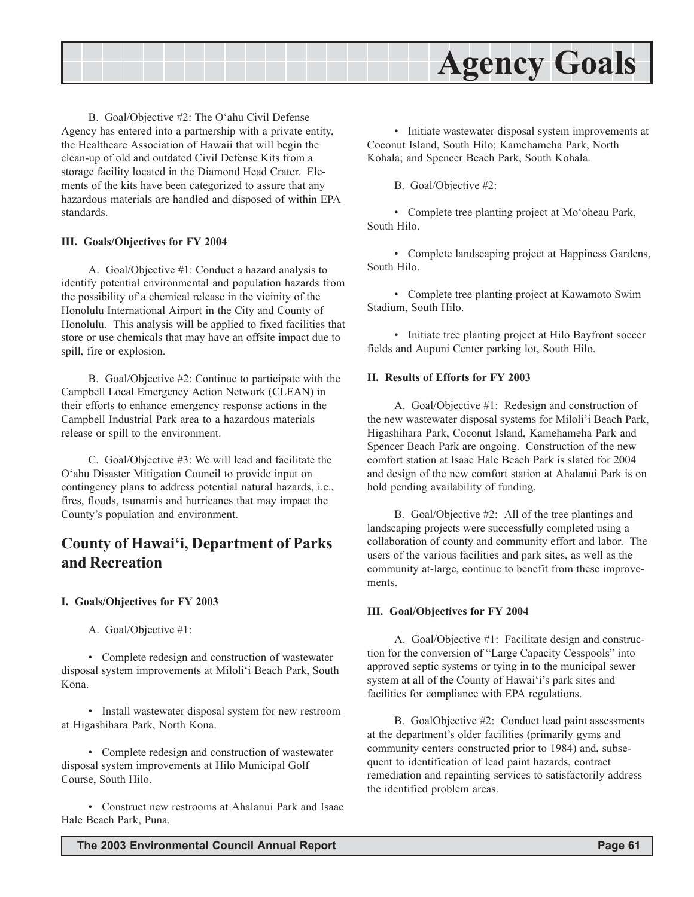B. Goal/Objective #2: The O'ahu Civil Defense Agency has entered into a partnership with a private entity, the Healthcare Association of Hawaii that will begin the clean-up of old and outdated Civil Defense Kits from a storage facility located in the Diamond Head Crater. Elements of the kits have been categorized to assure that any hazardous materials are handled and disposed of within EPA standards.

**III. Goals/Objectives for FY 2004**

A. Goal/Objective #1: Conduct a hazard analysis to identify potential environmental and population hazards from the possibility of a chemical release in the vicinity of the Honolulu International Airport in the City and County of Honolulu. This analysis will be applied to fixed facilities that store or use chemicals that may have an offsite impact due to spill, fire or explosion.

B. Goal/Objective #2: Continue to participate with the Campbell Local Emergency Action Network (CLEAN) in their efforts to enhance emergency response actions in the Campbell Industrial Park area to a hazardous materials release or spill to the environment.

C. Goal/Objective #3: We will lead and facilitate the O'ahu Disaster Mitigation Council to provide input on contingency plans to address potential natural hazards, i.e., fires, floods, tsunamis and hurricanes that may impact the County's population and environment.

## County of Hawai'i, Department of Parks and Recreation

**I. Goals/Objectives for FY 2003**

A. Goal/Objective #1:

- Complete redesign and construction of wastewater disposal system improvements at Miloli'i Beach Park, South Kona.
- Install wastewater disposal system for new restroom at Higashihara Park, North Kona.
- Complete redesign and construction of wastewater disposal system improvements at Hilo Municipal Golf Course, South Hilo.
- Construct new restrooms at Ahalanui Park and Isaac Hale Beach Park, Puna.
- Initiate wastewater disposal system improvements at Coconut Island, South Hilo; Kamehameha Park, North Kohala; and Spencer Beach Park, South Kohala.

B. Goal/Objective #2:

- Complete tree planting project at Mo'oheau Park, South Hilo.
- Complete landscaping project at Happiness Gardens, South Hilo.
- Complete tree planting project at Kawamoto Swim Stadium, South Hilo.
- Initiate tree planting project at Hilo Bayfront soccer fields and Aupuni Center parking lot, South Hilo.

**II. Results of Efforts for FY 2003**

A. Goal/Objective #1: Redesign and construction of the new wastewater disposal systems for Miloli'i Beach Park, Higashihara Park, Coconut Island, Kamehameha Park and Spencer Beach Park are ongoing. Construction of the new comfort station at Isaac Hale Beach Park is slated for 2004 and design of the new comfort station at Ahalanui Park is on hold pending availability of funding.

B. Goal/Objective #2: All of the tree plantings and landscaping projects were successfully completed using a collaboration of county and community effort and labor. The users of the various facilities and park sites, as well as the community at-large, continue to benefit from these improvements.

**III. Goal/Objectives for FY 2004**

A. Goal/Objective #1: Facilitate design and construction for the conversion of "Large Capacity Cesspools" into approved septic systems or tying in to the municipal sewer system at all of the County of Hawai'i's park sites and facilities for compliance with EPA regulations.

B. GoalObjective #2: Conduct lead paint assessments at the department's older facilities (primarily gyms and community centers constructed prior to 1984) and, subsequent to identification of lead paint hazards, contract remediation and repainting services to satisfactorily address the identified problem areas.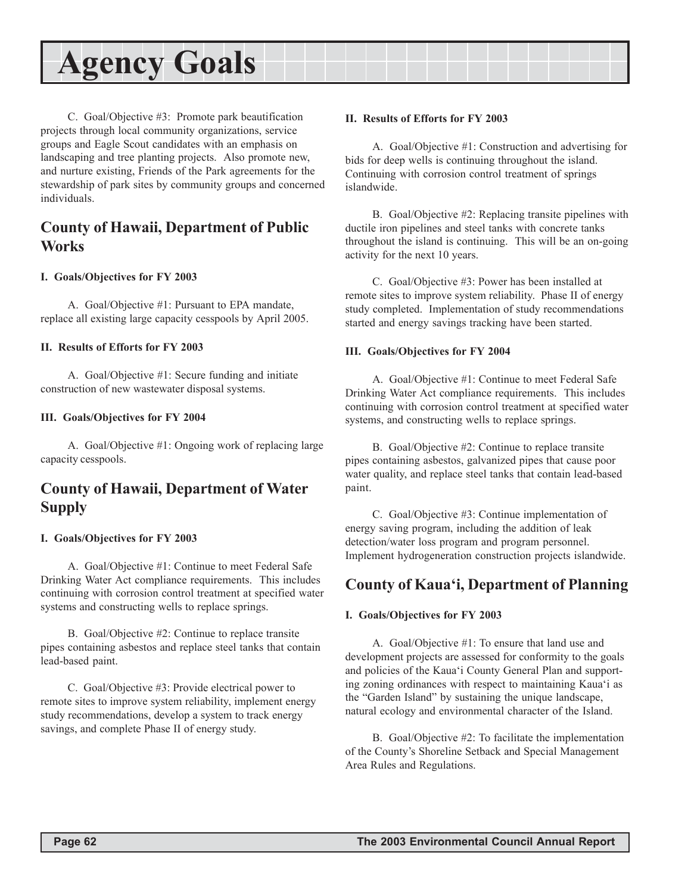# Agency Goals

C. Goal/Objective #3: Promote park beautification projects through local community organizations, service groups and Eagle Scout candidates with an emphasis on landscaping and tree planting projects. Also promote new, and nurture existing, Friends of the Park agreements for the stewardship of park sites by community groups and concerned individuals.

## County of Hawaii, Department of Public Works

**I. Goals/Objectives for FY 2003**

A. Goal/Objective #1: Pursuant to EPA mandate, replace all existing large capacity cesspools by April 2005.

**II. Results of Efforts for FY 2003**

A. Goal/Objective #1: Secure funding and initiate construction of new wastewater disposal systems.

**III. Goals/Objectives for FY 2004**

A. Goal/Objective #1: Ongoing work of replacing large capacity cesspools.

## County of Hawaii, Department of Water Supply

**I. Goals/Objectives for FY 2003**

A. Goal/Objective #1: Continue to meet Federal Safe Drinking Water Act compliance requirements. This includes continuing with corrosion control treatment at specified water systems and constructing wells to replace springs.

B. Goal/Objective #2: Continue to replace transite pipes containing asbestos and replace steel tanks that contain lead-based paint.

C. Goal/Objective #3: Provide electrical power to remote sites to improve system reliability, implement energy study recommendations, develop a system to track energy savings, and complete Phase II of energy study.

**II. Results of Efforts for FY 2003**

A. Goal/Objective #1: Construction and advertising for bids for deep wells is continuing throughout the island. Continuing with corrosion control treatment of springs islandwide.

B. Goal/Objective #2: Replacing transite pipelines with ductile iron pipelines and steel tanks with concrete tanks throughout the island is continuing. This will be an on-going activity for the next 10 years.

C. Goal/Objective #3: Power has been installed at remote sites to improve system reliability. Phase II of energy study completed. Implementation of study recommendations started and energy savings tracking have been started.

**III. Goals/Objectives for FY 2004**

A. Goal/Objective #1: Continue to meet Federal Safe Drinking Water Act compliance requirements. This includes continuing with corrosion control treatment at specified water systems, and constructing wells to replace springs.

B. Goal/Objective #2: Continue to replace transite pipes containing asbestos, galvanized pipes that cause poor water quality, and replace steel tanks that contain lead-based paint.

C. Goal/Objective #3: Continue implementation of energy saving program, including the addition of leak detection/water loss program and program personnel. Implement hydrogeneration construction projects islandwide.

## County of Kaua'i, Department of Planning

**I. Goals/Objectives for FY 2003**

A. Goal/Objective #1: To ensure that land use and development projects are assessed for conformity to the goals and policies of the Kaua'i County General Plan and supporting zoning ordinances with respect to maintaining Kaua'i as the "Garden Island" by sustaining the unique landscape, natural ecology and environmental character of the Island.

B. Goal/Objective #2: To facilitate the implementation of the County's Shoreline Setback and Special Management Area Rules and Regulations.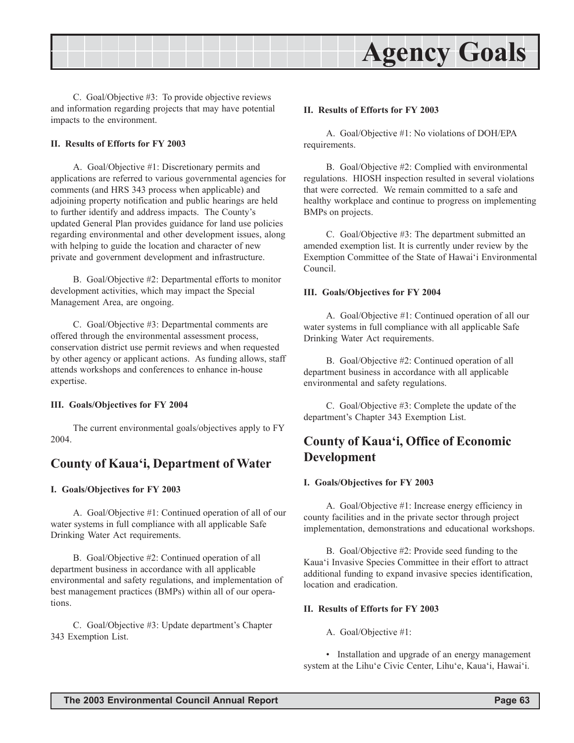C. Goal/Objective #3: To provide objective reviews and information regarding projects that may have potential impacts to the environment.

**II. Results of Efforts for FY 2003**

A. Goal/Objective #1: Discretionary permits and applications are referred to various governmental agencies for comments (and HRS 343 process when applicable) and adjoining property notification and public hearings are held to further identify and address impacts. The County's updated General Plan provides guidance for land use policies regarding environmental and other development issues, along with helping to guide the location and character of new private and government development and infrastructure.

B. Goal/Objective #2: Departmental efforts to monitor development activities, which may impact the Special Management Area, are ongoing.

C. Goal/Objective #3: Departmental comments are offered through the environmental assessment process, conservation district use permit reviews and when requested by other agency or applicant actions. As funding allows, staff attends workshops and conferences to enhance in-house expertise.

**III. Goals/Objectives for FY 2004**

The current environmental goals/objectives apply to FY 2004.

## County of Kaua‘i, Department of Water

**I. Goals/Objectives for FY 2003**

A. Goal/Objective #1: Continued operation of all of our water systems in full compliance with all applicable Safe Drinking Water Act requirements.

B. Goal/Objective #2: Continued operation of all department business in accordance with all applicable environmental and safety regulations, and implementation of best management practices (BMPs) within all of our operations.

C. Goal/Objective #3: Update department's Chapter 343 Exemption List.

**II. Results of Efforts for FY 2003**

A. Goal/Objective #1: No violations of DOH/EPA requirements.

B. Goal/Objective #2: Complied with environmental regulations. HIOSH inspection resulted in several violations that were corrected. We remain committed to a safe and healthy workplace and continue to progress on implementing BMPs on projects.

C. Goal/Objective #3: The department submitted an amended exemption list. It is currently under review by the Exemption Committee of the State of Hawai‘i Environmental Council.

**III. Goals/Objectives for FY 2004**

A. Goal/Objective #1: Continued operation of all our water systems in full compliance with all applicable Safe Drinking Water Act requirements.

B. Goal/Objective #2: Continued operation of all department business in accordance with all applicable environmental and safety regulations.

C. Goal/Objective #3: Complete the update of the department's Chapter 343 Exemption List.

## County of Kaua‘i, Office of Economic Development

**I. Goals/Objectives for FY 2003**

A. Goal/Objective #1: Increase energy efficiency in county facilities and in the private sector through project implementation, demonstrations and educational workshops.

B. Goal/Objective #2: Provide seed funding to the Kaua‘i Invasive Species Committee in their effort to attract additional funding to expand invasive species identification, location and eradication.

**II. Results of Efforts for FY 2003**

A. Goal/Objective #1:

- Installation and upgrade of an energy management system at the Lihu‘e Civic Center, Lihu‘e, Kaua‘i, Hawai‘i.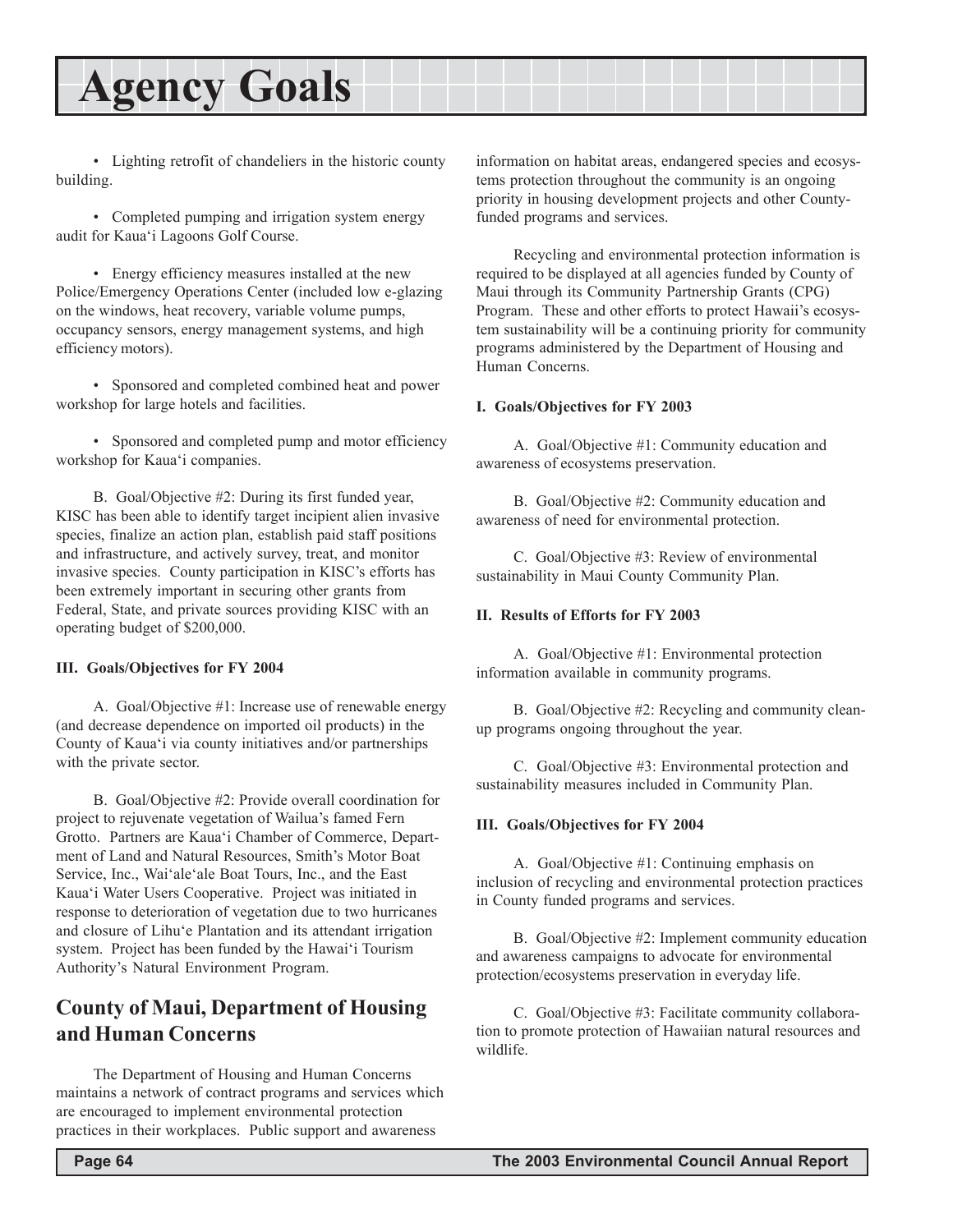• Lighting retrofit of chandeliers in the historic county building.

• Completed pumping and irrigation system energy audit for Kaua‘i Lagoons Golf Course.

• Energy efficiency measures installed at the new Police/Emergency Operations Center (included low e-glazing on the windows, heat recovery, variable volume pumps, occupancy sensors, energy management systems, and high efficiency motors).

• Sponsored and completed combined heat and power workshop for large hotels and facilities.

• Sponsored and completed pump and motor efficiency workshop for Kaua‘i companies.

B. Goal/Objective #2: During its first funded year, KISC has been able to identify target incipient alien invasive species, finalize an action plan, establish paid staff positions and infrastructure, and actively survey, treat, and monitor invasive species. County participation in KISC’s efforts has been extremely important in securing other grants from Federal, State, and private sources providing KISC with an operating budget of $200,000.

**III. Goals/Objectives for FY 2004**

A. Goal/Objective #1: Increase use of renewable energy (and decrease dependence on imported oil products) in the County of Kaua‘i via county initiatives and/or partnerships with the private sector.

B. Goal/Objective #2: Provide overall coordination for project to rejuvenate vegetation of Wailua’s famed Fern Grotto. Partners are Kaua‘i Chamber of Commerce, Department of Land and Natural Resources, Smith’s Motor Boat Service, Inc., Wai‘ale‘ale Boat Tours, Inc., and the East Kaua‘i Water Users Cooperative. Project was initiated in response to deterioration of vegetation due to two hurricanes and closure of Lihu‘e Plantation and its attendant irrigation system. Project has been funded by the Hawai‘i Tourism Authority’s Natural Environment Program.

## County of Maui, Department of Housing and Human Concerns

The Department of Housing and Human Concerns maintains a network of contract programs and services which are encouraged to implement environmental protection practices in their workplaces. Public support and awareness information on habitat areas, endangered species and ecosystems protection throughout the community is an ongoing priority in housing development projects and other County-funded programs and services.

Recycling and environmental protection information is required to be displayed at all agencies funded by County of Maui through its Community Partnership Grants (CPG) Program. These and other efforts to protect Hawaii’s ecosystem sustainability will be a continuing priority for community programs administered by the Department of Housing and Human Concerns.

**I. Goals/Objectives for FY 2003**

A. Goal/Objective #1: Community education and awareness of ecosystems preservation.

B. Goal/Objective #2: Community education and awareness of need for environmental protection.

C. Goal/Objective #3: Review of environmental sustainability in Maui County Community Plan.

**II. Results of Efforts for FY 2003**

A. Goal/Objective #1: Environmental protection information available in community programs.

B. Goal/Objective #2: Recycling and community clean-up programs ongoing throughout the year.

C. Goal/Objective #3: Environmental protection and sustainability measures included in Community Plan.

**III. Goals/Objectives for FY 2004**

A. Goal/Objective #1: Continuing emphasis on inclusion of recycling and environmental protection practices in County funded programs and services.

B. Goal/Objective #2: Implement community education and awareness campaigns to advocate for environmental protection/ecosystems preservation in everyday life.

C. Goal/Objective #3: Facilitate community collaboration to promote protection of Hawaiian natural resources and wildlife.